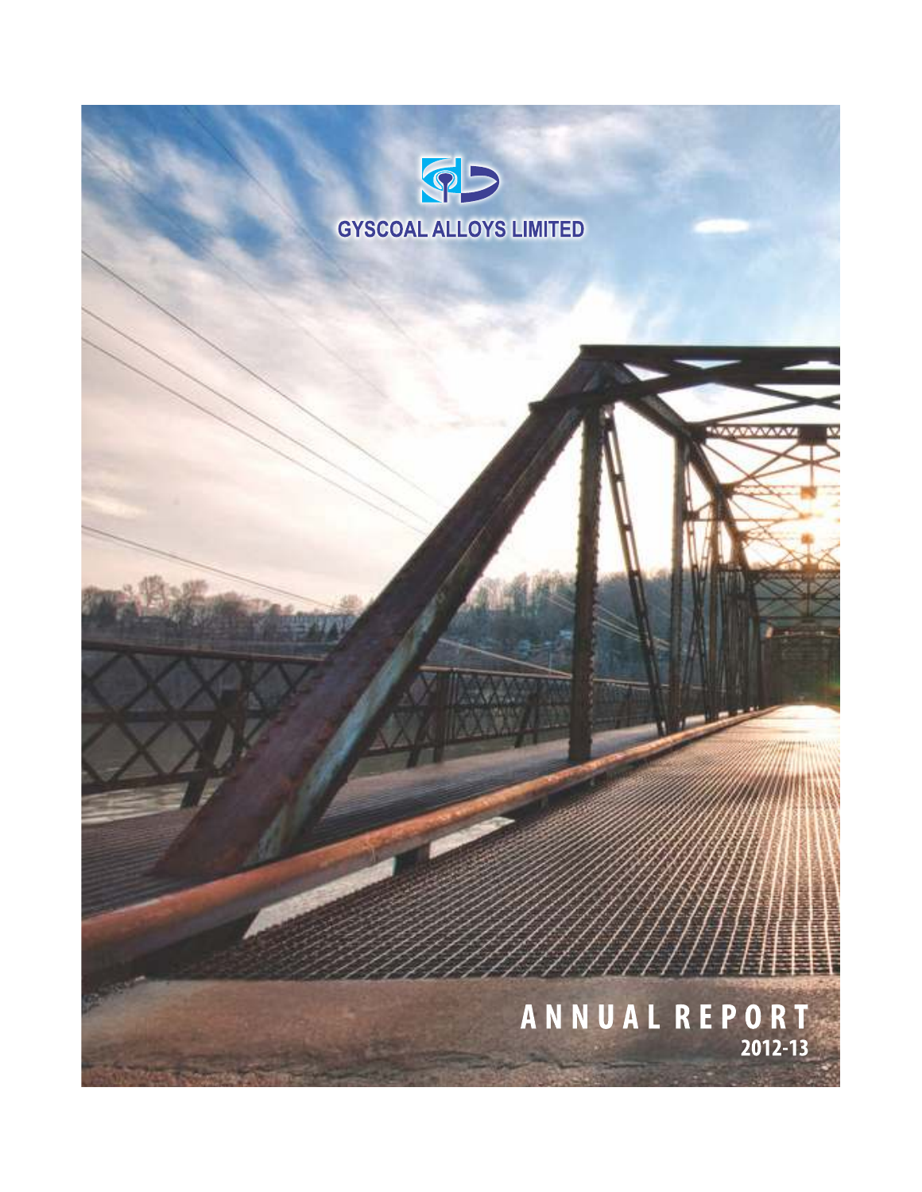# GYSCOAL ALLOYS LIMITED

# ANNUAL REPORT

## 2012-13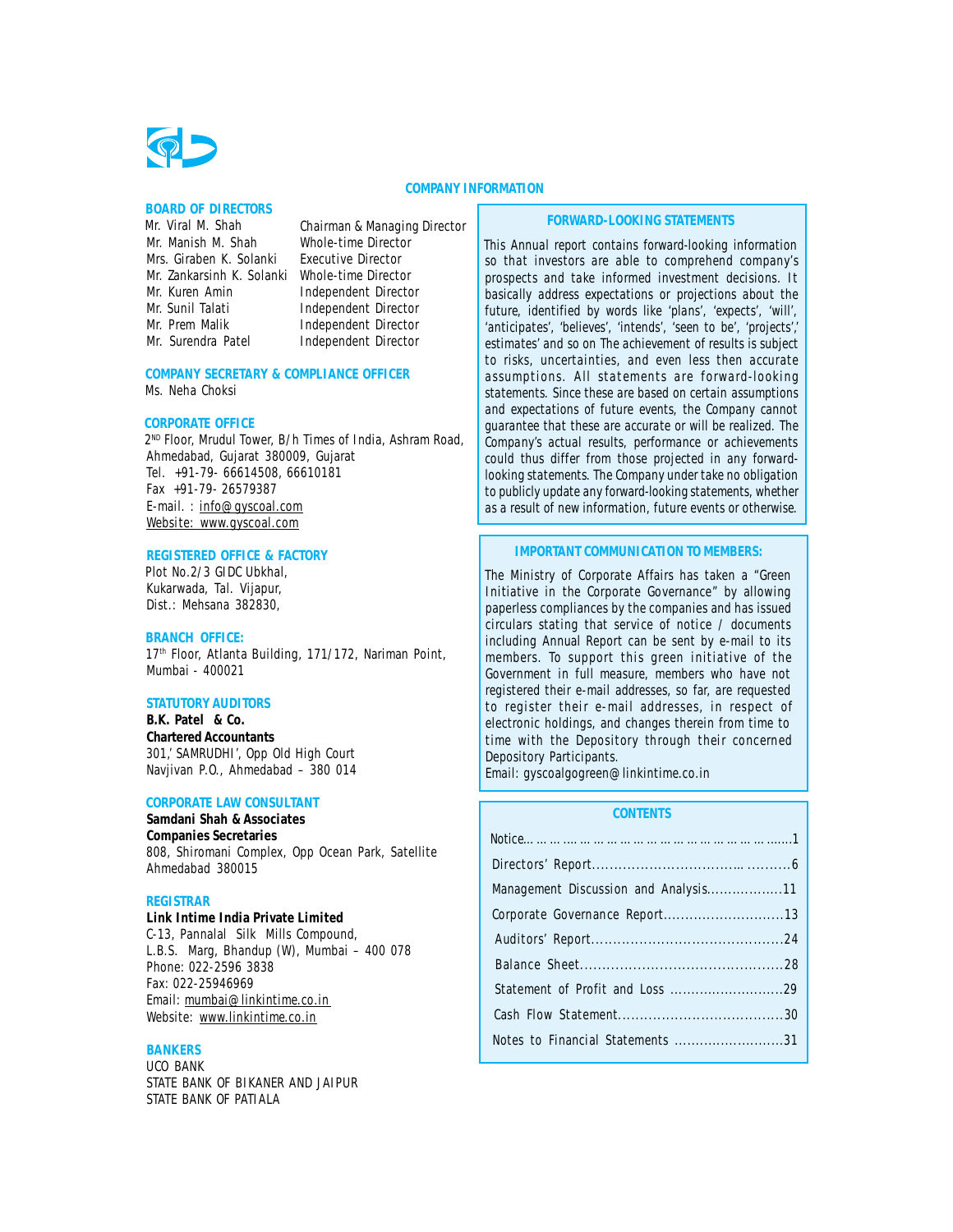# COMPANY INFORMATION

## BOARD OF DIRECTORS

| | |
|---|---|
| Mr. Viral M. Shah | Chairman & Managing Director |
| Mr. Manish M. Shah | Whole-time Director |
| Mrs. Giraben K. Solanki | Executive Director |
| Mr. Zankarsinh K. Solanki | Whole-time Director |
| Mr. Kuren Amin | Independent Director |
| Mr. Sunil Talati | Independent Director |
| Mr. Prem Malik | Independent Director |
| Mr. Surendra Patel | Independent Director |

## COMPANY SECRETARY & COMPLIANCE OFFICER

Ms. Neha Choksi

## CORPORATE OFFICE

2ND Floor, Mrudul Tower, B/h Times of India, Ashram Road, Ahmedabad, Gujarat 380009, Gujarat
Tel. +91-79- 66614508, 66610181
Fax +91-79- 26579387
E-mail. : info@gyscoal.com
Website: www.gyscoal.com

## REGISTERED OFFICE & FACTORY

Plot No.2/3 GIDC Ubkhal,
Kukarwada, Tal. Vijapur,
Dist.: Mehsana 382830,

## BRANCH OFFICE:

17th Floor, Atlanta Building, 171/172, Nariman Point, Mumbai - 400021

## STATUTORY AUDITORS

**B.K. Patel & Co.**
**Chartered Accountants**
301,' SAMRUDHI', Opp Old High Court
Navjivan P.O., Ahmedabad – 380 014

## CORPORATE LAW CONSULTANT

**Samdani Shah & Associates**
**Companies Secretaries**
808, Shiromani Complex, Opp Ocean Park, Satellite
Ahmedabad 380015

## REGISTRAR

**Link Intime India Private Limited**
C-13, Pannalal Silk Mills Compound,
L.B.S. Marg, Bhandup (W), Mumbai – 400 078
Phone: 022-2596 3838
Fax: 022-25946969
Email: mumbai@linkintime.co.in
Website: www.linkintime.co.in

## BANKERS

UCO BANK
STATE BANK OF BIKANER AND JAIPUR
STATE BANK OF PATIALA

## FORWARD-LOOKING STATEMENTS

This Annual report contains forward-looking information so that investors are able to comprehend company's prospects and take informed investment decisions. It basically address expectations or projections about the future, identified by words like 'plans', 'expects', 'will', 'anticipates', 'believes', 'intends', 'seen to be', 'projects',' estimates' and so on The achievement of results is subject to risks, uncertainties, and even less then accurate assumptions. All statements are forward-looking statements. Since these are based on certain assumptions and expectations of future events, the Company cannot guarantee that these are accurate or will be realized. The Company's actual results, performance or achievements could thus differ from those projected in any forward-looking statements. The Company under take no obligation to publicly update any forward-looking statements, whether as a result of new information, future events or otherwise.

## IMPORTANT COMMUNICATION TO MEMBERS:

The Ministry of Corporate Affairs has taken a "Green Initiative in the Corporate Governance" by allowing paperless compliances by the companies and has issued circulars stating that service of notice / documents including Annual Report can be sent by e-mail to its members. To support this green initiative of the Government in full measure, members who have not registered their e-mail addresses, so far, are requested to register their e-mail addresses, in respect of electronic holdings, and changes therein from time to time with the Depository through their concerned Depository Participants.
Email: gyscoalgogreen@linkintime.co.in

## CONTENTS

| | |
|---|---|
| Notice | 1 |
| Directors' Report | 6 |
| Management Discussion and Analysis | 11 |
| Corporate Governance Report | 13 |
| Auditors' Report | 24 |
| Balance Sheet | 28 |
| Statement of Profit and Loss | 29 |
| Cash Flow Statement | 30 |
| Notes to Financial Statements | 31 |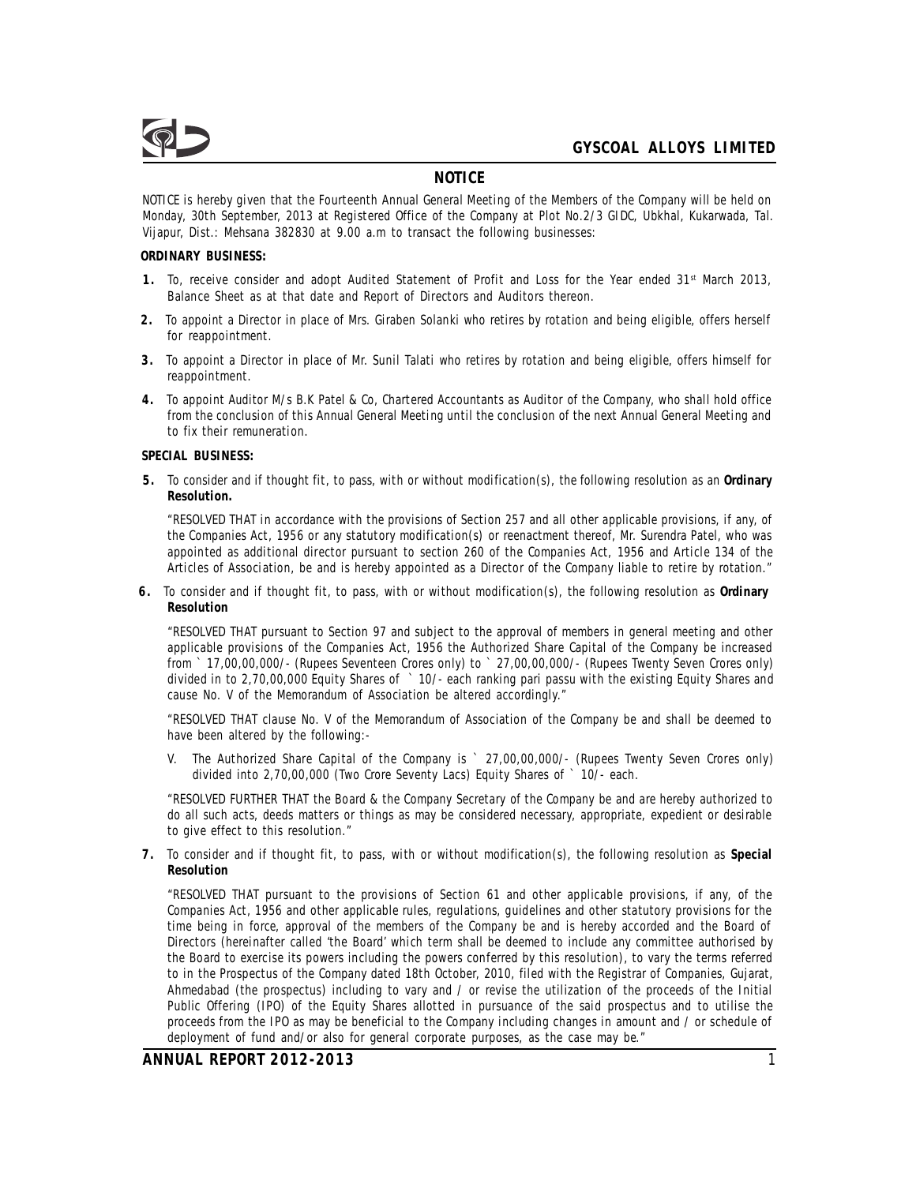## NOTICE

NOTICE is hereby given that the Fourteenth Annual General Meeting of the Members of the Company will be held on Monday, 30th September, 2013 at Registered Office of the Company at Plot No.2/3 GIDC, Ubkhal, Kukarwada, Tal. Vijapur, Dist.: Mehsana 382830 at 9.00 a.m to transact the following businesses:

**ORDINARY BUSINESS:**

1. To, receive consider and adopt Audited Statement of Profit and Loss for the Year ended 31st March 2013, Balance Sheet as at that date and Report of Directors and Auditors thereon.
2. To appoint a Director in place of Mrs. Giraben Solanki who retires by rotation and being eligible, offers herself for reappointment.
3. To appoint a Director in place of Mr. Sunil Talati who retires by rotation and being eligible, offers himself for reappointment.
4. To appoint Auditor M/s B.K Patel & Co, Chartered Accountants as Auditor of the Company, who shall hold office from the conclusion of this Annual General Meeting until the conclusion of the next Annual General Meeting and to fix their remuneration.

**SPECIAL BUSINESS:**

5. To consider and if thought fit, to pass, with or without modification(s), the following resolution as an **Ordinary Resolution.**

   "RESOLVED THAT in accordance with the provisions of Section 257 and all other applicable provisions, if any, of the Companies Act, 1956 or any statutory modification(s) or reenactment thereof, Mr. Surendra Patel, who was appointed as additional director pursuant to section 260 of the Companies Act, 1956 and Article 134 of the Articles of Association, be and is hereby appointed as a Director of the Company liable to retire by rotation."

6. To consider and if thought fit, to pass, with or without modification(s), the following resolution as **Ordinary Resolution**

   "RESOLVED THAT pursuant to Section 97 and subject to the approval of members in general meeting and other applicable provisions of the Companies Act, 1956 the Authorized Share Capital of the Company be increased from ` 17,00,00,000/- (Rupees Seventeen Crores only) to ` 27,00,00,000/- (Rupees Twenty Seven Crores only) divided in to 2,70,00,000 Equity Shares of ` 10/- each ranking pari passu with the existing Equity Shares and cause No. V of the Memorandum of Association be altered accordingly."

   "RESOLVED THAT clause No. V of the Memorandum of Association of the Company be and shall be deemed to have been altered by the following:-

   V. The Authorized Share Capital of the Company is ` 27,00,00,000/- (Rupees Twenty Seven Crores only) divided into 2,70,00,000 (Two Crore Seventy Lacs) Equity Shares of ` 10/- each.

   "RESOLVED FURTHER THAT the Board & the Company Secretary of the Company be and are hereby authorized to do all such acts, deeds matters or things as may be considered necessary, appropriate, expedient or desirable to give effect to this resolution."

7. To consider and if thought fit, to pass, with or without modification(s), the following resolution as **Special Resolution**

   "RESOLVED THAT pursuant to the provisions of Section 61 and other applicable provisions, if any, of the Companies Act, 1956 and other applicable rules, regulations, guidelines and other statutory provisions for the time being in force, approval of the members of the Company be and is hereby accorded and the Board of Directors (hereinafter called 'the Board' which term shall be deemed to include any committee authorised by the Board to exercise its powers including the powers conferred by this resolution), to vary the terms referred to in the Prospectus of the Company dated 18th October, 2010, filed with the Registrar of Companies, Gujarat, Ahmedabad (the prospectus) including to vary and / or revise the utilization of the proceeds of the Initial Public Offering (IPO) of the Equity Shares allotted in pursuance of the said prospectus and to utilise the proceeds from the IPO as may be beneficial to the Company including changes in amount and / or schedule of deployment of fund and/or also for general corporate purposes, as the case may be."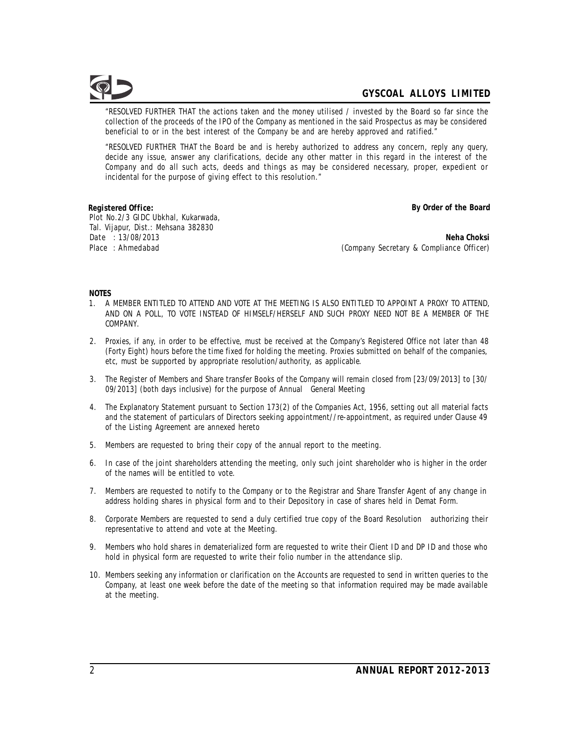"RESOLVED FURTHER THAT the actions taken and the money utilised / invested by the Board so far since the collection of the proceeds of the IPO of the Company as mentioned in the said Prospectus as may be considered beneficial to or in the best interest of the Company be and are hereby approved and ratified."

"RESOLVED FURTHER THAT the Board be and is hereby authorized to address any concern, reply any query, decide any issue, answer any clarifications, decide any other matter in this regard in the interest of the Company and do all such acts, deeds and things as may be considered necessary, proper, expedient or incidental for the purpose of giving effect to this resolution."

**Registered Office:**
Plot No.2/3 GIDC Ubkhal, Kukarwada,
Tal. Vijapur, Dist.: Mehsana 382830
Date : 13/08/2013
Place : Ahmedabad

**By Order of the Board**

**Neha Choksi**
(Company Secretary & Compliance Officer)

**NOTES**

1. A MEMBER ENTITLED TO ATTEND AND VOTE AT THE MEETING IS ALSO ENTITLED TO APPOINT A PROXY TO ATTEND, AND ON A POLL, TO VOTE INSTEAD OF HIMSELF/HERSELF AND SUCH PROXY NEED NOT BE A MEMBER OF THE COMPANY.
2. Proxies, if any, in order to be effective, must be received at the Company's Registered Office not later than 48 (Forty Eight) hours before the time fixed for holding the meeting. Proxies submitted on behalf of the companies, etc, must be supported by appropriate resolution/authority, as applicable.
3. The Register of Members and Share transfer Books of the Company will remain closed from [23/09/2013] to [30/09/2013] (both days inclusive) for the purpose of Annual General Meeting
4. The Explanatory Statement pursuant to Section 173(2) of the Companies Act, 1956, setting out all material facts and the statement of particulars of Directors seeking appointment//re-appointment, as required under Clause 49 of the Listing Agreement are annexed hereto
5. Members are requested to bring their copy of the annual report to the meeting.
6. In case of the joint shareholders attending the meeting, only such joint shareholder who is higher in the order of the names will be entitled to vote.
7. Members are requested to notify to the Company or to the Registrar and Share Transfer Agent of any change in address holding shares in physical form and to their Depository in case of shares held in Demat Form.
8. Corporate Members are requested to send a duly certified true copy of the Board Resolution authorizing their representative to attend and vote at the Meeting.
9. Members who hold shares in dematerialized form are requested to write their Client ID and DP ID and those who hold in physical form are requested to write their folio number in the attendance slip.
10. Members seeking any information or clarification on the Accounts are requested to send in written queries to the Company, at least one week before the date of the meeting so that information required may be made available at the meeting.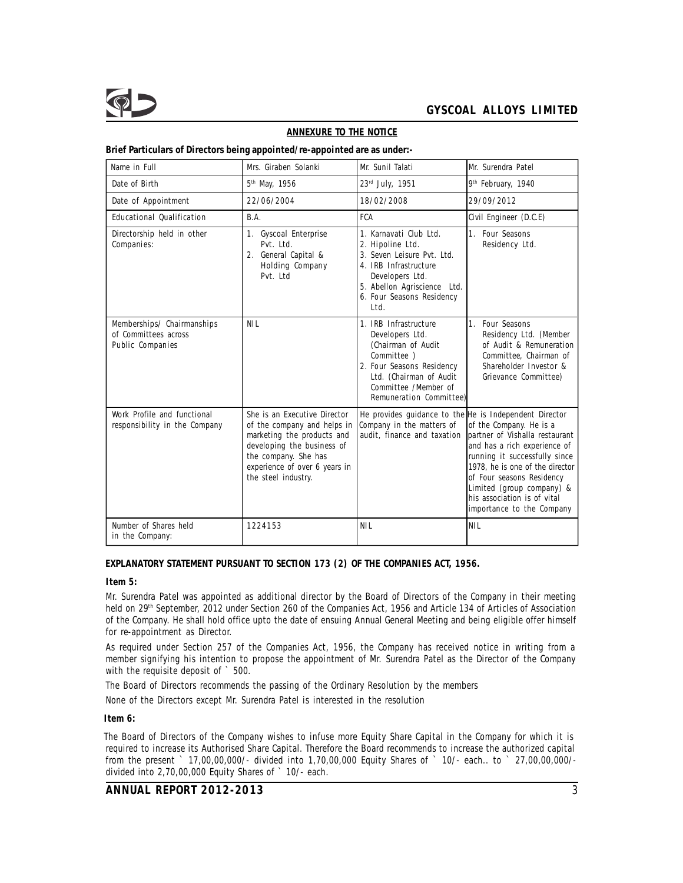## ANNEXURE TO THE NOTICE

**Brief Particulars of Directors being appointed/re-appointed are as under:-**

| Name in Full | Mrs. Giraben Solanki | Mr. Sunil Talati | Mr. Surendra Patel |
|---|---|---|---|
| Date of Birth | 5th May, 1956 | 23rd July, 1951 | 9th February, 1940 |
| Date of Appointment | 22/06/2004 | 18/02/2008 | 29/09/2012 |
| Educational Qualification | B.A. | FCA | Civil Engineer (D.C.E) |
| Directorship held in other Companies: | 1. Gyscoal Enterprise Pvt. Ltd.<br>2. General Capital & Holding Company Pvt. Ltd | 1. Karnavati Club Ltd.<br>2. Hipoline Ltd.<br>3. Seven Leisure Pvt. Ltd.<br>4. IRB Infrastructure Developers Ltd.<br>5. Abellon Agriscience Ltd.<br>6. Four Seasons Residency Ltd. | 1. Four Seasons Residency Ltd. |
| Memberships/ Chairmanships of Committees across Public Companies | NIL | 1. IRB Infrastructure Developers Ltd. (Chairman of Audit Committee )<br>2. Four Seasons Residency Ltd. (Chairman of Audit Committee /Member of Remuneration Committee) | 1. Four Seasons Residency Ltd. (Member of Audit & Remuneration Committee, Chairman of Shareholder Investor & Grievance Committee) |
| Work Profile and functional responsibility in the Company | She is an Executive Director of the company and helps in marketing the products and developing the business of the company. She has experience of over 6 years in the steel industry. | He provides guidance to the Company in the matters of audit, finance and taxation | He is Independent Director of the Company. He is a partner of Vishalla restaurant and has a rich experience of running it successfully since 1978, he is one of the director of Four seasons Residency Limited (group company) & his association is of vital importance to the Company |
| Number of Shares held in the Company: | 1224153 | NIL | NIL |

**EXPLANATORY STATEMENT PURSUANT TO SECTION 173 (2) OF THE COMPANIES ACT, 1956.**

**Item 5:**

Mr. Surendra Patel was appointed as additional director by the Board of Directors of the Company in their meeting held on 29th September, 2012 under Section 260 of the Companies Act, 1956 and Article 134 of Articles of Association of the Company. He shall hold office upto the date of ensuing Annual General Meeting and being eligible offer himself for re-appointment as Director.

As required under Section 257 of the Companies Act, 1956, the Company has received notice in writing from a member signifying his intention to propose the appointment of Mr. Surendra Patel as the Director of the Company with the requisite deposit of ` 500.

The Board of Directors recommends the passing of the Ordinary Resolution by the members

None of the Directors except Mr. Surendra Patel is interested in the resolution

**Item 6:**

The Board of Directors of the Company wishes to infuse more Equity Share Capital in the Company for which it is required to increase its Authorised Share Capital. Therefore the Board recommends to increase the authorized capital from the present ` 17,00,00,000/- divided into 1,70,00,000 Equity Shares of ` 10/- each.. to ` 27,00,00,000/- divided into 2,70,00,000 Equity Shares of ` 10/- each.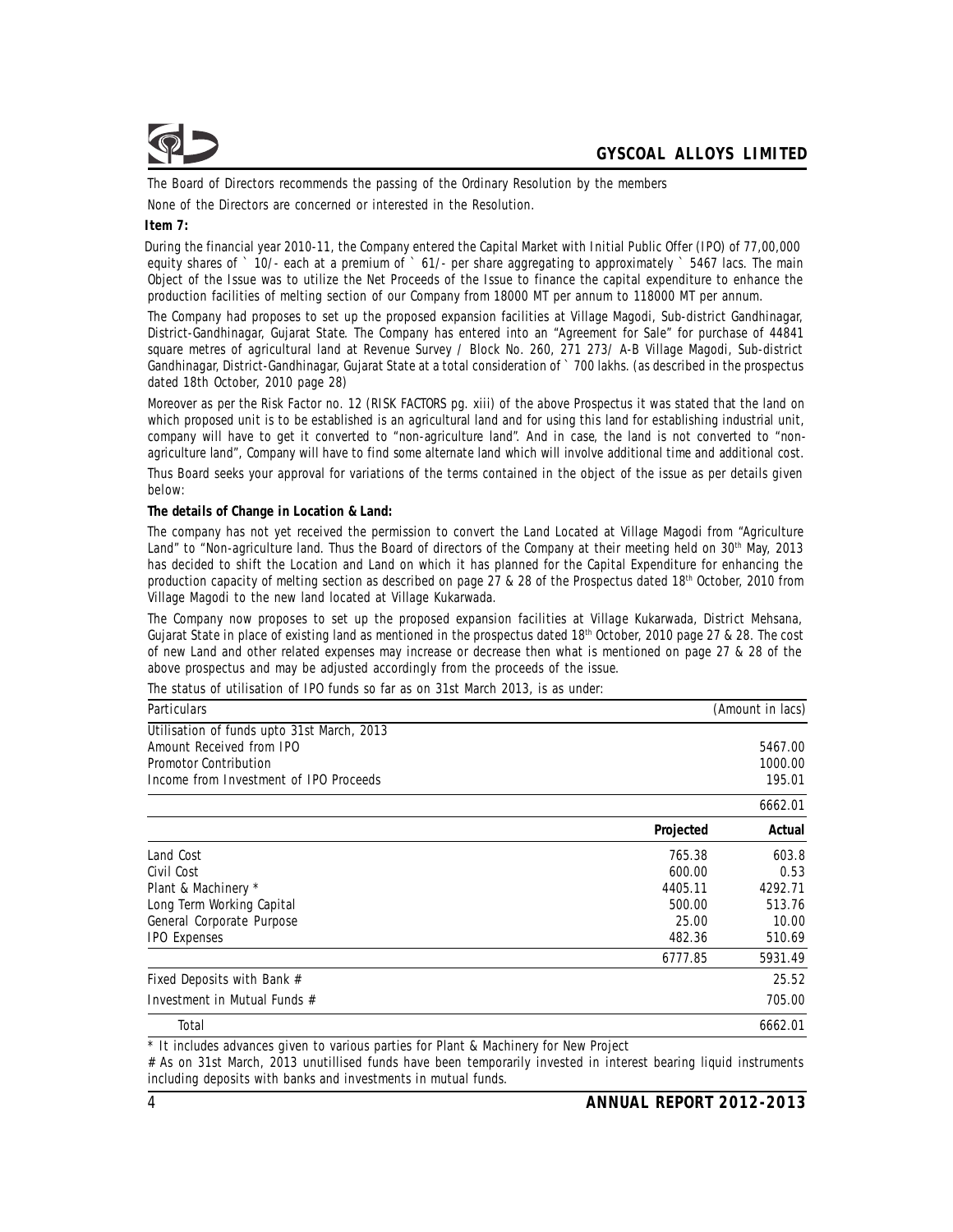The Board of Directors recommends the passing of the Ordinary Resolution by the members

None of the Directors are concerned or interested in the Resolution.

**Item 7:**

During the financial year 2010-11, the Company entered the Capital Market with Initial Public Offer (IPO) of 77,00,000 equity shares of ` 10/- each at a premium of ` 61/- per share aggregating to approximately ` 5467 lacs. The main Object of the Issue was to utilize the Net Proceeds of the Issue to finance the capital expenditure to enhance the production facilities of melting section of our Company from 18000 MT per annum to 118000 MT per annum.

The Company had proposes to set up the proposed expansion facilities at Village Magodi, Sub-district Gandhinagar, District-Gandhinagar, Gujarat State. The Company has entered into an "Agreement for Sale" for purchase of 44841 square metres of agricultural land at Revenue Survey / Block No. 260, 271 273/ A-B Village Magodi, Sub-district Gandhinagar, District-Gandhinagar, Gujarat State at a total consideration of ` 700 lakhs. (as described in the prospectus dated 18th October, 2010 page 28)

Moreover as per the Risk Factor no. 12 (RISK FACTORS pg. xiii) of the above Prospectus it was stated that the land on which proposed unit is to be established is an agricultural land and for using this land for establishing industrial unit, company will have to get it converted to "non-agriculture land". And in case, the land is not converted to "non-agriculture land", Company will have to find some alternate land which will involve additional time and additional cost.

Thus Board seeks your approval for variations of the terms contained in the object of the issue as per details given below:

**The details of Change in Location & Land:**

The company has not yet received the permission to convert the Land Located at Village Magodi from "Agriculture Land" to "Non-agriculture land. Thus the Board of directors of the Company at their meeting held on 30th May, 2013 has decided to shift the Location and Land on which it has planned for the Capital Expenditure for enhancing the production capacity of melting section as described on page 27 & 28 of the Prospectus dated 18th October, 2010 from Village Magodi to the new land located at Village Kukarwada.

The Company now proposes to set up the proposed expansion facilities at Village Kukarwada, District Mehsana, Gujarat State in place of existing land as mentioned in the prospectus dated 18th October, 2010 page 27 & 28. The cost of new Land and other related expenses may increase or decrease then what is mentioned on page 27 & 28 of the above prospectus and may be adjusted accordingly from the proceeds of the issue.

The status of utilisation of IPO funds so far as on 31st March 2013, is as under:

| Particulars | | (Amount in lacs) |
|---|---|---|
| Utilisation of funds upto 31st March, 2013 | | |
| Amount Received from IPO | | 5467.00 |
| Promotor Contribution | | 1000.00 |
| Income from Investment of IPO Proceeds | | 195.01 |
| | | 6662.01 |
| | **Projected** | **Actual** |
| Land Cost | 765.38 | 603.8 |
| Civil Cost | 600.00 | 0.53 |
| Plant & Machinery * | 4405.11 | 4292.71 |
| Long Term Working Capital | 500.00 | 513.76 |
| General Corporate Purpose | 25.00 | 10.00 |
| IPO Expenses | 482.36 | 510.69 |
| | 6777.85 | 5931.49 |
| Fixed Deposits with Bank # | | 25.52 |
| Investment in Mutual Funds # | | 705.00 |
| Total | | 6662.01 |

* It includes advances given to various parties for Plant & Machinery for New Project

# As on 31st March, 2013 unutilised funds have been temporarily invested in interest bearing liquid instruments including deposits with banks and investments in mutual funds.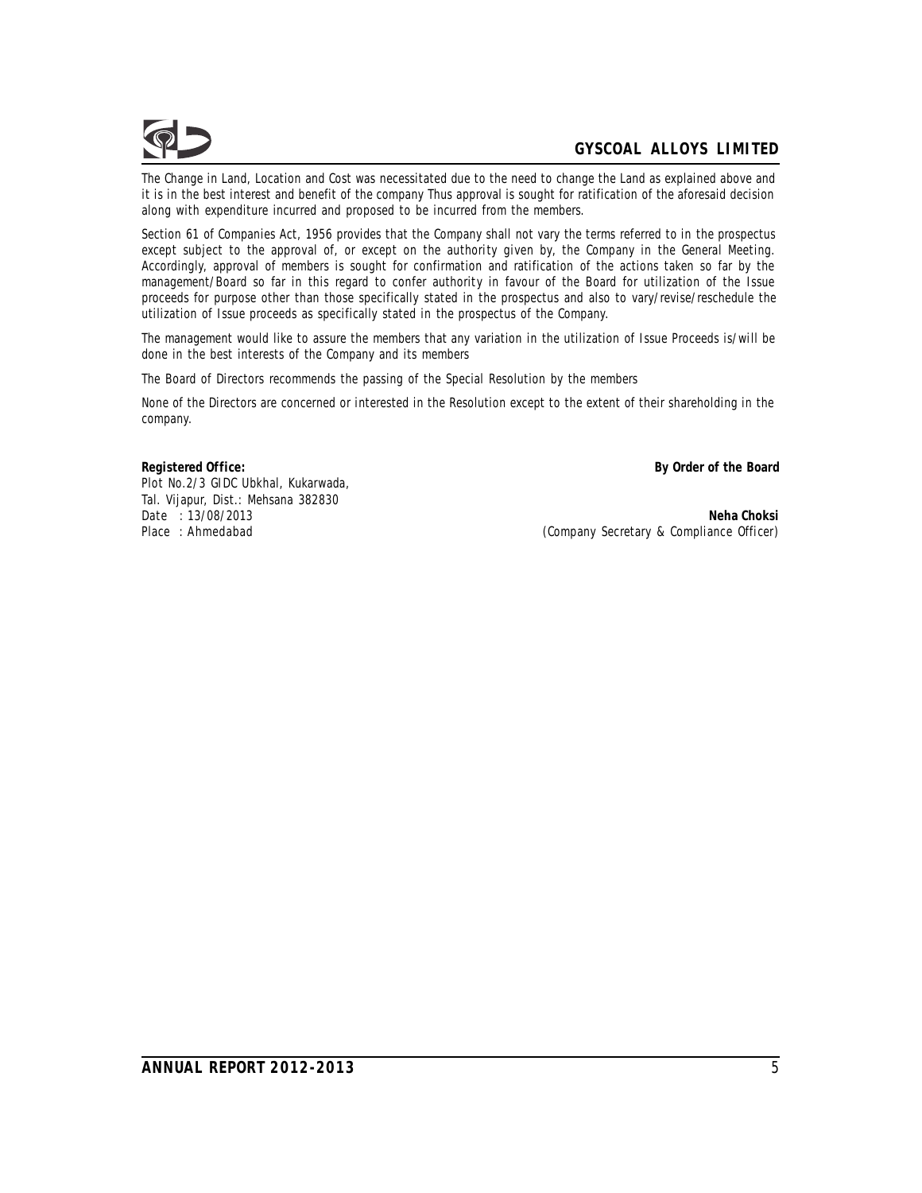The Change in Land, Location and Cost was necessitated due to the need to change the Land as explained above and it is in the best interest and benefit of the company Thus approval is sought for ratification of the aforesaid decision along with expenditure incurred and proposed to be incurred from the members.

Section 61 of Companies Act, 1956 provides that the Company shall not vary the terms referred to in the prospectus except subject to the approval of, or except on the authority given by, the Company in the General Meeting. Accordingly, approval of members is sought for confirmation and ratification of the actions taken so far by the management/Board so far in this regard to confer authority in favour of the Board for utilization of the Issue proceeds for purpose other than those specifically stated in the prospectus and also to vary/revise/reschedule the utilization of Issue proceeds as specifically stated in the prospectus of the Company.

The management would like to assure the members that any variation in the utilization of Issue Proceeds is/will be done in the best interests of the Company and its members

The Board of Directors recommends the passing of the Special Resolution by the members

None of the Directors are concerned or interested in the Resolution except to the extent of their shareholding in the company.

**Registered Office:**
Plot No.2/3 GIDC Ubkhal, Kukarwada,
Tal. Vijapur, Dist.: Mehsana 382830
Date : 13/08/2013
Place : Ahmedabad

**By Order of the Board**

**Neha Choksi**
(Company Secretary & Compliance Officer)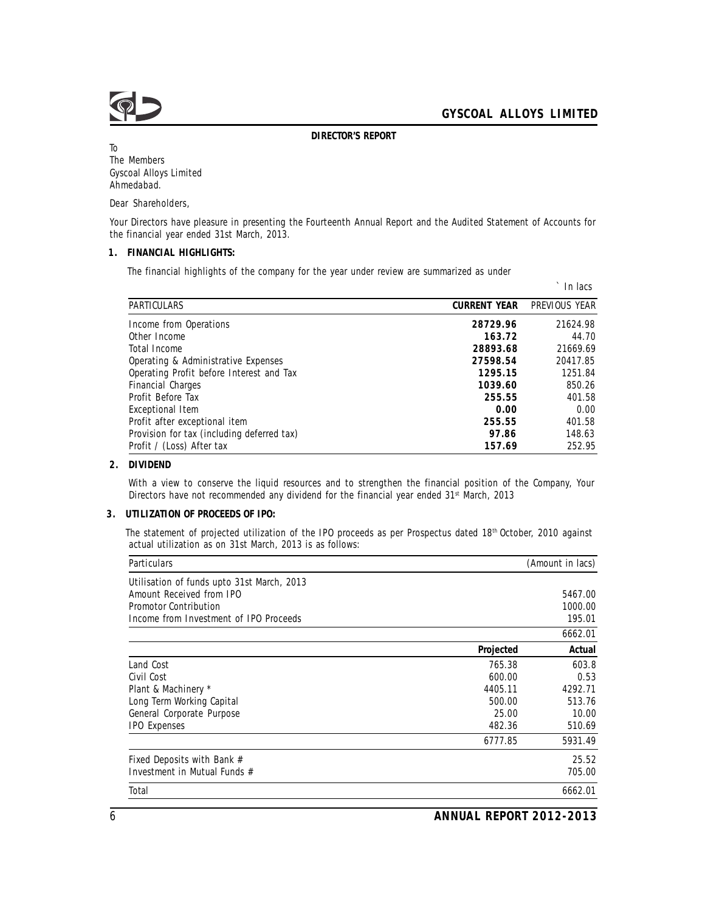## DIRECTOR'S REPORT

To
The Members
Gyscoal Alloys Limited
Ahmedabad.

Dear Shareholders,

Your Directors have pleasure in presenting the Fourteenth Annual Report and the Audited Statement of Accounts for the financial year ended 31st March, 2013.

### 1. FINANCIAL HIGHLIGHTS:

The financial highlights of the company for the year under review are summarized as under

` In lacs

| PARTICULARS | CURRENT YEAR | PREVIOUS YEAR |
|---|---|---|
| Income from Operations | **28729.96** | 21624.98 |
| Other Income | **163.72** | 44.70 |
| Total Income | **28893.68** | 21669.69 |
| Operating & Administrative Expenses | **27598.54** | 20417.85 |
| Operating Profit before Interest and Tax | **1295.15** | 1251.84 |
| Financial Charges | **1039.60** | 850.26 |
| Profit Before Tax | **255.55** | 401.58 |
| Exceptional Item | **0.00** | 0.00 |
| Profit after exceptional item | **255.55** | 401.58 |
| Provision for tax (including deferred tax) | **97.86** | 148.63 |
| Profit / (Loss) After tax | **157.69** | 252.95 |

### 2. DIVIDEND

With a view to conserve the liquid resources and to strengthen the financial position of the Company, Your Directors have not recommended any dividend for the financial year ended 31st March, 2013

### 3. UTILIZATION OF PROCEEDS OF IPO:

The statement of projected utilization of the IPO proceeds as per Prospectus dated 18th October, 2010 against actual utilization as on 31st March, 2013 is as follows:

| Particulars | | (Amount in lacs) |
|---|---|---|
| Utilisation of funds upto 31st March, 2013 | | |
| Amount Received from IPO | | 5467.00 |
| Promotor Contribution | | 1000.00 |
| Income from Investment of IPO Proceeds | | 195.01 |
| | | 6662.01 |
| | **Projected** | **Actual** |
| Land Cost | 765.38 | 603.8 |
| Civil Cost | 600.00 | 0.53 |
| Plant & Machinery * | 4405.11 | 4292.71 |
| Long Term Working Capital | 500.00 | 513.76 |
| General Corporate Purpose | 25.00 | 10.00 |
| IPO Expenses | 482.36 | 510.69 |
| | 6777.85 | 5931.49 |
| Fixed Deposits with Bank # | | 25.52 |
| Investment in Mutual Funds # | | 705.00 |
| Total | | 6662.01 |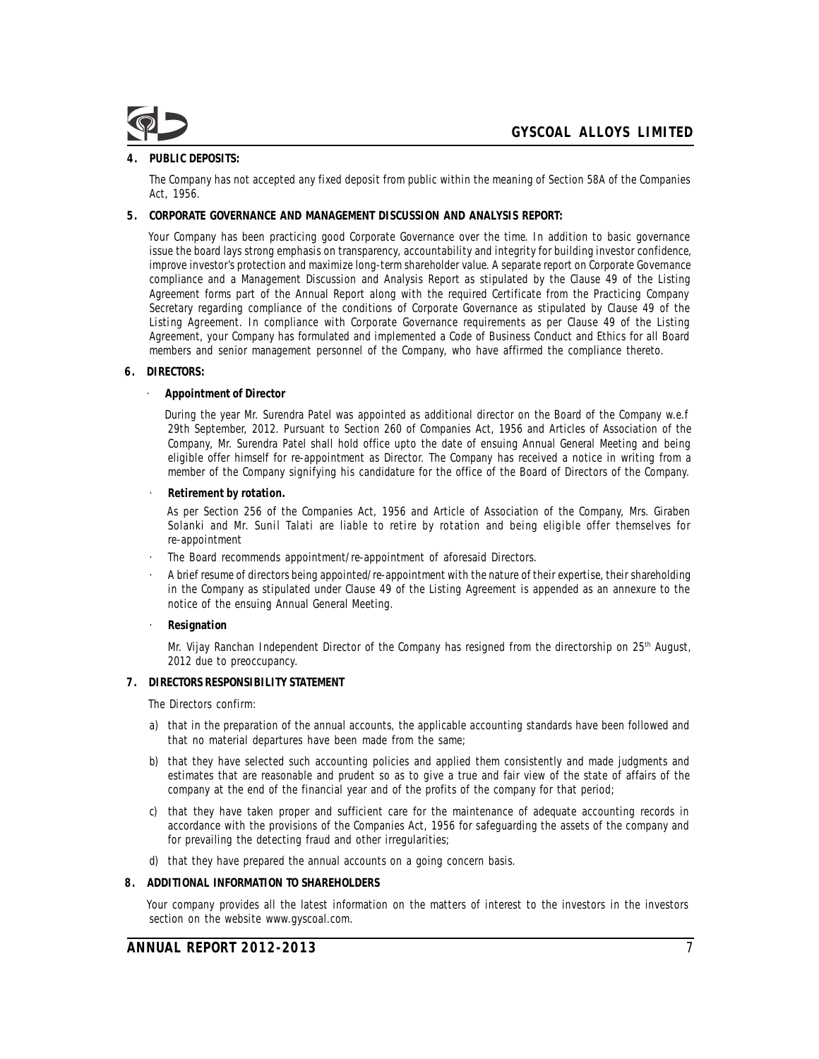## 4. PUBLIC DEPOSITS:

The Company has not accepted any fixed deposit from public within the meaning of Section 58A of the Companies Act, 1956.

## 5. CORPORATE GOVERNANCE AND MANAGEMENT DISCUSSION AND ANALYSIS REPORT:

Your Company has been practicing good Corporate Governance over the time. In addition to basic governance issue the board lays strong emphasis on transparency, accountability and integrity for building investor confidence, improve investor's protection and maximize long-term shareholder value. A separate report on Corporate Governance compliance and a Management Discussion and Analysis Report as stipulated by the Clause 49 of the Listing Agreement forms part of the Annual Report along with the required Certificate from the Practicing Company Secretary regarding compliance of the conditions of Corporate Governance as stipulated by Clause 49 of the Listing Agreement. In compliance with Corporate Governance requirements as per Clause 49 of the Listing Agreement, your Company has formulated and implemented a Code of Business Conduct and Ethics for all Board members and senior management personnel of the Company, who have affirmed the compliance thereto.

## 6. DIRECTORS:

- **Appointment of Director**

  During the year Mr. Surendra Patel was appointed as additional director on the Board of the Company w.e.f 29th September, 2012. Pursuant to Section 260 of Companies Act, 1956 and Articles of Association of the Company, Mr. Surendra Patel shall hold office upto the date of ensuing Annual General Meeting and being eligible offer himself for re-appointment as Director. The Company has received a notice in writing from a member of the Company signifying his candidature for the office of the Board of Directors of the Company.

- **Retirement by rotation.**

  As per Section 256 of the Companies Act, 1956 and Article of Association of the Company, Mrs. Giraben Solanki and Mr. Sunil Talati are liable to retire by rotation and being eligible offer themselves for re-appointment

- The Board recommends appointment/re-appointment of aforesaid Directors.
- A brief resume of directors being appointed/re-appointment with the nature of their expertise, their shareholding in the Company as stipulated under Clause 49 of the Listing Agreement is appended as an annexure to the notice of the ensuing Annual General Meeting.
- **Resignation**

  Mr. Vijay Ranchan Independent Director of the Company has resigned from the directorship on 25th August, 2012 due to preoccupancy.

## 7. DIRECTORS RESPONSIBILITY STATEMENT

The Directors confirm:

a) that in the preparation of the annual accounts, the applicable accounting standards have been followed and that no material departures have been made from the same;

b) that they have selected such accounting policies and applied them consistently and made judgments and estimates that are reasonable and prudent so as to give a true and fair view of the state of affairs of the company at the end of the financial year and of the profits of the company for that period;

c) that they have taken proper and sufficient care for the maintenance of adequate accounting records in accordance with the provisions of the Companies Act, 1956 for safeguarding the assets of the company and for prevailing the detecting fraud and other irregularities;

d) that they have prepared the annual accounts on a going concern basis.

## 8. ADDITIONAL INFORMATION TO SHAREHOLDERS

Your company provides all the latest information on the matters of interest to the investors in the investors section on the website www.gyscoal.com.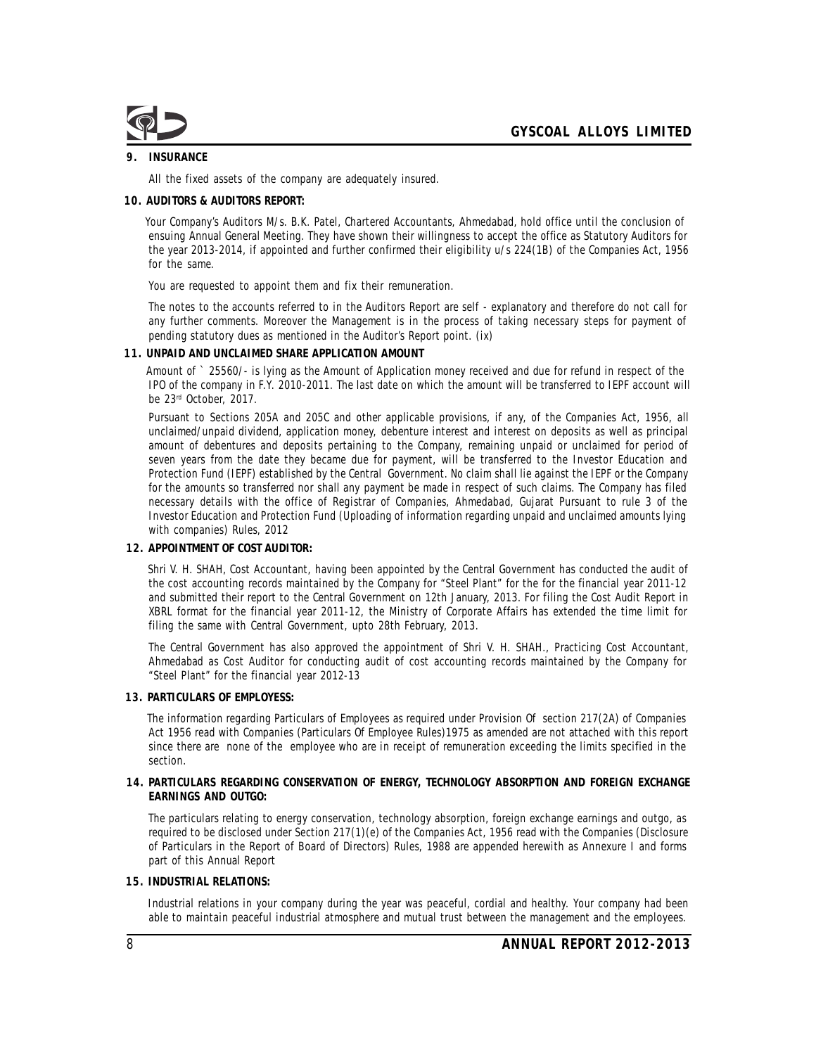## 9. INSURANCE

All the fixed assets of the company are adequately insured.

## 10. AUDITORS & AUDITORS REPORT:

Your Company's Auditors M/s. B.K. Patel, Chartered Accountants, Ahmedabad, hold office until the conclusion of ensuing Annual General Meeting. They have shown their willingness to accept the office as Statutory Auditors for the year 2013-2014, if appointed and further confirmed their eligibility u/s 224(1B) of the Companies Act, 1956 for the same.

You are requested to appoint them and fix their remuneration.

The notes to the accounts referred to in the Auditors Report are self - explanatory and therefore do not call for any further comments. Moreover the Management is in the process of taking necessary steps for payment of pending statutory dues as mentioned in the Auditor's Report point. (ix)

## 11. UNPAID AND UNCLAIMED SHARE APPLICATION AMOUNT

Amount of ` 25560/- is lying as the Amount of Application money received and due for refund in respect of the IPO of the company in F.Y. 2010-2011. The last date on which the amount will be transferred to IEPF account will be 23rd October, 2017.

Pursuant to Sections 205A and 205C and other applicable provisions, if any, of the Companies Act, 1956, all unclaimed/unpaid dividend, application money, debenture interest and interest on deposits as well as principal amount of debentures and deposits pertaining to the Company, remaining unpaid or unclaimed for period of seven years from the date they became due for payment, will be transferred to the Investor Education and Protection Fund (IEPF) established by the Central Government. No claim shall lie against the IEPF or the Company for the amounts so transferred nor shall any payment be made in respect of such claims. The Company has filed necessary details with the office of Registrar of Companies, Ahmedabad, Gujarat Pursuant to rule 3 of the Investor Education and Protection Fund (Uploading of information regarding unpaid and unclaimed amounts lying with companies) Rules, 2012

## 12. APPOINTMENT OF COST AUDITOR:

Shri V. H. SHAH, Cost Accountant, having been appointed by the Central Government has conducted the audit of the cost accounting records maintained by the Company for "Steel Plant" for the for the financial year 2011-12 and submitted their report to the Central Government on 12th January, 2013. For filing the Cost Audit Report in XBRL format for the financial year 2011-12, the Ministry of Corporate Affairs has extended the time limit for filing the same with Central Government, upto 28th February, 2013.

The Central Government has also approved the appointment of Shri V. H. SHAH., Practicing Cost Accountant, Ahmedabad as Cost Auditor for conducting audit of cost accounting records maintained by the Company for "Steel Plant" for the financial year 2012-13

## 13. PARTICULARS OF EMPLOYESS:

The information regarding Particulars of Employees as required under Provision Of section 217(2A) of Companies Act 1956 read with Companies (Particulars Of Employee Rules)1975 as amended are not attached with this report since there are none of the employee who are in receipt of remuneration exceeding the limits specified in the section.

## 14. PARTICULARS REGARDING CONSERVATION OF ENERGY, TECHNOLOGY ABSORPTION AND FOREIGN EXCHANGE EARNINGS AND OUTGO:

The particulars relating to energy conservation, technology absorption, foreign exchange earnings and outgo, as required to be disclosed under Section 217(1)(e) of the Companies Act, 1956 read with the Companies (Disclosure of Particulars in the Report of Board of Directors) Rules, 1988 are appended herewith as Annexure I and forms part of this Annual Report

## 15. INDUSTRIAL RELATIONS:

Industrial relations in your company during the year was peaceful, cordial and healthy. Your company had been able to maintain peaceful industrial atmosphere and mutual trust between the management and the employees.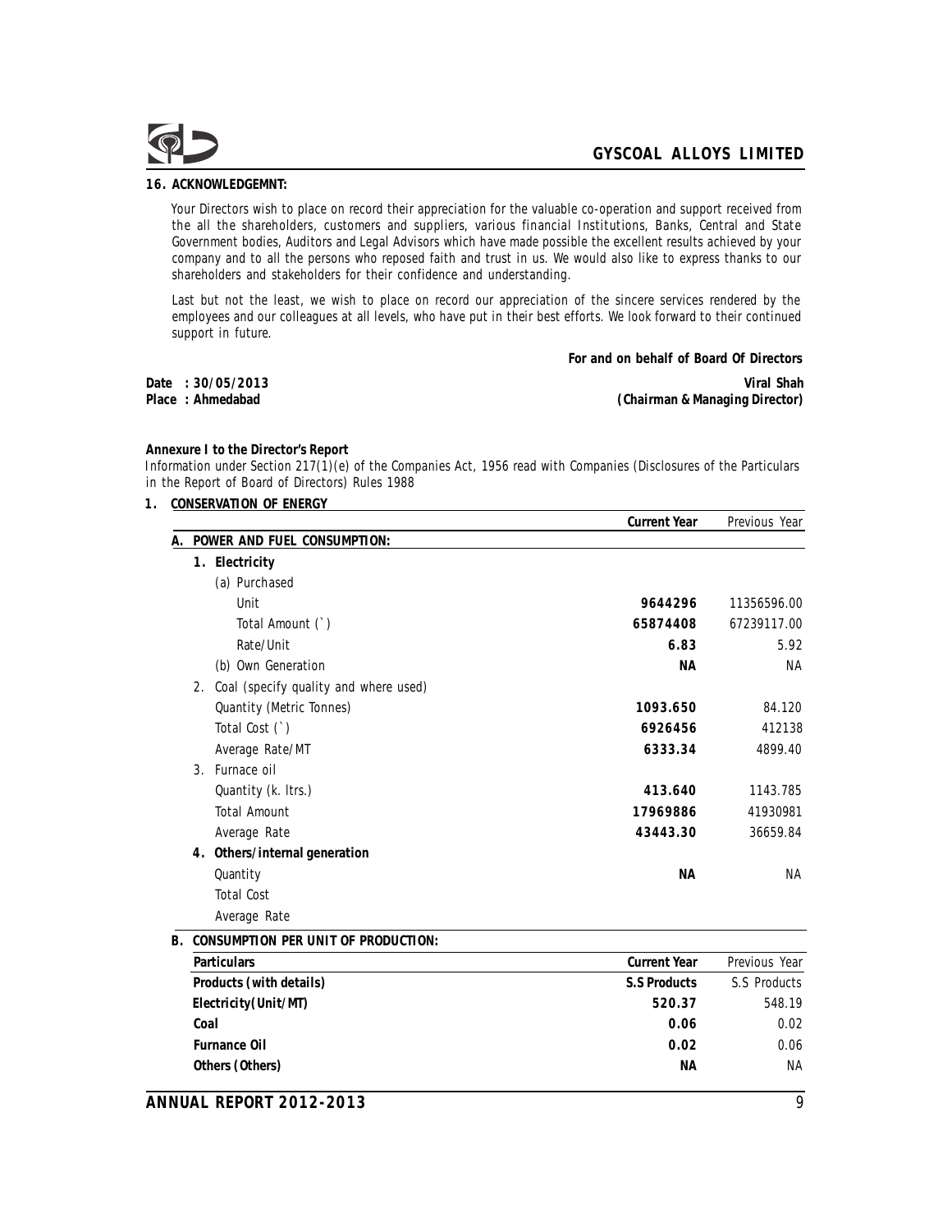## 16. ACKNOWLEDGEMNT:

Your Directors wish to place on record their appreciation for the valuable co-operation and support received from the all the shareholders, customers and suppliers, various financial Institutions, Banks, Central and State Government bodies, Auditors and Legal Advisors which have made possible the excellent results achieved by your company and to all the persons who reposed faith and trust in us. We would also like to express thanks to our shareholders and stakeholders for their confidence and understanding.

Last but not the least, we wish to place on record our appreciation of the sincere services rendered by the employees and our colleagues at all levels, who have put in their best efforts. We look forward to their continued support in future.

**For and on behalf of Board Of Directors**

**Date : 30/05/2013**
**Place : Ahmedabad**

**Viral Shah**
**(Chairman & Managing Director)**

**Annexure I to the Director's Report**

Information under Section 217(1)(e) of the Companies Act, 1956 read with Companies (Disclosures of the Particulars in the Report of Board of Directors) Rules 1988

### 1. CONSERVATION OF ENERGY

| | Current Year | Previous Year |
|---|---|---|
| **A. POWER AND FUEL CONSUMPTION:** | | |
| **1. Electricity** | | |
| (a) Purchased | | |
| Unit | **9644296** | 11356596.00 |
| Total Amount (`) | **65874408** | 67239117.00 |
| Rate/Unit | **6.83** | 5.92 |
| (b) Own Generation | **NA** | NA |
| 2. Coal (specify quality and where used) | | |
| Quantity (Metric Tonnes) | **1093.650** | 84.120 |
| Total Cost (`) | **6926456** | 412138 |
| Average Rate/MT | **6333.34** | 4899.40 |
| 3. Furnace oil | | |
| Quantity (k. ltrs.) | **413.640** | 1143.785 |
| Total Amount | **17969886** | 41930981 |
| Average Rate | **43443.30** | 36659.84 |
| **4. Others/internal generation** | | |
| Quantity | **NA** | NA |
| Total Cost | | |
| Average Rate | | |

**B. CONSUMPTION PER UNIT OF PRODUCTION:**

| Particulars | Current Year | Previous Year |
|---|---|---|
| **Products (with details)** | **S.S Products** | S.S Products |
| **Electricity(Unit/MT)** | **520.37** | 548.19 |
| **Coal** | **0.06** | 0.02 |
| **Furnance Oil** | **0.02** | 0.06 |
| **Others (Others)** | **NA** | NA |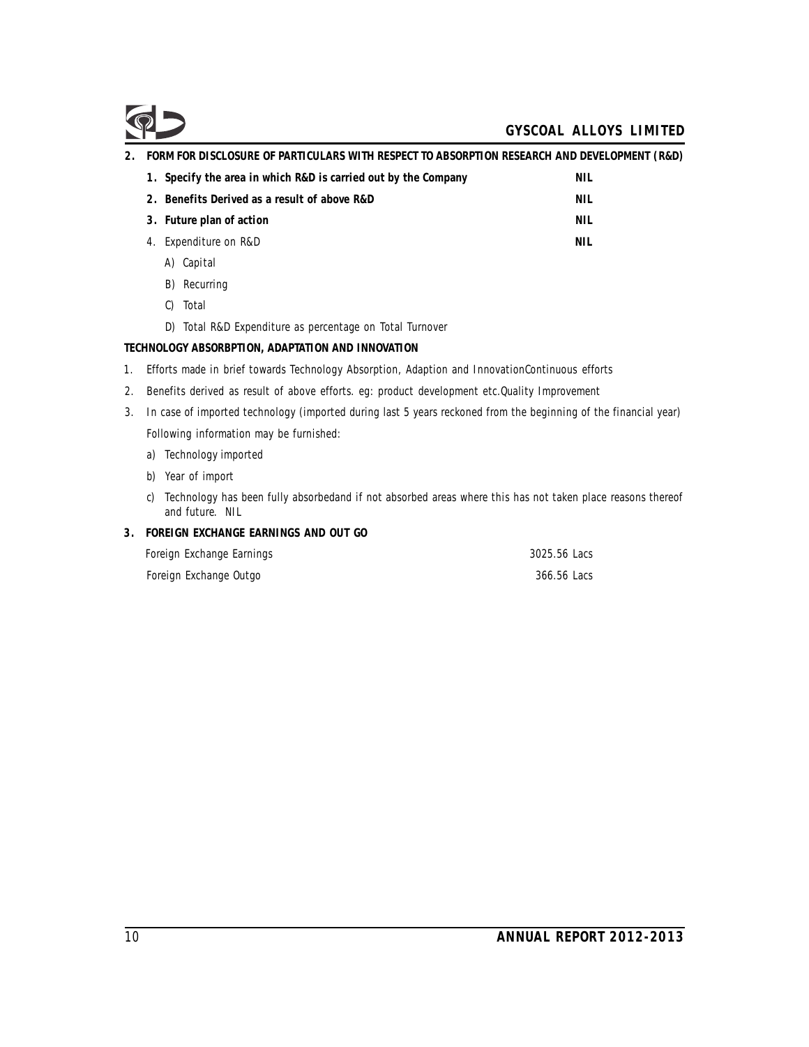**2. FORM FOR DISCLOSURE OF PARTICULARS WITH RESPECT TO ABSORPTION RESEARCH AND DEVELOPMENT (R&D)**

| | |
|---|---|
| **1. Specify the area in which R&D is carried out by the Company** | **NIL** |
| **2. Benefits Derived as a result of above R&D** | **NIL** |
| **3. Future plan of action** | **NIL** |
| 4. Expenditure on R&D | **NIL** |

A) Capital

B) Recurring

C) Total

D) Total R&D Expenditure as percentage on Total Turnover

**TECHNOLOGY ABSORBPTION, ADAPTATION AND INNOVATION**

1. Efforts made in brief towards Technology Absorption, Adaption and InnovationContinuous efforts
2. Benefits derived as result of above efforts. eg: product development etc.Quality Improvement
3. In case of imported technology (imported during last 5 years reckoned from the beginning of the financial year)

   Following information may be furnished:

   a) Technology imported

   b) Year of import

   c) Technology has been fully absorbedand if not absorbed areas where this has not taken place reasons thereof and future. NIL

**3. FOREIGN EXCHANGE EARNINGS AND OUT GO**

| | |
|---|---|
| Foreign Exchange Earnings | 3025.56 Lacs |
| Foreign Exchange Outgo | 366.56 Lacs |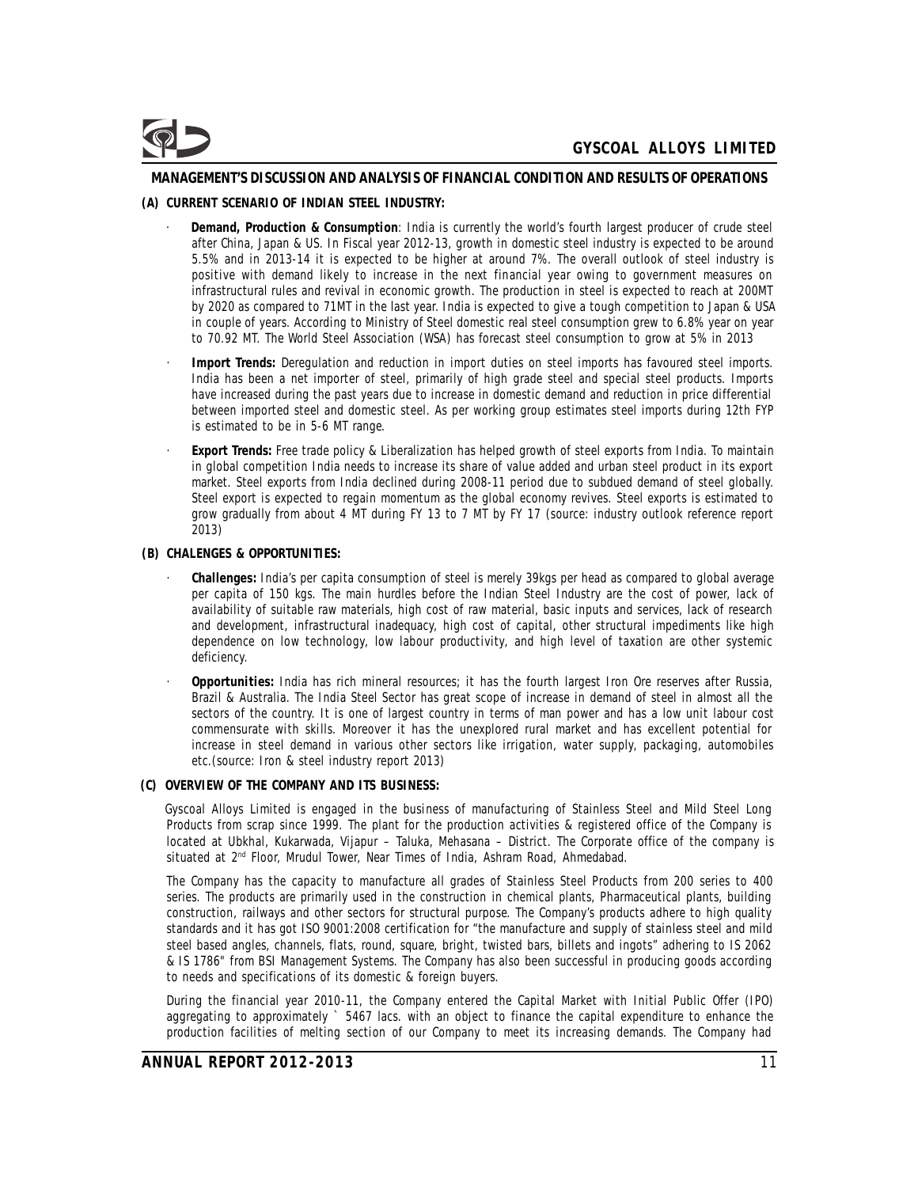## MANAGEMENT'S DISCUSSION AND ANALYSIS OF FINANCIAL CONDITION AND RESULTS OF OPERATIONS

### (A) CURRENT SCENARIO OF INDIAN STEEL INDUSTRY:

- **Demand, Production & Consumption**: India is currently the world's fourth largest producer of crude steel after China, Japan & US. In Fiscal year 2012-13, growth in domestic steel industry is expected to be around 5.5% and in 2013-14 it is expected to be higher at around 7%. The overall outlook of steel industry is positive with demand likely to increase in the next financial year owing to government measures on infrastructural rules and revival in economic growth. The production in steel is expected to reach at 200MT by 2020 as compared to 71MT in the last year. India is expected to give a tough competition to Japan & USA in couple of years. According to Ministry of Steel domestic real steel consumption grew to 6.8% year on year to 70.92 MT. The World Steel Association (WSA) has forecast steel consumption to grow at 5% in 2013
- **Import Trends:** Deregulation and reduction in import duties on steel imports has favoured steel imports. India has been a net importer of steel, primarily of high grade steel and special steel products. Imports have increased during the past years due to increase in domestic demand and reduction in price differential between imported steel and domestic steel. As per working group estimates steel imports during 12th FYP is estimated to be in 5-6 MT range.
- **Export Trends:** Free trade policy & Liberalization has helped growth of steel exports from India. To maintain in global competition India needs to increase its share of value added and urban steel product in its export market. Steel exports from India declined during 2008-11 period due to subdued demand of steel globally. Steel export is expected to regain momentum as the global economy revives. Steel exports is estimated to grow gradually from about 4 MT during FY 13 to 7 MT by FY 17 (source: industry outlook reference report 2013)

### (B) CHALENGES & OPPORTUNITIES:

- **Challenges:** India's per capita consumption of steel is merely 39kgs per head as compared to global average per capita of 150 kgs. The main hurdles before the Indian Steel Industry are the cost of power, lack of availability of suitable raw materials, high cost of raw material, basic inputs and services, lack of research and development, infrastructural inadequacy, high cost of capital, other structural impediments like high dependence on low technology, low labour productivity, and high level of taxation are other systemic deficiency.
- **Opportunities:** India has rich mineral resources; it has the fourth largest Iron Ore reserves after Russia, Brazil & Australia. The India Steel Sector has great scope of increase in demand of steel in almost all the sectors of the country. It is one of largest country in terms of man power and has a low unit labour cost commensurate with skills. Moreover it has the unexplored rural market and has excellent potential for increase in steel demand in various other sectors like irrigation, water supply, packaging, automobiles etc.(source: Iron & steel industry report 2013)

### (C) OVERVIEW OF THE COMPANY AND ITS BUSINESS:

Gyscoal Alloys Limited is engaged in the business of manufacturing of Stainless Steel and Mild Steel Long Products from scrap since 1999. The plant for the production activities & registered office of the Company is located at Ubkhal, Kukarwada, Vijapur – Taluka, Mehasana – District. The Corporate office of the company is situated at 2nd Floor, Mrudul Tower, Near Times of India, Ashram Road, Ahmedabad.

The Company has the capacity to manufacture all grades of Stainless Steel Products from 200 series to 400 series. The products are primarily used in the construction in chemical plants, Pharmaceutical plants, building construction, railways and other sectors for structural purpose. The Company's products adhere to high quality standards and it has got ISO 9001:2008 certification for "the manufacture and supply of stainless steel and mild steel based angles, channels, flats, round, square, bright, twisted bars, billets and ingots" adhering to IS 2062 & IS 1786" from BSI Management Systems. The Company has also been successful in producing goods according to needs and specifications of its domestic & foreign buyers.

During the financial year 2010-11, the Company entered the Capital Market with Initial Public Offer (IPO) aggregating to approximately ` 5467 lacs. with an object to finance the capital expenditure to enhance the production facilities of melting section of our Company to meet its increasing demands. The Company had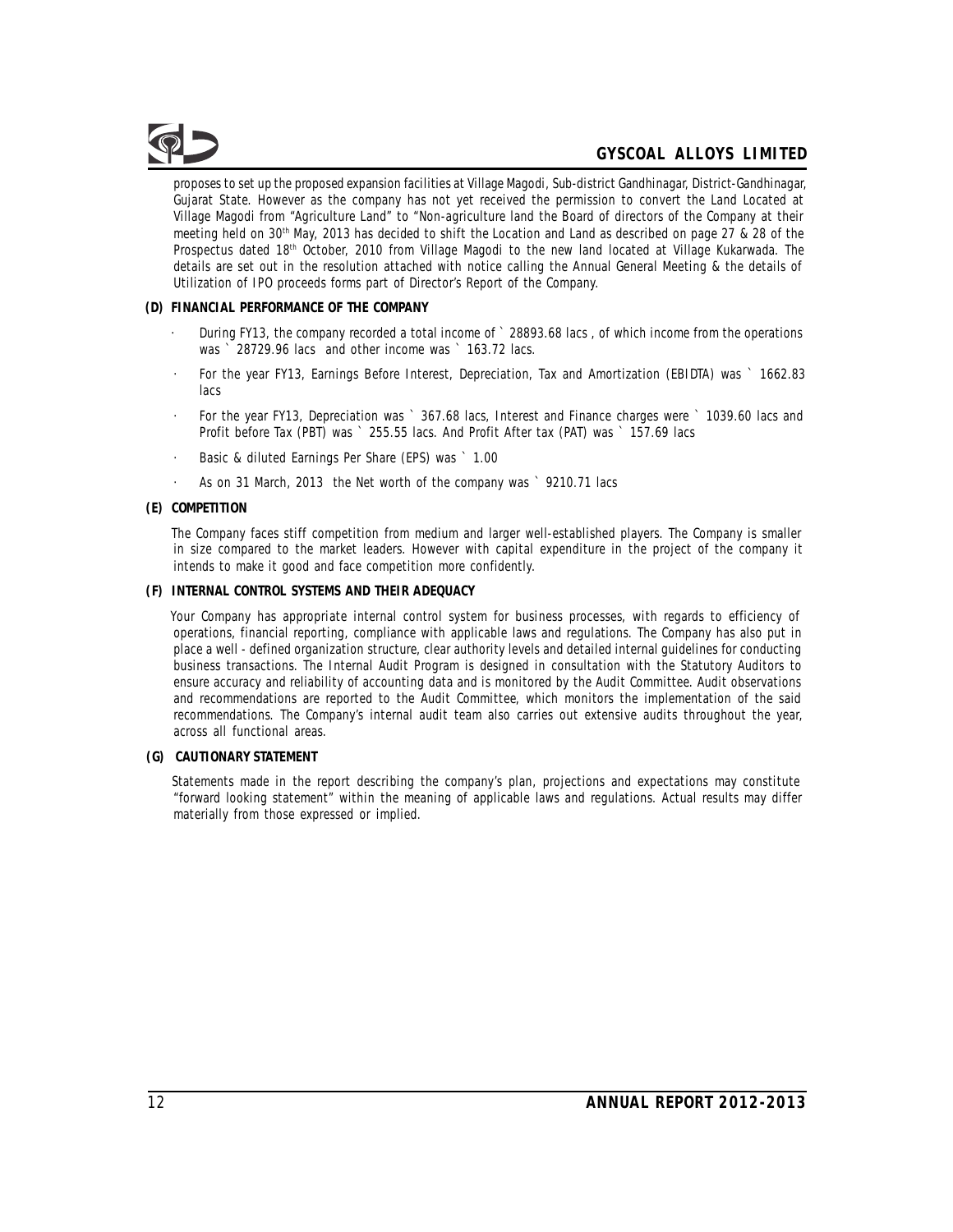proposes to set up the proposed expansion facilities at Village Magodi, Sub-district Gandhinagar, District-Gandhinagar, Gujarat State. However as the company has not yet received the permission to convert the Land Located at Village Magodi from "Agriculture Land" to "Non-agriculture land the Board of directors of the Company at their meeting held on 30th May, 2013 has decided to shift the Location and Land as described on page 27 & 28 of the Prospectus dated 18th October, 2010 from Village Magodi to the new land located at Village Kukarwada. The details are set out in the resolution attached with notice calling the Annual General Meeting & the details of Utilization of IPO proceeds forms part of Director's Report of the Company.

**(D) FINANCIAL PERFORMANCE OF THE COMPANY**

- During FY13, the company recorded a total income of ` 28893.68 lacs , of which income from the operations was ` 28729.96 lacs and other income was ` 163.72 lacs.
- For the year FY13, Earnings Before Interest, Depreciation, Tax and Amortization (EBIDTA) was ` 1662.83 lacs
- For the year FY13, Depreciation was ` 367.68 lacs, Interest and Finance charges were ` 1039.60 lacs and Profit before Tax (PBT) was ` 255.55 lacs. And Profit After tax (PAT) was ` 157.69 lacs
- Basic & diluted Earnings Per Share (EPS) was ` 1.00
- As on 31 March, 2013 the Net worth of the company was ` 9210.71 lacs

**(E) COMPETITION**

The Company faces stiff competition from medium and larger well-established players. The Company is smaller in size compared to the market leaders. However with capital expenditure in the project of the company it intends to make it good and face competition more confidently.

**(F) INTERNAL CONTROL SYSTEMS AND THEIR ADEQUACY**

Your Company has appropriate internal control system for business processes, with regards to efficiency of operations, financial reporting, compliance with applicable laws and regulations. The Company has also put in place a well - defined organization structure, clear authority levels and detailed internal guidelines for conducting business transactions. The Internal Audit Program is designed in consultation with the Statutory Auditors to ensure accuracy and reliability of accounting data and is monitored by the Audit Committee. Audit observations and recommendations are reported to the Audit Committee, which monitors the implementation of the said recommendations. The Company's internal audit team also carries out extensive audits throughout the year, across all functional areas.

**(G) CAUTIONARY STATEMENT**

Statements made in the report describing the company's plan, projections and expectations may constitute "forward looking statement" within the meaning of applicable laws and regulations. Actual results may differ materially from those expressed or implied.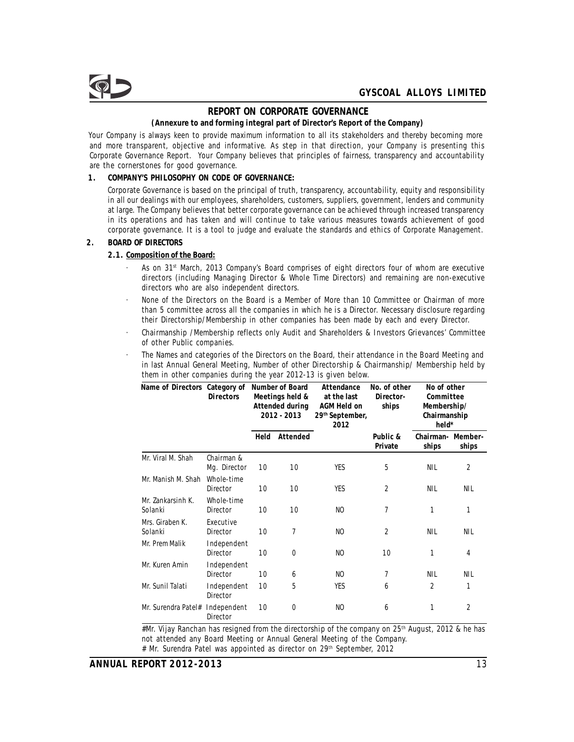## REPORT ON CORPORATE GOVERNANCE

**(Annexure to and forming integral part of Director's Report of the Company)**

Your Company is always keen to provide maximum information to all its stakeholders and thereby becoming more and more transparent, objective and informative. As step in that direction, your Company is presenting this Corporate Governance Report. Your Company believes that principles of fairness, transparency and accountability are the cornerstones for good governance.

### 1. COMPANY'S PHILOSOPHY ON CODE OF GOVERNANCE:

Corporate Governance is based on the principal of truth, transparency, accountability, equity and responsibility in all our dealings with our employees, shareholders, customers, suppliers, government, lenders and community at large. The Company believes that better corporate governance can be achieved through increased transparency in its operations and has taken and will continue to take various measures towards achievement of good corporate governance. It is a tool to judge and evaluate the standards and ethics of Corporate Management.

### 2. BOARD OF DIRECTORS

#### 2.1. Composition of the Board:

- As on 31st March, 2013 Company's Board comprises of eight directors four of whom are executive directors (including Managing Director & Whole Time Directors) and remaining are non-executive directors who are also independent directors.
- None of the Directors on the Board is a Member of More than 10 Committee or Chairman of more than 5 committee across all the companies in which he is a Director. Necessary disclosure regarding their Directorship/Membership in other companies has been made by each and every Director.
- Chairmanship /Membership reflects only Audit and Shareholders & Investors Grievances' Committee of other Public companies.
- The Names and categories of the Directors on the Board, their attendance in the Board Meeting and in last Annual General Meeting, Number of other Directorship & Chairmanship/ Membership held by them in other companies during the year 2012-13 is given below.

| Name of Directors | Category of Directors | Number of Board Meetings held & Attended during 2012 - 2013 | | Attendance at the last AGM Held on 29th September, 2012 | No. of other Director-ships | No of other Committee Membership/ Chairmanship held* | |
|---|---|---|---|---|---|---|---|
| | | Held | Attended | | Public & Private | Chairman-ships | Member-ships |
| Mr. Viral M. Shah | Chairman & Mg. Director | 10 | 10 | YES | 5 | NIL | 2 |
| Mr. Manish M. Shah | Whole-time Director | 10 | 10 | YES | 2 | NIL | NIL |
| Mr. Zankarsinh K. Solanki | Whole-time Director | 10 | 10 | NO | 7 | 1 | 1 |
| Mrs. Giraben K. Solanki | Executive Director | 10 | 7 | NO | 2 | NIL | NIL |
| Mr. Prem Malik | Independent Director | 10 | 0 | NO | 10 | 1 | 4 |
| Mr. Kuren Amin | Independent Director | 10 | 6 | NO | 7 | NIL | NIL |
| Mr. Sunil Talati | Independent Director | 10 | 5 | YES | 6 | 2 | 1 |
| Mr. Surendra Patel# | Independent Director | 10 | 0 | NO | 6 | 1 | 2 |

#Mr. Vijay Ranchan has resigned from the directorship of the company on 25th August, 2012 & he has not attended any Board Meeting or Annual General Meeting of the Company.

# Mr. Surendra Patel was appointed as director on 29th September, 2012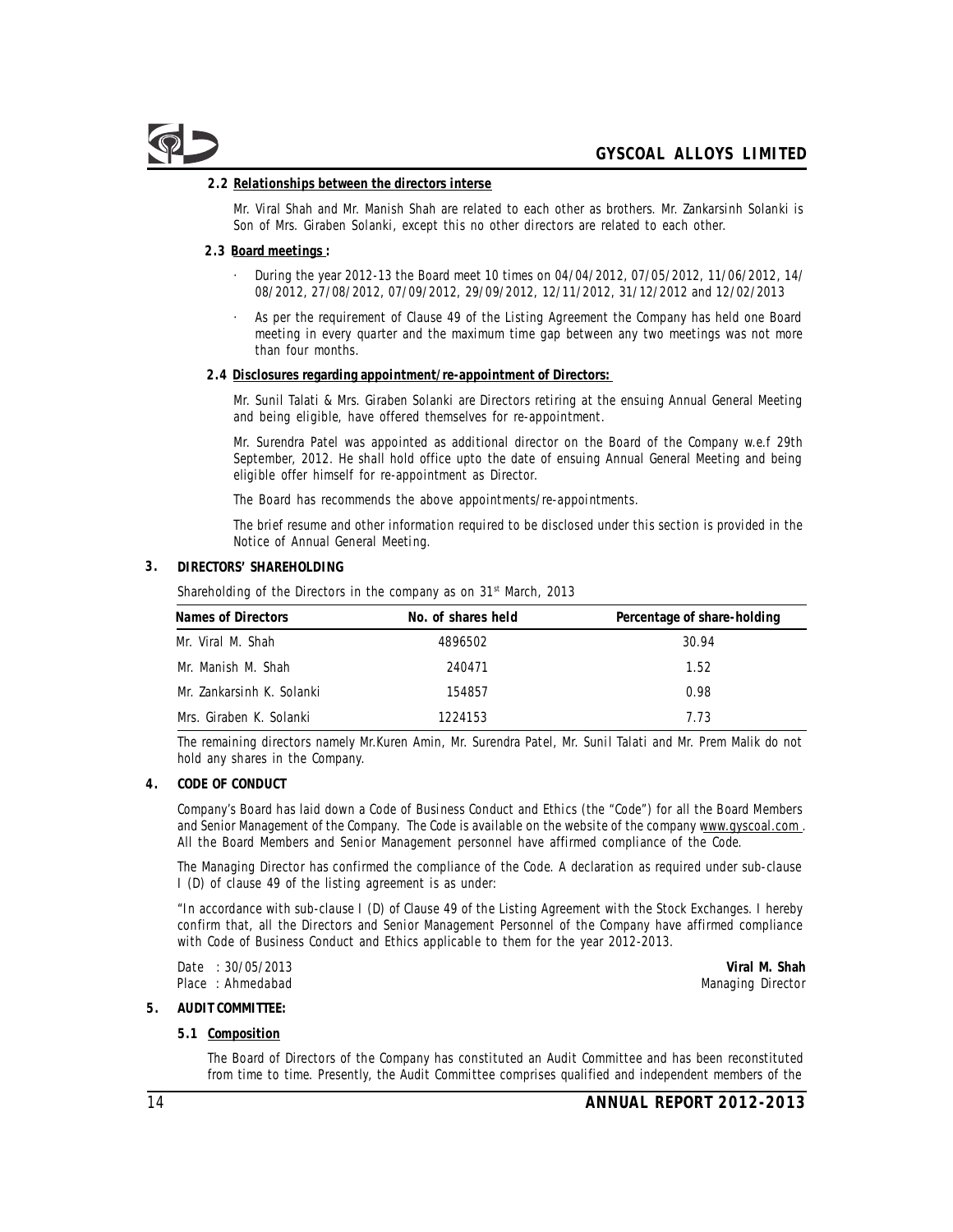#### 2.2 Relationships between the directors interse

Mr. Viral Shah and Mr. Manish Shah are related to each other as brothers. Mr. Zankarsinh Solanki is Son of Mrs. Giraben Solanki, except this no other directors are related to each other.

#### 2.3 Board meetings :

- During the year 2012-13 the Board meet 10 times on 04/04/2012, 07/05/2012, 11/06/2012, 14/08/2012, 27/08/2012, 07/09/2012, 29/09/2012, 12/11/2012, 31/12/2012 and 12/02/2013
- As per the requirement of Clause 49 of the Listing Agreement the Company has held one Board meeting in every quarter and the maximum time gap between any two meetings was not more than four months.

#### 2.4 Disclosures regarding appointment/re-appointment of Directors:

Mr. Sunil Talati & Mrs. Giraben Solanki are Directors retiring at the ensuing Annual General Meeting and being eligible, have offered themselves for re-appointment.

Mr. Surendra Patel was appointed as additional director on the Board of the Company w.e.f 29th September, 2012. He shall hold office upto the date of ensuing Annual General Meeting and being eligible offer himself for re-appointment as Director.

The Board has recommends the above appointments/re-appointments.

The brief resume and other information required to be disclosed under this section is provided in the Notice of Annual General Meeting.

### 3. DIRECTORS' SHAREHOLDING

Shareholding of the Directors in the company as on 31st March, 2013

| Names of Directors | No. of shares held | Percentage of share-holding |
|---|---|---|
| Mr. Viral M. Shah | 4896502 | 30.94 |
| Mr. Manish M. Shah | 240471 | 1.52 |
| Mr. Zankarsinh K. Solanki | 154857 | 0.98 |
| Mrs. Giraben K. Solanki | 1224153 | 7.73 |

The remaining directors namely Mr.Kuren Amin, Mr. Surendra Patel, Mr. Sunil Talati and Mr. Prem Malik do not hold any shares in the Company.

### 4. CODE OF CONDUCT

Company's Board has laid down a Code of Business Conduct and Ethics (the "Code") for all the Board Members and Senior Management of the Company. The Code is available on the website of the company www.gyscoal.com . All the Board Members and Senior Management personnel have affirmed compliance of the Code.

The Managing Director has confirmed the compliance of the Code. A declaration as required under sub-clause I (D) of clause 49 of the listing agreement is as under:

"In accordance with sub-clause I (D) of Clause 49 of the Listing Agreement with the Stock Exchanges. I hereby confirm that, all the Directors and Senior Management Personnel of the Company have affirmed compliance with Code of Business Conduct and Ethics applicable to them for the year 2012-2013.

Date : 30/05/2013
Place : Ahmedabad

**Viral M. Shah**
Managing Director

### 5. AUDIT COMMITTEE:

#### 5.1 Composition

The Board of Directors of the Company has constituted an Audit Committee and has been reconstituted from time to time. Presently, the Audit Committee comprises qualified and independent members of the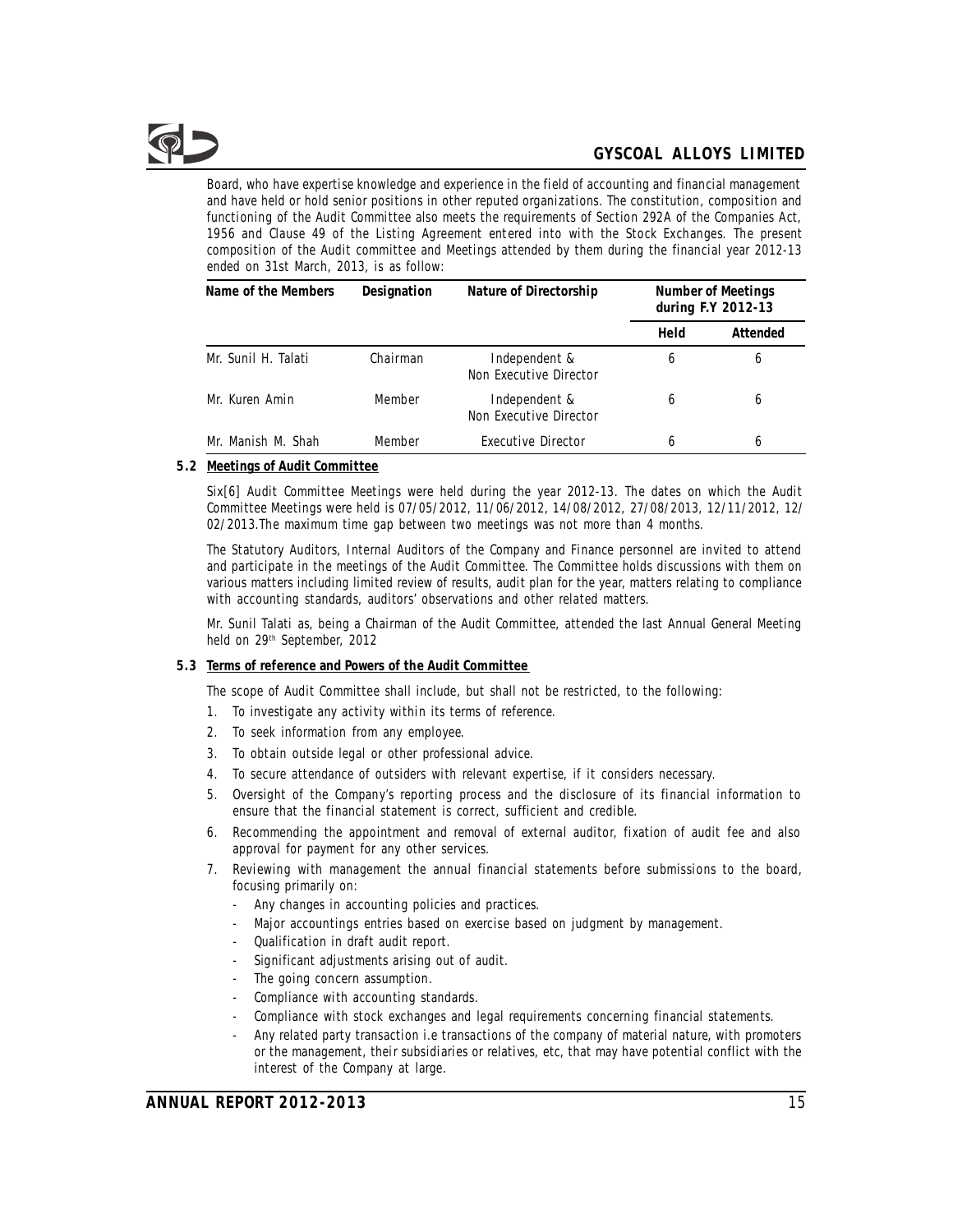Board, who have expertise knowledge and experience in the field of accounting and financial management and have held or hold senior positions in other reputed organizations. The constitution, composition and functioning of the Audit Committee also meets the requirements of Section 292A of the Companies Act, 1956 and Clause 49 of the Listing Agreement entered into with the Stock Exchanges. The present composition of the Audit committee and Meetings attended by them during the financial year 2012-13 ended on 31st March, 2013, is as follow:

| Name of the Members | Designation | Nature of Directorship | Number of Meetings during F.Y 2012-13 | |
|---|---|---|---|---|
| | | | Held | Attended |
| Mr. Sunil H. Talati | Chairman | Independent & Non Executive Director | 6 | 6 |
| Mr. Kuren Amin | Member | Independent & Non Executive Director | 6 | 6 |
| Mr. Manish M. Shah | Member | Executive Director | 6 | 6 |

**5.2 Meetings of Audit Committee**

Six[6] Audit Committee Meetings were held during the year 2012-13. The dates on which the Audit Committee Meetings were held is 07/05/2012, 11/06/2012, 14/08/2012, 27/08/2013, 12/11/2012, 12/02/2013.The maximum time gap between two meetings was not more than 4 months.

The Statutory Auditors, Internal Auditors of the Company and Finance personnel are invited to attend and participate in the meetings of the Audit Committee. The Committee holds discussions with them on various matters including limited review of results, audit plan for the year, matters relating to compliance with accounting standards, auditors' observations and other related matters.

Mr. Sunil Talati as, being a Chairman of the Audit Committee, attended the last Annual General Meeting held on 29th September, 2012

**5.3 Terms of reference and Powers of the Audit Committee**

The scope of Audit Committee shall include, but shall not be restricted, to the following:

1. To investigate any activity within its terms of reference.
2. To seek information from any employee.
3. To obtain outside legal or other professional advice.
4. To secure attendance of outsiders with relevant expertise, if it considers necessary.
5. Oversight of the Company's reporting process and the disclosure of its financial information to ensure that the financial statement is correct, sufficient and credible.
6. Recommending the appointment and removal of external auditor, fixation of audit fee and also approval for payment for any other services.
7. Reviewing with management the annual financial statements before submissions to the board, focusing primarily on:
   - Any changes in accounting policies and practices.
   - Major accountings entries based on exercise based on judgment by management.
   - Qualification in draft audit report.
   - Significant adjustments arising out of audit.
   - The going concern assumption.
   - Compliance with accounting standards.
   - Compliance with stock exchanges and legal requirements concerning financial statements.
   - Any related party transaction i.e transactions of the company of material nature, with promoters or the management, their subsidiaries or relatives, etc, that may have potential conflict with the interest of the Company at large.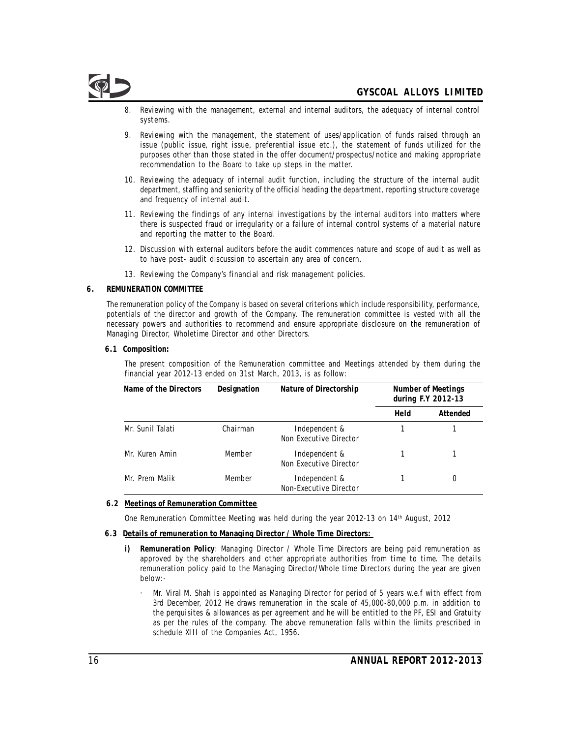8. Reviewing with the management, external and internal auditors, the adequacy of internal control systems.

9. Reviewing with the management, the statement of uses/application of funds raised through an issue (public issue, right issue, preferential issue etc.), the statement of funds utilized for the purposes other than those stated in the offer document/prospectus/notice and making appropriate recommendation to the Board to take up steps in the matter.

10. Reviewing the adequacy of internal audit function, including the structure of the internal audit department, staffing and seniority of the official heading the department, reporting structure coverage and frequency of internal audit.

11. Reviewing the findings of any internal investigations by the internal auditors into matters where there is suspected fraud or irregularity or a failure of internal control systems of a material nature and reporting the matter to the Board.

12. Discussion with external auditors before the audit commences nature and scope of audit as well as to have post- audit discussion to ascertain any area of concern.

13. Reviewing the Company's financial and risk management policies.

## 6. REMUNERATION COMMITTEE

The remuneration policy of the Company is based on several criterions which include responsibility, performance, potentials of the director and growth of the Company. The remuneration committee is vested with all the necessary powers and authorities to recommend and ensure appropriate disclosure on the remuneration of Managing Director, Wholetime Director and other Directors.

### 6.1 Composition:

The present composition of the Remuneration committee and Meetings attended by them during the financial year 2012-13 ended on 31st March, 2013, is as follow:

| Name of the Directors | Designation | Nature of Directorship | Number of Meetings during F.Y 2012-13 | |
|---|---|---|---|---|
| | | | Held | Attended |
| Mr. Sunil Talati | Chairman | Independent & Non Executive Director | 1 | 1 |
| Mr. Kuren Amin | Member | Independent & Non Executive Director | 1 | 1 |
| Mr. Prem Malik | Member | Independent & Non-Executive Director | 1 | 0 |

### 6.2 Meetings of Remuneration Committee

One Remuneration Committee Meeting was held during the year 2012-13 on 14th August, 2012

### 6.3 Details of remuneration to Managing Director / Whole Time Directors:

**i) Remuneration Policy**: Managing Director / Whole Time Directors are being paid remuneration as approved by the shareholders and other appropriate authorities from time to time. The details remuneration policy paid to the Managing Director/Whole time Directors during the year are given below:-

- Mr. Viral M. Shah is appointed as Managing Director for period of 5 years w.e.f with effect from 3rd December, 2012 He draws remuneration in the scale of 45,000-80,000 p.m. in addition to the perquisites & allowances as per agreement and he will be entitled to the PF, ESI and Gratuity as per the rules of the company. The above remuneration falls within the limits prescribed in schedule XIII of the Companies Act, 1956.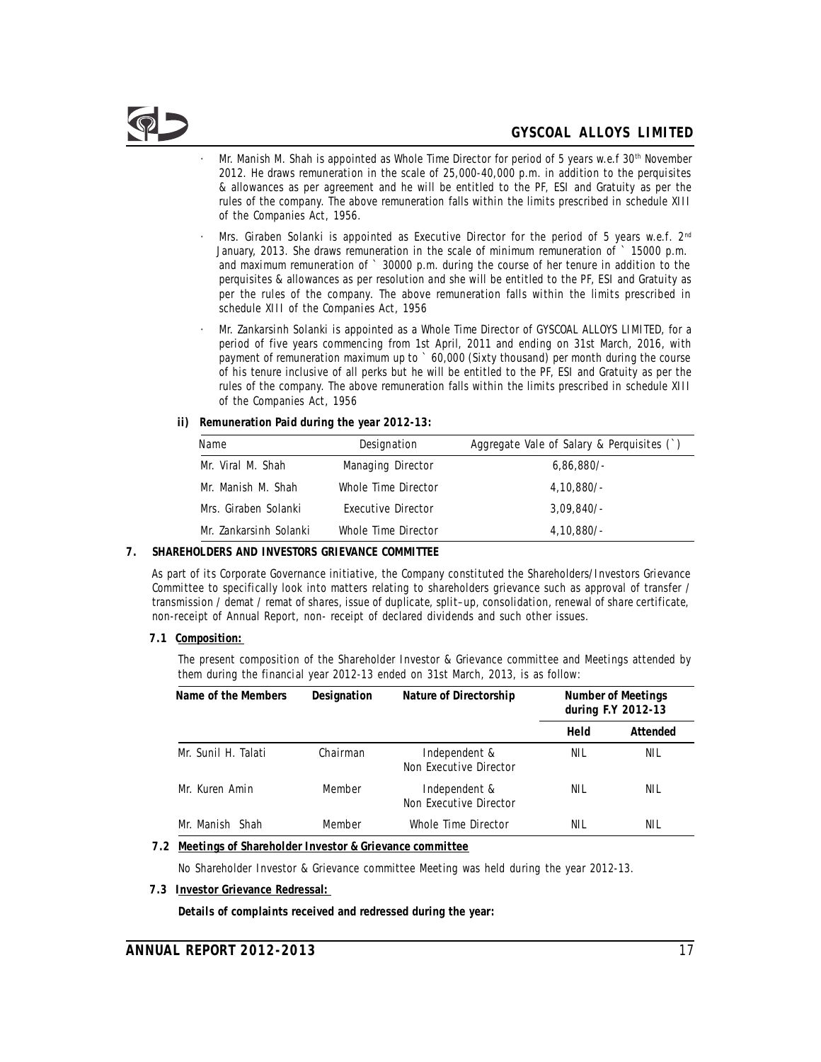- Mr. Manish M. Shah is appointed as Whole Time Director for period of 5 years w.e.f 30th November 2012. He draws remuneration in the scale of 25,000-40,000 p.m. in addition to the perquisites & allowances as per agreement and he will be entitled to the PF, ESI and Gratuity as per the rules of the company. The above remuneration falls within the limits prescribed in schedule XIII of the Companies Act, 1956.
- Mrs. Giraben Solanki is appointed as Executive Director for the period of 5 years w.e.f. 2nd January, 2013. She draws remuneration in the scale of minimum remuneration of ` 15000 p.m. and maximum remuneration of ` 30000 p.m. during the course of her tenure in addition to the perquisites & allowances as per resolution and she will be entitled to the PF, ESI and Gratuity as per the rules of the company. The above remuneration falls within the limits prescribed in schedule XIII of the Companies Act, 1956
- Mr. Zankarsinh Solanki is appointed as a Whole Time Director of GYSCOAL ALLOYS LIMITED, for a period of five years commencing from 1st April, 2011 and ending on 31st March, 2016, with payment of remuneration maximum up to ` 60,000 (Sixty thousand) per month during the course of his tenure inclusive of all perks but he will be entitled to the PF, ESI and Gratuity as per the rules of the company. The above remuneration falls within the limits prescribed in schedule XIII of the Companies Act, 1956

**ii) Remuneration Paid during the year 2012-13:**

| Name | Designation | Aggregate Vale of Salary & Perquisites (`) |
|---|---|---|
| Mr. Viral M. Shah | Managing Director | 6,86,880/- |
| Mr. Manish M. Shah | Whole Time Director | 4,10,880/- |
| Mrs. Giraben Solanki | Executive Director | 3,09,840/- |
| Mr. Zankarsinh Solanki | Whole Time Director | 4,10,880/- |

## 7. SHAREHOLDERS AND INVESTORS GRIEVANCE COMMITTEE

As part of its Corporate Governance initiative, the Company constituted the Shareholders/Investors Grievance Committee to specifically look into matters relating to shareholders grievance such as approval of transfer / transmission / demat / remat of shares, issue of duplicate, split–up, consolidation, renewal of share certificate, non-receipt of Annual Report, non- receipt of declared dividends and such other issues.

### 7.1 Composition:

The present composition of the Shareholder Investor & Grievance committee and Meetings attended by them during the financial year 2012-13 ended on 31st March, 2013, is as follow:

| Name of the Members | Designation | Nature of Directorship | Number of Meetings during F.Y 2012-13 | |
|---|---|---|---|---|
| | | | Held | Attended |
| Mr. Sunil H. Talati | Chairman | Independent & Non Executive Director | NIL | NIL |
| Mr. Kuren Amin | Member | Independent & Non Executive Director | NIL | NIL |
| Mr. Manish Shah | Member | Whole Time Director | NIL | NIL |

### 7.2 Meetings of Shareholder Investor & Grievance committee

No Shareholder Investor & Grievance committee Meeting was held during the year 2012-13.

### 7.3 Investor Grievance Redressal:

**Details of complaints received and redressed during the year:**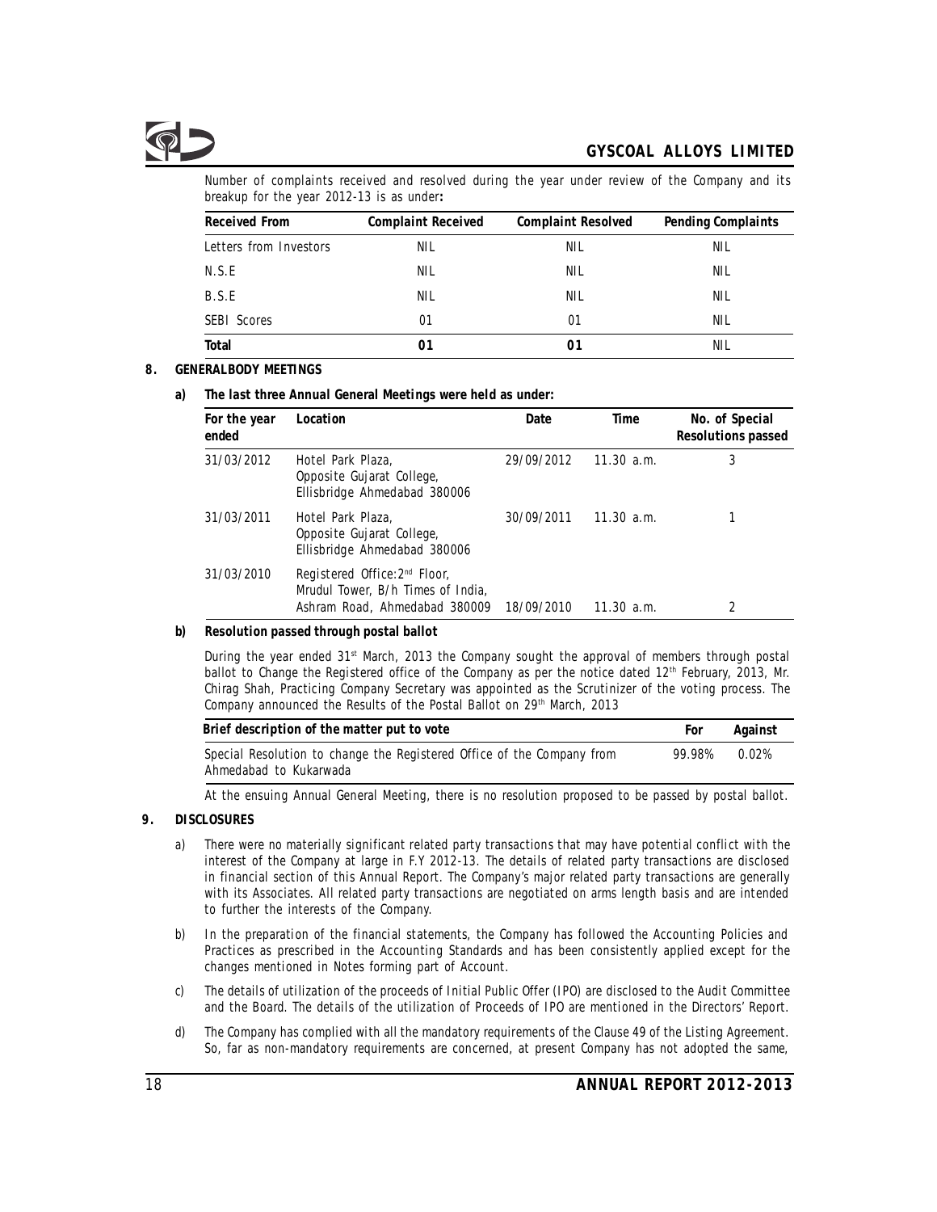Number of complaints received and resolved during the year under review of the Company and its breakup for the year 2012-13 is as under**:**

| Received From | Complaint Received | Complaint Resolved | Pending Complaints |
|---|---|---|---|
| Letters from Investors | NIL | NIL | NIL |
| N.S.E | NIL | NIL | NIL |
| B.S.E | NIL | NIL | NIL |
| SEBI Scores | 01 | 01 | NIL |
| **Total** | **01** | **01** | NIL |

**8. GENERALBODY MEETINGS**

**a) The last three Annual General Meetings were held as under:**

| For the year ended | Location | Date | Time | No. of Special Resolutions passed |
|---|---|---|---|---|
| 31/03/2012 | Hotel Park Plaza, Opposite Gujarat College, Ellisbridge Ahmedabad 380006 | 29/09/2012 | 11.30 a.m. | 3 |
| 31/03/2011 | Hotel Park Plaza, Opposite Gujarat College, Ellisbridge Ahmedabad 380006 | 30/09/2011 | 11.30 a.m. | 1 |
| 31/03/2010 | Registered Office:2nd Floor, Mrudul Tower, B/h Times of India, Ashram Road, Ahmedabad 380009 | 18/09/2010 | 11.30 a.m. | 2 |

**b) Resolution passed through postal ballot**

During the year ended 31st March, 2013 the Company sought the approval of members through postal ballot to Change the Registered office of the Company as per the notice dated 12th February, 2013, Mr. Chirag Shah, Practicing Company Secretary was appointed as the Scrutinizer of the voting process. The Company announced the Results of the Postal Ballot on 29th March, 2013

| Brief description of the matter put to vote | For | Against |
|---|---|---|
| Special Resolution to change the Registered Office of the Company from Ahmedabad to Kukarwada | 99.98% | 0.02% |

At the ensuing Annual General Meeting, there is no resolution proposed to be passed by postal ballot.

**9. DISCLOSURES**

a) There were no materially significant related party transactions that may have potential conflict with the interest of the Company at large in F.Y 2012-13. The details of related party transactions are disclosed in financial section of this Annual Report. The Company's major related party transactions are generally with its Associates. All related party transactions are negotiated on arms length basis and are intended to further the interests of the Company.

b) In the preparation of the financial statements, the Company has followed the Accounting Policies and Practices as prescribed in the Accounting Standards and has been consistently applied except for the changes mentioned in Notes forming part of Account.

c) The details of utilization of the proceeds of Initial Public Offer (IPO) are disclosed to the Audit Committee and the Board. The details of the utilization of Proceeds of IPO are mentioned in the Directors' Report.

d) The Company has complied with all the mandatory requirements of the Clause 49 of the Listing Agreement. So, far as non-mandatory requirements are concerned, at present Company has not adopted the same,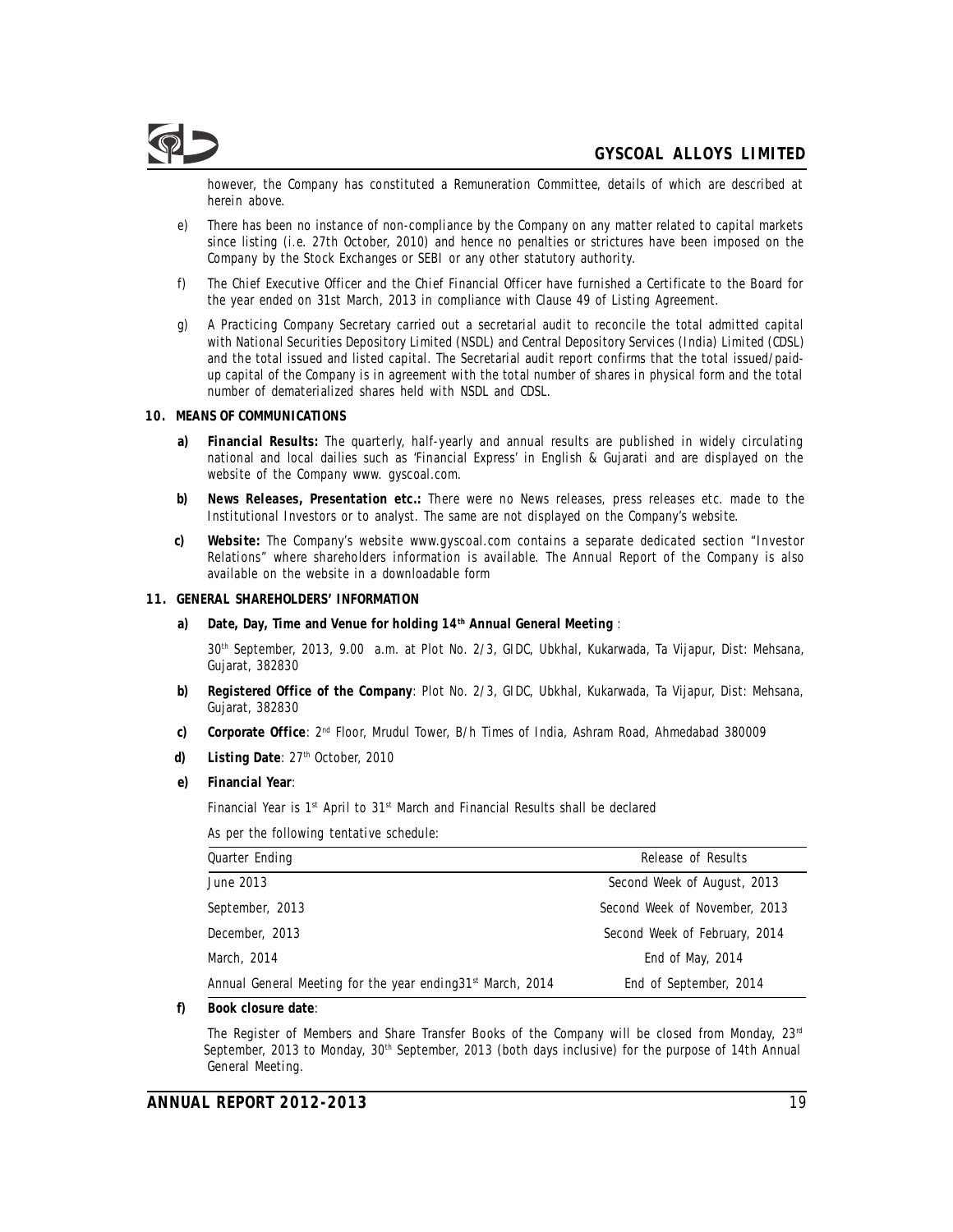however, the Company has constituted a Remuneration Committee, details of which are described at herein above.

e) There has been no instance of non-compliance by the Company on any matter related to capital markets since listing (i.e. 27th October, 2010) and hence no penalties or strictures have been imposed on the Company by the Stock Exchanges or SEBI or any other statutory authority.

f) The Chief Executive Officer and the Chief Financial Officer have furnished a Certificate to the Board for the year ended on 31st March, 2013 in compliance with Clause 49 of Listing Agreement.

g) A Practicing Company Secretary carried out a secretarial audit to reconcile the total admitted capital with National Securities Depository Limited (NSDL) and Central Depository Services (India) Limited (CDSL) and the total issued and listed capital. The Secretarial audit report confirms that the total issued/paid-up capital of the Company is in agreement with the total number of shares in physical form and the total number of dematerialized shares held with NSDL and CDSL.

## 10. MEANS OF COMMUNICATIONS

**a) Financial Results:** The quarterly, half-yearly and annual results are published in widely circulating national and local dailies such as 'Financial Express' in English & Gujarati and are displayed on the website of the Company www. gyscoal.com.

**b) News Releases, Presentation etc.:** There were no News releases, press releases etc. made to the Institutional Investors or to analyst. The same are not displayed on the Company's website.

**c) Website:** The Company's website www.gyscoal.com contains a separate dedicated section "Investor Relations" where shareholders information is available. The Annual Report of the Company is also available on the website in a downloadable form

## 11. GENERAL SHAREHOLDERS' INFORMATION

**a) Date, Day, Time and Venue for holding 14th Annual General Meeting** :

30th September, 2013, 9.00 a.m. at Plot No. 2/3, GIDC, Ubkhal, Kukarwada, Ta Vijapur, Dist: Mehsana, Gujarat, 382830

**b) Registered Office of the Company**: Plot No. 2/3, GIDC, Ubkhal, Kukarwada, Ta Vijapur, Dist: Mehsana, Gujarat, 382830

**c) Corporate Office**: 2nd Floor, Mrudul Tower, B/h Times of India, Ashram Road, Ahmedabad 380009

**d) Listing Date**: 27th October, 2010

**e) Financial Year**:

Financial Year is 1st April to 31st March and Financial Results shall be declared

As per the following tentative schedule:

| Quarter Ending | Release of Results |
|---|---|
| June 2013 | Second Week of August, 2013 |
| September, 2013 | Second Week of November, 2013 |
| December, 2013 | Second Week of February, 2014 |
| March, 2014 | End of May, 2014 |
| Annual General Meeting for the year ending31st March, 2014 | End of September, 2014 |

**f) Book closure date**:

The Register of Members and Share Transfer Books of the Company will be closed from Monday, 23rd September, 2013 to Monday, 30th September, 2013 (both days inclusive) for the purpose of 14th Annual General Meeting.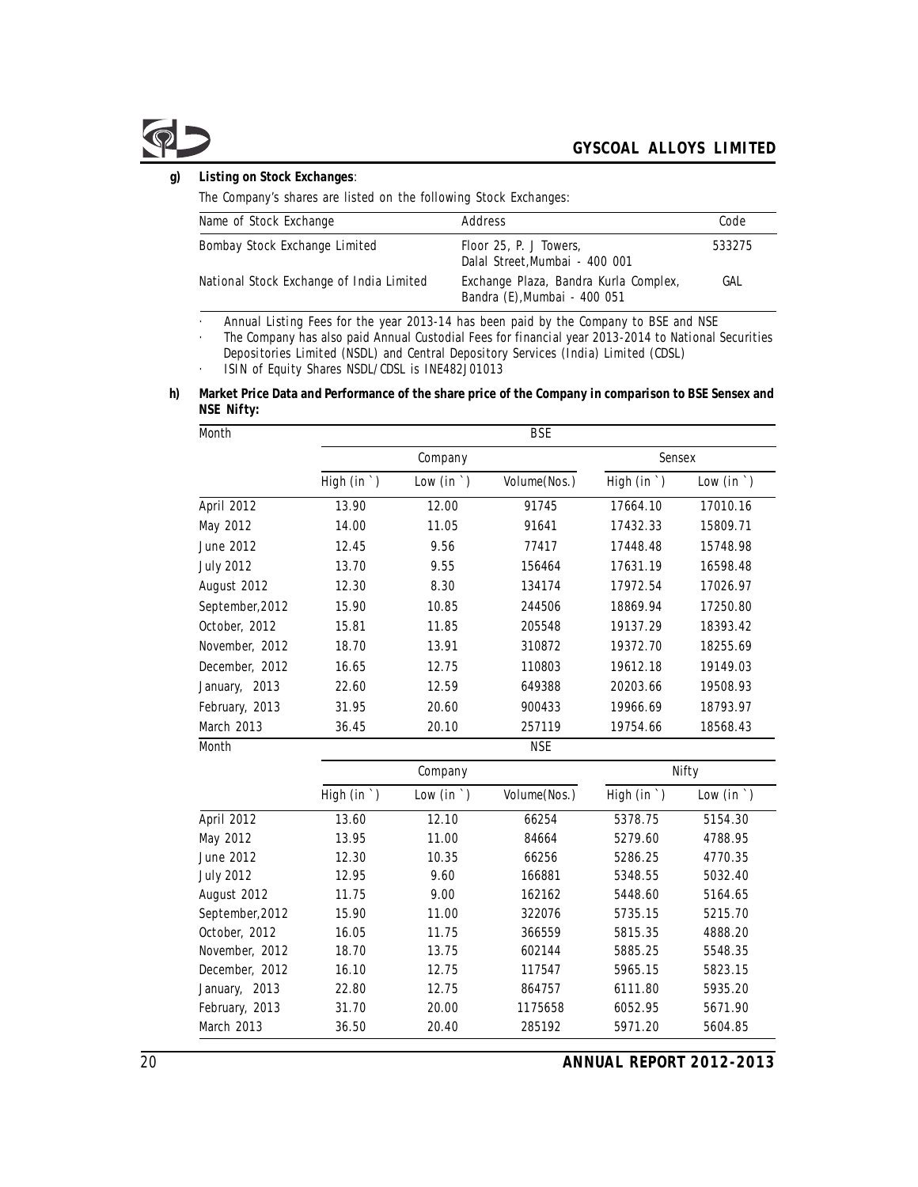**g) Listing on Stock Exchanges**:

The Company's shares are listed on the following Stock Exchanges:

| Name of Stock Exchange | Address | Code |
|---|---|---|
| Bombay Stock Exchange Limited | Floor 25, P. J Towers, Dalal Street,Mumbai - 400 001 | 533275 |
| National Stock Exchange of India Limited | Exchange Plaza, Bandra Kurla Complex, Bandra (E),Mumbai - 400 051 | GAL |

- Annual Listing Fees for the year 2013-14 has been paid by the Company to BSE and NSE
- The Company has also paid Annual Custodial Fees for financial year 2013-2014 to National Securities Depositories Limited (NSDL) and Central Depository Services (India) Limited (CDSL)
- ISIN of Equity Shares NSDL/CDSL is INE482J01013

**h) Market Price Data and Performance of the share price of the Company in comparison to BSE Sensex and NSE Nifty:**

| Month | BSE | | | | |
|---|---|---|---|---|---|
| | Company | | | Sensex | |
| | High (in `) | Low (in `) | Volume(Nos.) | High (in `) | Low (in `) |
| April 2012 | 13.90 | 12.00 | 91745 | 17664.10 | 17010.16 |
| May 2012 | 14.00 | 11.05 | 91641 | 17432.33 | 15809.71 |
| June 2012 | 12.45 | 9.56 | 77417 | 17448.48 | 15748.98 |
| July 2012 | 13.70 | 9.55 | 156464 | 17631.19 | 16598.48 |
| August 2012 | 12.30 | 8.30 | 134174 | 17972.54 | 17026.97 |
| September,2012 | 15.90 | 10.85 | 244506 | 18869.94 | 17250.80 |
| October, 2012 | 15.81 | 11.85 | 205548 | 19137.29 | 18393.42 |
| November, 2012 | 18.70 | 13.91 | 310872 | 19372.70 | 18255.69 |
| December, 2012 | 16.65 | 12.75 | 110803 | 19612.18 | 19149.03 |
| January, 2013 | 22.60 | 12.59 | 649388 | 20203.66 | 19508.93 |
| February, 2013 | 31.95 | 20.60 | 900433 | 19966.69 | 18793.97 |
| March 2013 | 36.45 | 20.10 | 257119 | 19754.66 | 18568.43 |

| Month | NSE | | | | |
|---|---|---|---|---|---|
| | Company | | | Nifty | |
| | High (in `) | Low (in `) | Volume(Nos.) | High (in `) | Low (in `) |
| April 2012 | 13.60 | 12.10 | 66254 | 5378.75 | 5154.30 |
| May 2012 | 13.95 | 11.00 | 84664 | 5279.60 | 4788.95 |
| June 2012 | 12.30 | 10.35 | 66256 | 5286.25 | 4770.35 |
| July 2012 | 12.95 | 9.60 | 166881 | 5348.55 | 5032.40 |
| August 2012 | 11.75 | 9.00 | 162162 | 5448.60 | 5164.65 |
| September,2012 | 15.90 | 11.00 | 322076 | 5735.15 | 5215.70 |
| October, 2012 | 16.05 | 11.75 | 366559 | 5815.35 | 4888.20 |
| November, 2012 | 18.70 | 13.75 | 602144 | 5885.25 | 5548.35 |
| December, 2012 | 16.10 | 12.75 | 117547 | 5965.15 | 5823.15 |
| January, 2013 | 22.80 | 12.75 | 864757 | 6111.80 | 5935.20 |
| February, 2013 | 31.70 | 20.00 | 1175658 | 6052.95 | 5671.90 |
| March 2013 | 36.50 | 20.40 | 285192 | 5971.20 | 5604.85 |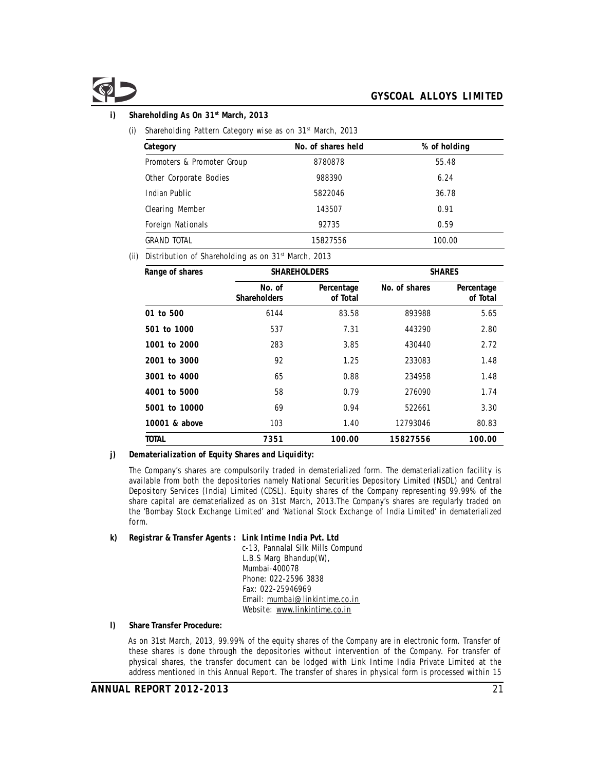**i) Shareholding As On 31st March, 2013**

(i) Shareholding Pattern Category wise as on 31st March, 2013

| Category | No. of shares held | % of holding |
|---|---|---|
| Promoters & Promoter Group | 8780878 | 55.48 |
| Other Corporate Bodies | 988390 | 6.24 |
| Indian Public | 5822046 | 36.78 |
| Clearing Member | 143507 | 0.91 |
| Foreign Nationals | 92735 | 0.59 |
| GRAND TOTAL | 15827556 | 100.00 |

(ii) Distribution of Shareholding as on 31st March, 2013

| Range of shares | SHAREHOLDERS | | SHARES | |
|---|---|---|---|---|
| | No. of Shareholders | Percentage of Total | No. of shares | Percentage of Total |
| **01 to 500** | 6144 | 83.58 | 893988 | 5.65 |
| **501 to 1000** | 537 | 7.31 | 443290 | 2.80 |
| **1001 to 2000** | 283 | 3.85 | 430440 | 2.72 |
| **2001 to 3000** | 92 | 1.25 | 233083 | 1.48 |
| **3001 to 4000** | 65 | 0.88 | 234958 | 1.48 |
| **4001 to 5000** | 58 | 0.79 | 276090 | 1.74 |
| **5001 to 10000** | 69 | 0.94 | 522661 | 3.30 |
| **10001 & above** | 103 | 1.40 | 12793046 | 80.83 |
| **TOTAL** | **7351** | **100.00** | **15827556** | **100.00** |

**j) Dematerialization of Equity Shares and Liquidity:**

The Company's shares are compulsorily traded in dematerialized form. The dematerialization facility is available from both the depositories namely National Securities Depository Limited (NSDL) and Central Depository Services (India) Limited (CDSL). Equity shares of the Company representing 99.99% of the share capital are dematerialized as on 31st March, 2013.The Company's shares are regularly traded on the 'Bombay Stock Exchange Limited' and 'National Stock Exchange of India Limited' in dematerialized form.

**k) Registrar & Transfer Agents : Link Intime India Pvt. Ltd**

c-13, Pannalal Silk Mills Compund
L.B.S Marg Bhandup(W),
Mumbai-400078
Phone: 022-2596 3838
Fax: 022-25946969
Email: mumbai@linkintime.co.in
Website: www.linkintime.co.in

**l) Share Transfer Procedure:**

As on 31st March, 2013, 99.99% of the equity shares of the Company are in electronic form. Transfer of these shares is done through the depositories without intervention of the Company. For transfer of physical shares, the transfer document can be lodged with Link Intime India Private Limited at the address mentioned in this Annual Report. The transfer of shares in physical form is processed within 15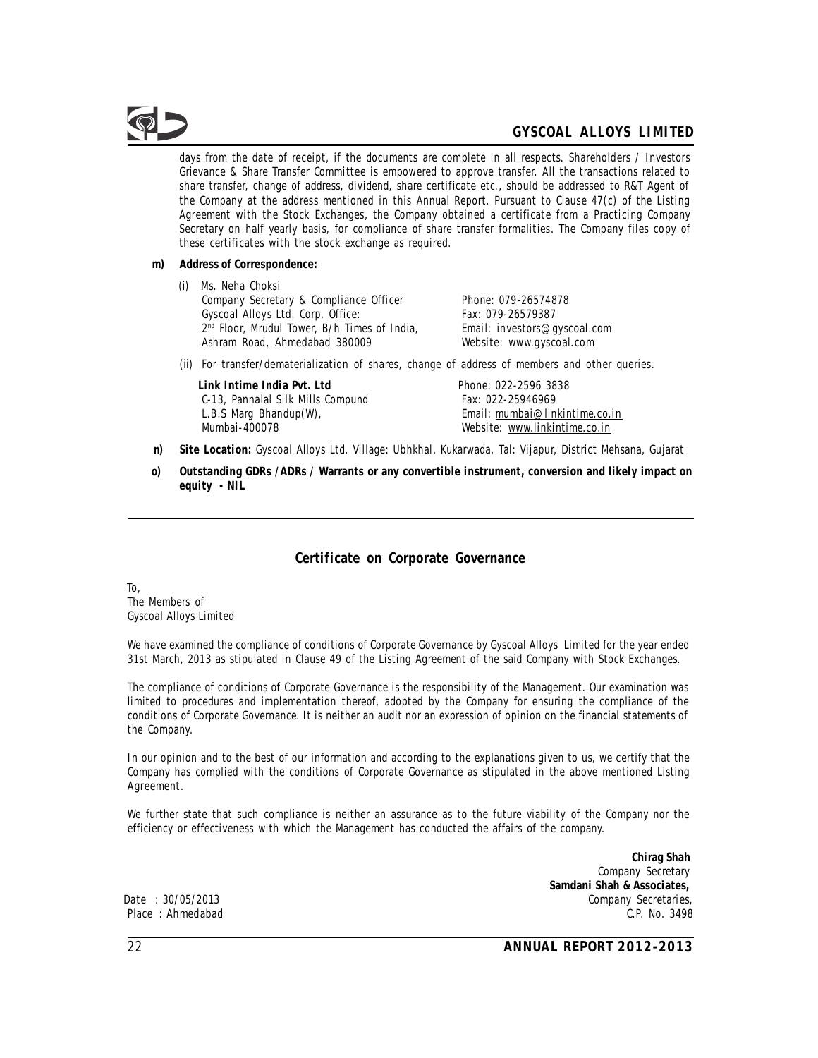days from the date of receipt, if the documents are complete in all respects. Shareholders / Investors Grievance & Share Transfer Committee is empowered to approve transfer. All the transactions related to share transfer, change of address, dividend, share certificate etc., should be addressed to R&T Agent of the Company at the address mentioned in this Annual Report. Pursuant to Clause 47(c) of the Listing Agreement with the Stock Exchanges, the Company obtained a certificate from a Practicing Company Secretary on half yearly basis, for compliance of share transfer formalities. The Company files copy of these certificates with the stock exchange as required.

**m) Address of Correspondence:**

(i) Ms. Neha Choksi
Company Secretary & Compliance Officer
Gyscoal Alloys Ltd. Corp. Office:
2nd Floor, Mrudul Tower, B/h Times of India,
Ashram Road, Ahmedabad 380009

Phone: 079-26574878
Fax: 079-26579387
Email: investors@gyscoal.com
Website: www.gyscoal.com

(ii) For transfer/dematerialization of shares, change of address of members and other queries.

**Link Intime India Pvt. Ltd**
C-13, Pannalal Silk Mills Compund
L.B.S Marg Bhandup(W),
Mumbai-400078

Phone: 022-2596 3838
Fax: 022-25946969
Email: mumbai@linkintime.co.in
Website: www.linkintime.co.in

**n) Site Location:** Gyscoal Alloys Ltd. Village: Ubhkhal, Kukarwada, Tal: Vijapur, District Mehsana, Gujarat

**o) Outstanding GDRs /ADRs / Warrants or any convertible instrument, conversion and likely impact on equity - NIL**

---

## Certificate on Corporate Governance

To,
The Members of
Gyscoal Alloys Limited

We have examined the compliance of conditions of Corporate Governance by Gyscoal Alloys Limited for the year ended 31st March, 2013 as stipulated in Clause 49 of the Listing Agreement of the said Company with Stock Exchanges.

The compliance of conditions of Corporate Governance is the responsibility of the Management. Our examination was limited to procedures and implementation thereof, adopted by the Company for ensuring the compliance of the conditions of Corporate Governance. It is neither an audit nor an expression of opinion on the financial statements of the Company.

In our opinion and to the best of our information and according to the explanations given to us, we certify that the Company has complied with the conditions of Corporate Governance as stipulated in the above mentioned Listing Agreement.

We further state that such compliance is neither an assurance as to the future viability of the Company nor the efficiency or effectiveness with which the Management has conducted the affairs of the company.

**Chirag Shah**
Company Secretary
**Samdani Shah & Associates,**
Company Secretaries,
C.P. No. 3498

Date : 30/05/2013
Place : Ahmedabad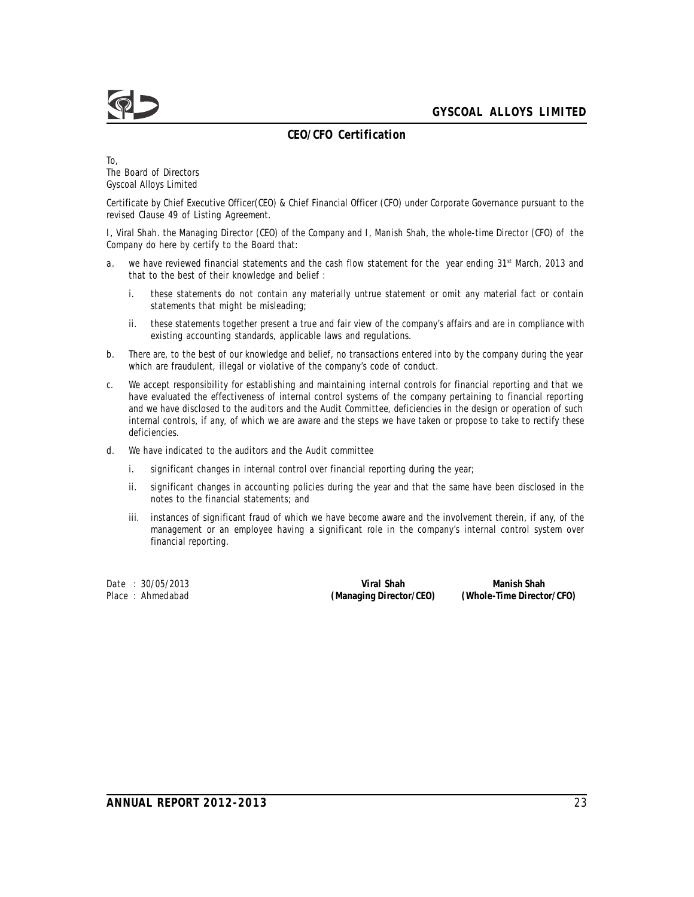## CEO/CFO Certification

To,
The Board of Directors
Gyscoal Alloys Limited

Certificate by Chief Executive Officer(CEO) & Chief Financial Officer (CFO) under Corporate Governance pursuant to the revised Clause 49 of Listing Agreement.

I, Viral Shah. the Managing Director (CEO) of the Company and I, Manish Shah, the whole-time Director (CFO) of the Company do here by certify to the Board that:

a. we have reviewed financial statements and the cash flow statement for the year ending 31st March, 2013 and that to the best of their knowledge and belief :

   i. these statements do not contain any materially untrue statement or omit any material fact or contain statements that might be misleading;

   ii. these statements together present a true and fair view of the company's affairs and are in compliance with existing accounting standards, applicable laws and regulations.

b. There are, to the best of our knowledge and belief, no transactions entered into by the company during the year which are fraudulent, illegal or violative of the company's code of conduct.

c. We accept responsibility for establishing and maintaining internal controls for financial reporting and that we have evaluated the effectiveness of internal control systems of the company pertaining to financial reporting and we have disclosed to the auditors and the Audit Committee, deficiencies in the design or operation of such internal controls, if any, of which we are aware and the steps we have taken or propose to take to rectify these deficiencies.

d. We have indicated to the auditors and the Audit committee

   i. significant changes in internal control over financial reporting during the year;

   ii. significant changes in accounting policies during the year and that the same have been disclosed in the notes to the financial statements; and

   iii. instances of significant fraud of which we have become aware and the involvement therein, if any, of the management or an employee having a significant role in the company's internal control system over financial reporting.

Date : 30/05/2013
Place : Ahmedabad

**Viral Shah**
**(Managing Director/CEO)**

**Manish Shah**
**(Whole-Time Director/CFO)**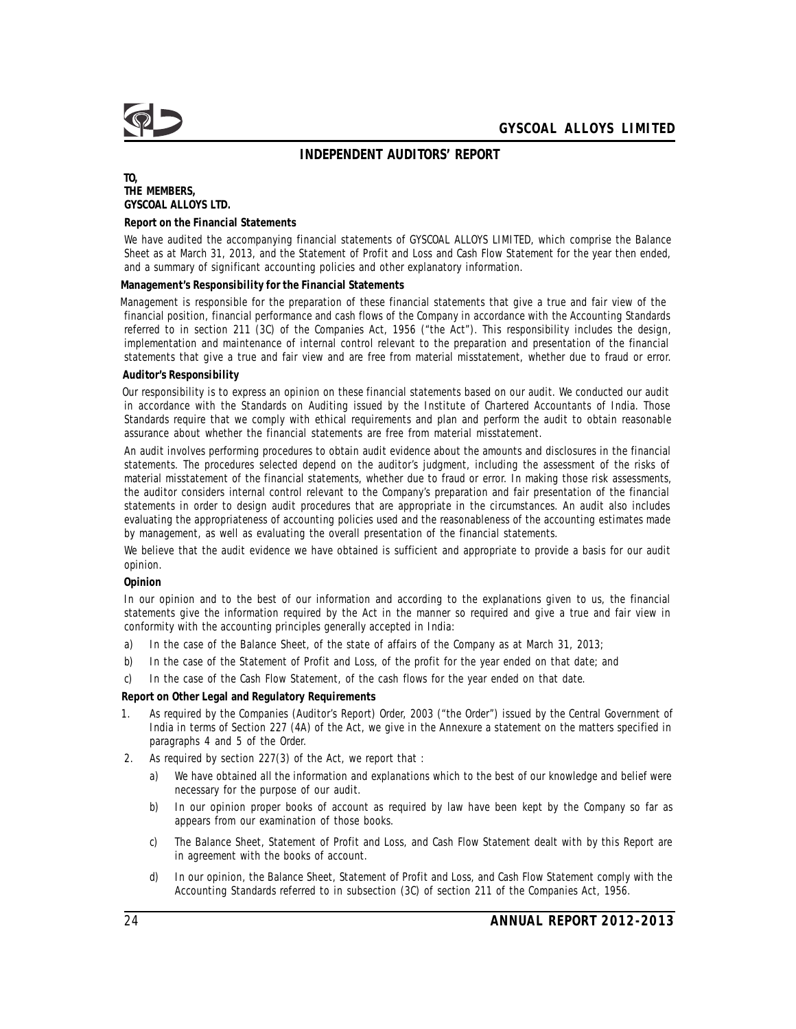# INDEPENDENT AUDITORS' REPORT

**TO,**
**THE MEMBERS,**
**GYSCOAL ALLOYS LTD.**

**Report on the Financial Statements**

We have audited the accompanying financial statements of GYSCOAL ALLOYS LIMITED, which comprise the Balance Sheet as at March 31, 2013, and the Statement of Profit and Loss and Cash Flow Statement for the year then ended, and a summary of significant accounting policies and other explanatory information.

**Management's Responsibility for the Financial Statements**

Management is responsible for the preparation of these financial statements that give a true and fair view of the financial position, financial performance and cash flows of the Company in accordance with the Accounting Standards referred to in section 211 (3C) of the Companies Act, 1956 ("the Act"). This responsibility includes the design, implementation and maintenance of internal control relevant to the preparation and presentation of the financial statements that give a true and fair view and are free from material misstatement, whether due to fraud or error.

**Auditor's Responsibility**

Our responsibility is to express an opinion on these financial statements based on our audit. We conducted our audit in accordance with the Standards on Auditing issued by the Institute of Chartered Accountants of India. Those Standards require that we comply with ethical requirements and plan and perform the audit to obtain reasonable assurance about whether the financial statements are free from material misstatement.

An audit involves performing procedures to obtain audit evidence about the amounts and disclosures in the financial statements. The procedures selected depend on the auditor's judgment, including the assessment of the risks of material misstatement of the financial statements, whether due to fraud or error. In making those risk assessments, the auditor considers internal control relevant to the Company's preparation and fair presentation of the financial statements in order to design audit procedures that are appropriate in the circumstances. An audit also includes evaluating the appropriateness of accounting policies used and the reasonableness of the accounting estimates made by management, as well as evaluating the overall presentation of the financial statements.

We believe that the audit evidence we have obtained is sufficient and appropriate to provide a basis for our audit opinion.

**Opinion**

In our opinion and to the best of our information and according to the explanations given to us, the financial statements give the information required by the Act in the manner so required and give a true and fair view in conformity with the accounting principles generally accepted in India:

a) In the case of the Balance Sheet, of the state of affairs of the Company as at March 31, 2013;

b) In the case of the Statement of Profit and Loss, of the profit for the year ended on that date; and

c) In the case of the Cash Flow Statement, of the cash flows for the year ended on that date.

**Report on Other Legal and Regulatory Requirements**

1. As required by the Companies (Auditor's Report) Order, 2003 ("the Order") issued by the Central Government of India in terms of Section 227 (4A) of the Act, we give in the Annexure a statement on the matters specified in paragraphs 4 and 5 of the Order.

2. As required by section 227(3) of the Act, we report that :

   a) We have obtained all the information and explanations which to the best of our knowledge and belief were necessary for the purpose of our audit.

   b) In our opinion proper books of account as required by law have been kept by the Company so far as appears from our examination of those books.

   c) The Balance Sheet, Statement of Profit and Loss, and Cash Flow Statement dealt with by this Report are in agreement with the books of account.

   d) In our opinion, the Balance Sheet, Statement of Profit and Loss, and Cash Flow Statement comply with the Accounting Standards referred to in subsection (3C) of section 211 of the Companies Act, 1956.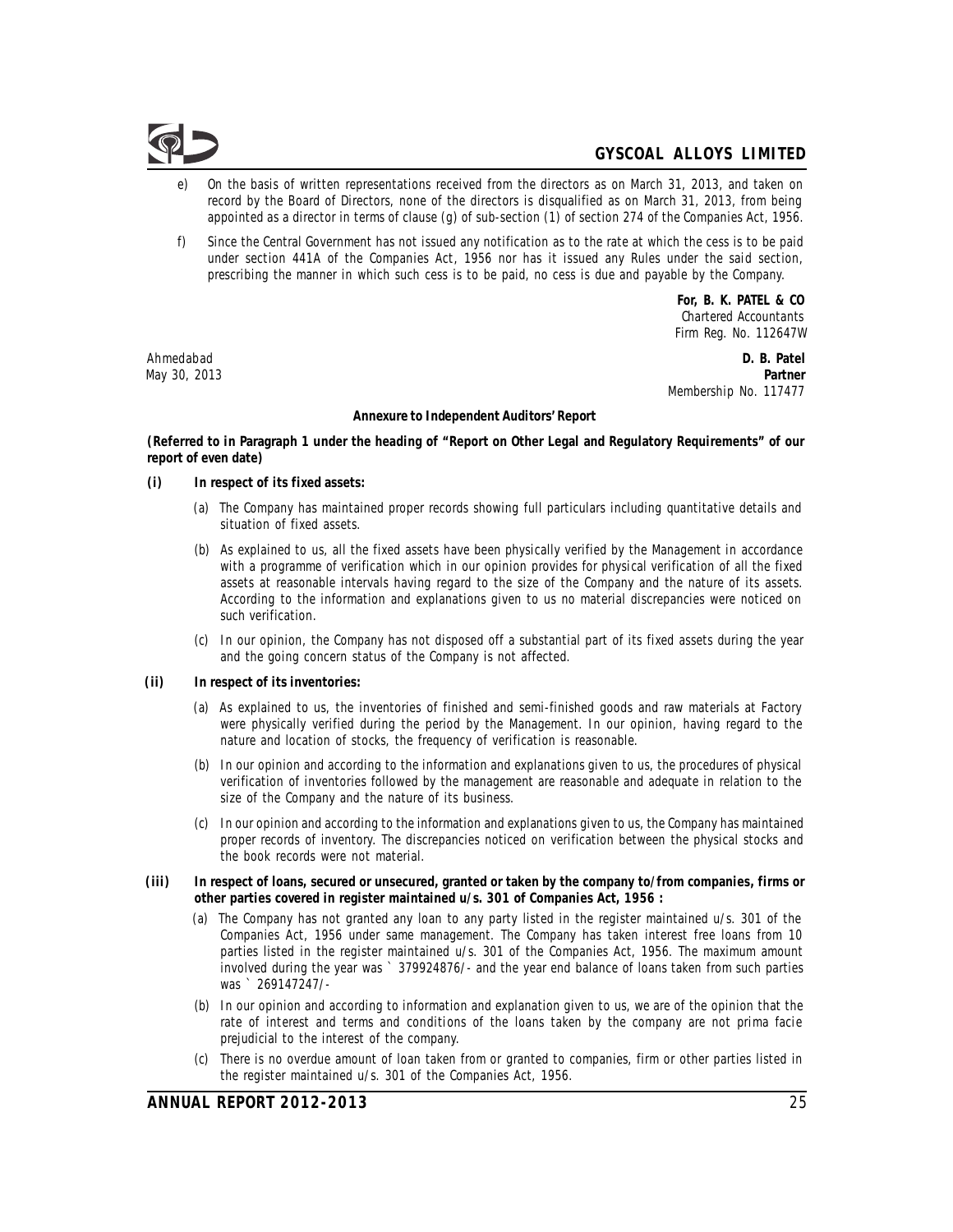e) On the basis of written representations received from the directors as on March 31, 2013, and taken on record by the Board of Directors, none of the directors is disqualified as on March 31, 2013, from being appointed as a director in terms of clause (g) of sub-section (1) of section 274 of the Companies Act, 1956.

f) Since the Central Government has not issued any notification as to the rate at which the cess is to be paid under section 441A of the Companies Act, 1956 nor has it issued any Rules under the said section, prescribing the manner in which such cess is to be paid, no cess is due and payable by the Company.

**For, B. K. PATEL & CO**
Chartered Accountants
Firm Reg. No. 112647W

Ahmedabad
May 30, 2013

**D. B. Patel**
**Partner**
Membership No. 117477

**Annexure to Independent Auditors' Report**

**(Referred to in Paragraph 1 under the heading of "Report on Other Legal and Regulatory Requirements" of our report of even date)**

**(i) In respect of its fixed assets:**

(a) The Company has maintained proper records showing full particulars including quantitative details and situation of fixed assets.

(b) As explained to us, all the fixed assets have been physically verified by the Management in accordance with a programme of verification which in our opinion provides for physical verification of all the fixed assets at reasonable intervals having regard to the size of the Company and the nature of its assets. According to the information and explanations given to us no material discrepancies were noticed on such verification.

(c) In our opinion, the Company has not disposed off a substantial part of its fixed assets during the year and the going concern status of the Company is not affected.

**(ii) In respect of its inventories:**

(a) As explained to us, the inventories of finished and semi-finished goods and raw materials at Factory were physically verified during the period by the Management. In our opinion, having regard to the nature and location of stocks, the frequency of verification is reasonable.

(b) In our opinion and according to the information and explanations given to us, the procedures of physical verification of inventories followed by the management are reasonable and adequate in relation to the size of the Company and the nature of its business.

(c) In our opinion and according to the information and explanations given to us, the Company has maintained proper records of inventory. The discrepancies noticed on verification between the physical stocks and the book records were not material.

**(iii) In respect of loans, secured or unsecured, granted or taken by the company to/from companies, firms or other parties covered in register maintained u/s. 301 of Companies Act, 1956 :**

(a) The Company has not granted any loan to any party listed in the register maintained u/s. 301 of the Companies Act, 1956 under same management. The Company has taken interest free loans from 10 parties listed in the register maintained u/s. 301 of the Companies Act, 1956. The maximum amount involved during the year was ` 379924876/- and the year end balance of loans taken from such parties was ` 269147247/-

(b) In our opinion and according to information and explanation given to us, we are of the opinion that the rate of interest and terms and conditions of the loans taken by the company are not prima facie prejudicial to the interest of the company.

(c) There is no overdue amount of loan taken from or granted to companies, firm or other parties listed in the register maintained u/s. 301 of the Companies Act, 1956.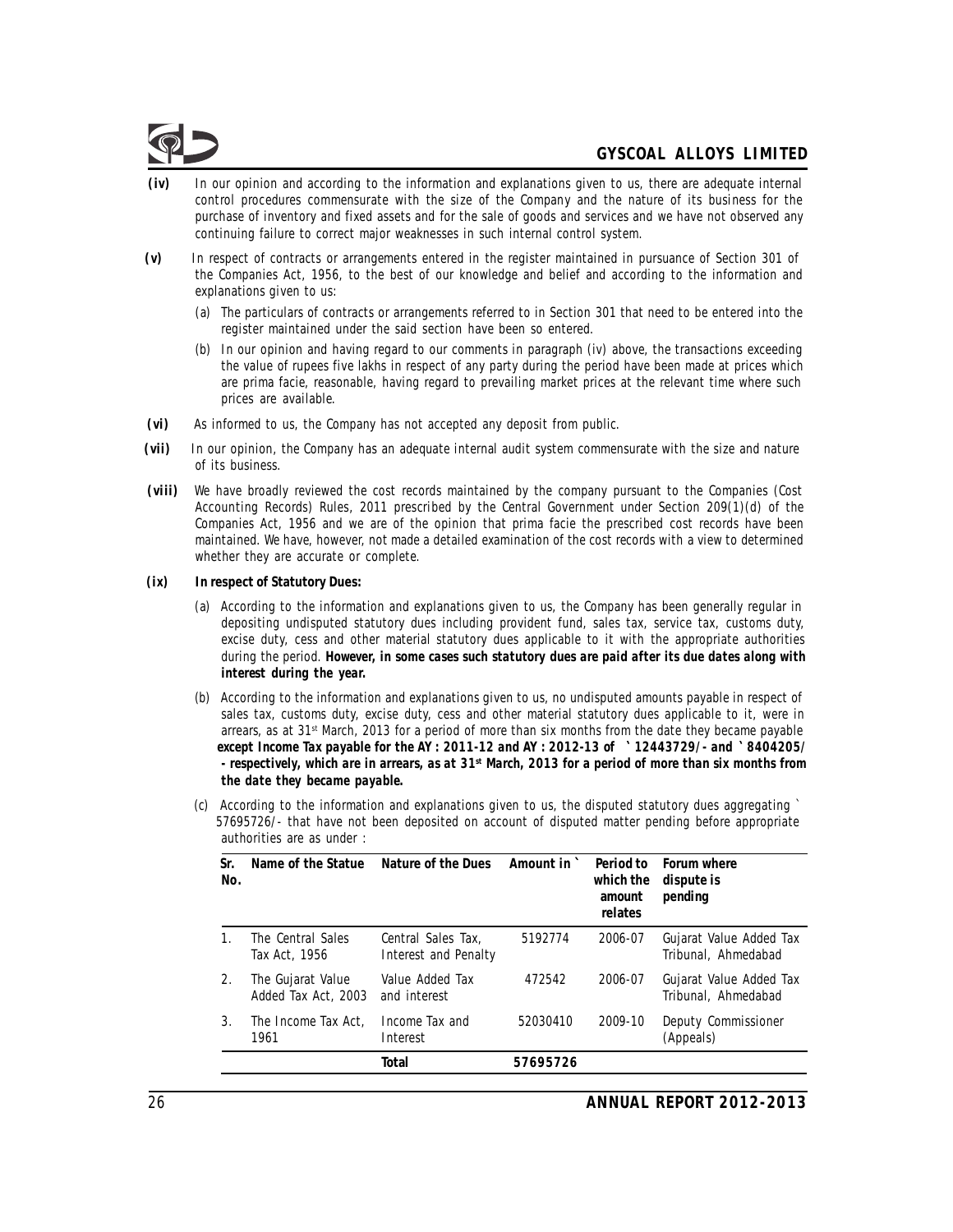**(iv)** In our opinion and according to the information and explanations given to us, there are adequate internal control procedures commensurate with the size of the Company and the nature of its business for the purchase of inventory and fixed assets and for the sale of goods and services and we have not observed any continuing failure to correct major weaknesses in such internal control system.

**(v)** In respect of contracts or arrangements entered in the register maintained in pursuance of Section 301 of the Companies Act, 1956, to the best of our knowledge and belief and according to the information and explanations given to us:

(a) The particulars of contracts or arrangements referred to in Section 301 that need to be entered into the register maintained under the said section have been so entered.

(b) In our opinion and having regard to our comments in paragraph (iv) above, the transactions exceeding the value of rupees five lakhs in respect of any party during the period have been made at prices which are prima facie, reasonable, having regard to prevailing market prices at the relevant time where such prices are available.

**(vi)** As informed to us, the Company has not accepted any deposit from public.

**(vii)** In our opinion, the Company has an adequate internal audit system commensurate with the size and nature of its business.

**(viii)** We have broadly reviewed the cost records maintained by the company pursuant to the Companies (Cost Accounting Records) Rules, 2011 prescribed by the Central Government under Section 209(1)(d) of the Companies Act, 1956 and we are of the opinion that prima facie the prescribed cost records have been maintained. We have, however, not made a detailed examination of the cost records with a view to determined whether they are accurate or complete.

**(ix)** **In respect of Statutory Dues:**

(a) According to the information and explanations given to us, the Company has been generally regular in depositing undisputed statutory dues including provident fund, sales tax, service tax, customs duty, excise duty, cess and other material statutory dues applicable to it with the appropriate authorities during the period. ***However, in some cases such statutory dues are paid after its due dates along with interest during the year.***

(b) According to the information and explanations given to us, no undisputed amounts payable in respect of sales tax, customs duty, excise duty, cess and other material statutory dues applicable to it, were in arrears, as at 31st March, 2013 for a period of more than six months from the date they became payable ***except Income Tax payable for the AY : 2011-12 and AY : 2012-13 of ` 12443729/- and ` 8404205/- respectively, which are in arrears, as at 31st March, 2013 for a period of more than six months from the date they became payable.***

(c) According to the information and explanations given to us, the disputed statutory dues aggregating ` 57695726/- that have not been deposited on account of disputed matter pending before appropriate authorities are as under :

| Sr. No. | Name of the Statue | Nature of the Dues | Amount in ` | Period to which the amount relates | Forum where dispute is pending |
|---|---|---|---|---|---|
| 1. | The Central Sales Tax Act, 1956 | Central Sales Tax, Interest and Penalty | 5192774 | 2006-07 | Gujarat Value Added Tax Tribunal, Ahmedabad |
| 2. | The Gujarat Value Added Tax Act, 2003 | Value Added Tax and interest | 472542 | 2006-07 | Gujarat Value Added Tax Tribunal, Ahmedabad |
| 3. | The Income Tax Act, 1961 | Income Tax and Interest | 52030410 | 2009-10 | Deputy Commissioner (Appeals) |
| | | **Total** | **57695726** | | |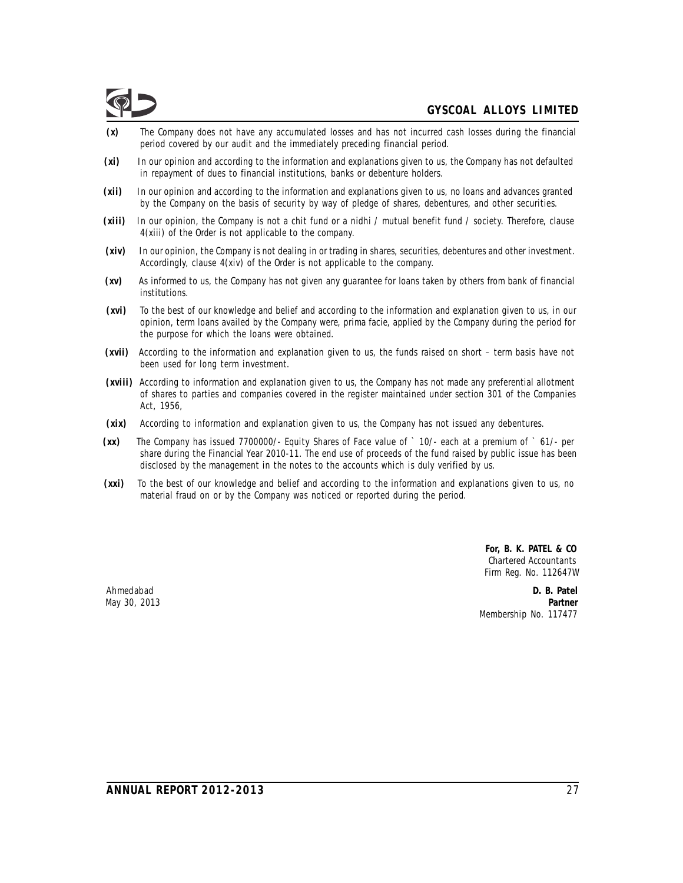**(x)** The Company does not have any accumulated losses and has not incurred cash losses during the financial period covered by our audit and the immediately preceding financial period.

**(xi)** In our opinion and according to the information and explanations given to us, the Company has not defaulted in repayment of dues to financial institutions, banks or debenture holders.

**(xii)** In our opinion and according to the information and explanations given to us, no loans and advances granted by the Company on the basis of security by way of pledge of shares, debentures, and other securities.

**(xiii)** In our opinion, the Company is not a chit fund or a nidhi / mutual benefit fund / society. Therefore, clause 4(xiii) of the Order is not applicable to the company.

**(xiv)** In our opinion, the Company is not dealing in or trading in shares, securities, debentures and other investment. Accordingly, clause 4(xiv) of the Order is not applicable to the company.

**(xv)** As informed to us, the Company has not given any guarantee for loans taken by others from bank of financial institutions.

**(xvi)** To the best of our knowledge and belief and according to the information and explanation given to us, in our opinion, term loans availed by the Company were, prima facie, applied by the Company during the period for the purpose for which the loans were obtained.

**(xvii)** According to the information and explanation given to us, the funds raised on short – term basis have not been used for long term investment.

**(xviii)** According to information and explanation given to us, the Company has not made any preferential allotment of shares to parties and companies covered in the register maintained under section 301 of the Companies Act, 1956,

**(xix)** According to information and explanation given to us, the Company has not issued any debentures.

**(xx)** The Company has issued 7700000/- Equity Shares of Face value of ` 10/- each at a premium of ` 61/- per share during the Financial Year 2010-11. The end use of proceeds of the fund raised by public issue has been disclosed by the management in the notes to the accounts which is duly verified by us.

**(xxi)** To the best of our knowledge and belief and according to the information and explanations given to us, no material fraud on or by the Company was noticed or reported during the period.

**For, B. K. PATEL & CO**
*Chartered Accountants*
*Firm Reg. No. 112647W*

Ahmedabad
May 30, 2013

**D. B. Patel**
**Partner**
Membership No. 117477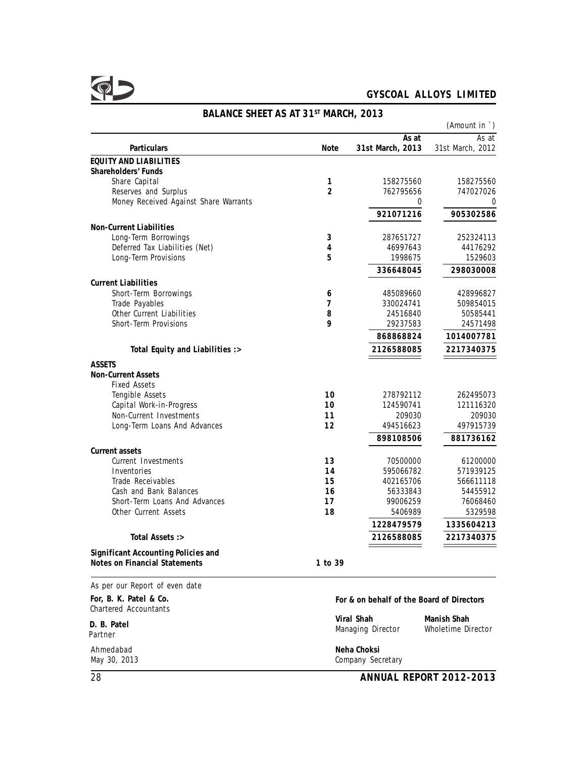# BALANCE SHEET AS AT 31ST MARCH, 2013

(Amount in `)

| Particulars | Note | As at 31st March, 2013 | As at 31st March, 2012 |
|---|---|---|---|
| **EQUITY AND LIABILITIES** | | | |
| **Shareholders' Funds** | | | |
| Share Capital | 1 | 158275560 | 158275560 |
| Reserves and Surplus | 2 | 762795656 | 747027026 |
| Money Received Against Share Warrants | | 0 | 0 |
| | | **921071216** | **905302586** |
| **Non-Current Liabilities** | | | |
| Long-Term Borrowings | 3 | 287651727 | 252324113 |
| Deferred Tax Liabilities (Net) | 4 | 46997643 | 44176292 |
| Long-Term Provisions | 5 | 1998675 | 1529603 |
| | | **336648045** | **298030008** |
| **Current Liabilities** | | | |
| Short-Term Borrowings | 6 | 485089660 | 428996827 |
| Trade Payables | 7 | 330024741 | 509854015 |
| Other Current Liabilities | 8 | 24516840 | 50585441 |
| Short-Term Provisions | 9 | 29237583 | 24571498 |
| | | **868868824** | **1014007781** |
| **Total Equity and Liabilities :>** | | **2126588085** | **2217340375** |
| **ASSETS** | | | |
| **Non-Current Assets** | | | |
| Fixed Assets | | | |
| Tengible Assets | 10 | 278792112 | 262495073 |
| Capital Work-in-Progress | 10 | 124590741 | 121116320 |
| Non-Current Investments | 11 | 209030 | 209030 |
| Long-Term Loans And Advances | 12 | 494516623 | 497915739 |
| | | **898108506** | **881736162** |
| **Current assets** | | | |
| Current Investments | 13 | 70500000 | 61200000 |
| Inventories | 14 | 595066782 | 571939125 |
| Trade Receivables | 15 | 402165706 | 566611118 |
| Cash and Bank Balances | 16 | 56333843 | 54455912 |
| Short-Term Loans And Advances | 17 | 99006259 | 76068460 |
| Other Current Assets | 18 | 5406989 | 5329598 |
| | | **1228479579** | **1335604213** |
| **Total Assets :>** | | **2126588085** | **2217340375** |
| **Significant Accounting Policies and Notes on Financial Statements** | 1 to 39 | | |

As per our Report of even date

**For, B. K. Patel & Co.**
Chartered Accountants

**D. B. Patel**
Partner

Ahmedabad
May 30, 2013

**For & on behalf of the Board of Directors**

**Viral Shah**
Managing Director

**Manish Shah**
Wholetime Director

**Neha Choksi**
Company Secretary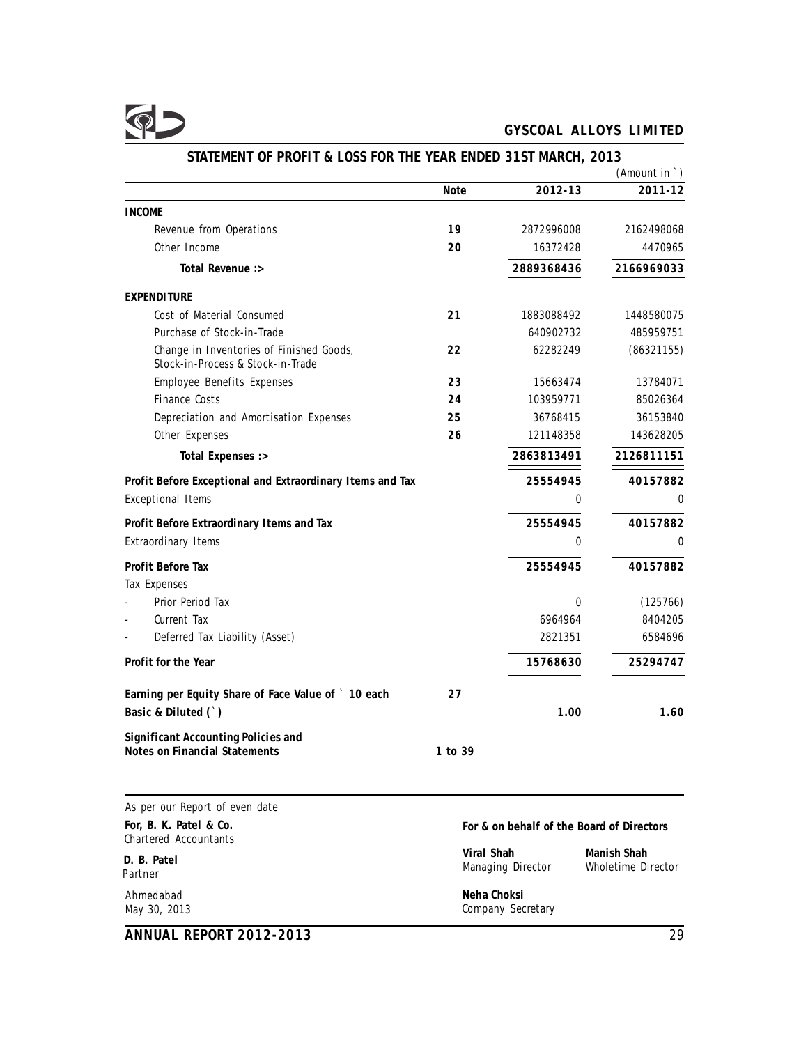## STATEMENT OF PROFIT & LOSS FOR THE YEAR ENDED 31ST MARCH, 2013

(Amount in `)

| | Note | 2012-13 | 2011-12 |
|---|---|---|---|
| **INCOME** | | | |
| Revenue from Operations | **19** | 2872996008 | 2162498068 |
| Other Income | **20** | 16372428 | 4470965 |
| **Total Revenue :>** | | **2889368436** | **2166969033** |
| **EXPENDITURE** | | | |
| Cost of Material Consumed | **21** | 1883088492 | 1448580075 |
| Purchase of Stock-in-Trade | | 640902732 | 485959751 |
| Change in Inventories of Finished Goods, Stock-in-Process & Stock-in-Trade | **22** | 62282249 | (86321155) |
| Employee Benefits Expenses | **23** | 15663474 | 13784071 |
| Finance Costs | **24** | 103959771 | 85026364 |
| Depreciation and Amortisation Expenses | **25** | 36768415 | 36153840 |
| Other Expenses | **26** | 121148358 | 143628205 |
| **Total Expenses :>** | | **2863813491** | **2126811151** |
| **Profit Before Exceptional and Extraordinary Items and Tax** | | **25554945** | **40157882** |
| Exceptional Items | | 0 | 0 |
| **Profit Before Extraordinary Items and Tax** | | **25554945** | **40157882** |
| Extraordinary Items | | 0 | 0 |
| **Profit Before Tax** | | **25554945** | **40157882** |
| Tax Expenses | | | |
| - Prior Period Tax | | 0 | (125766) |
| - Current Tax | | 6964964 | 8404205 |
| - Deferred Tax Liability (Asset) | | 2821351 | 6584696 |
| **Profit for the Year** | | **15768630** | **25294747** |
| **Earning per Equity Share of Face Value of ` 10 each** | **27** | | |
| **Basic & Diluted (`)** | | **1.00** | **1.60** |
| **Significant Accounting Policies and Notes on Financial Statements** | **1 to 39** | | |

As per our Report of even date

**For, B. K. Patel & Co.**
Chartered Accountants

**D. B. Patel**
Partner

Ahmedabad
May 30, 2013

**For & on behalf of the Board of Directors**

**Viral Shah**
Managing Director

**Manish Shah**
Wholetime Director

**Neha Choksi**
Company Secretary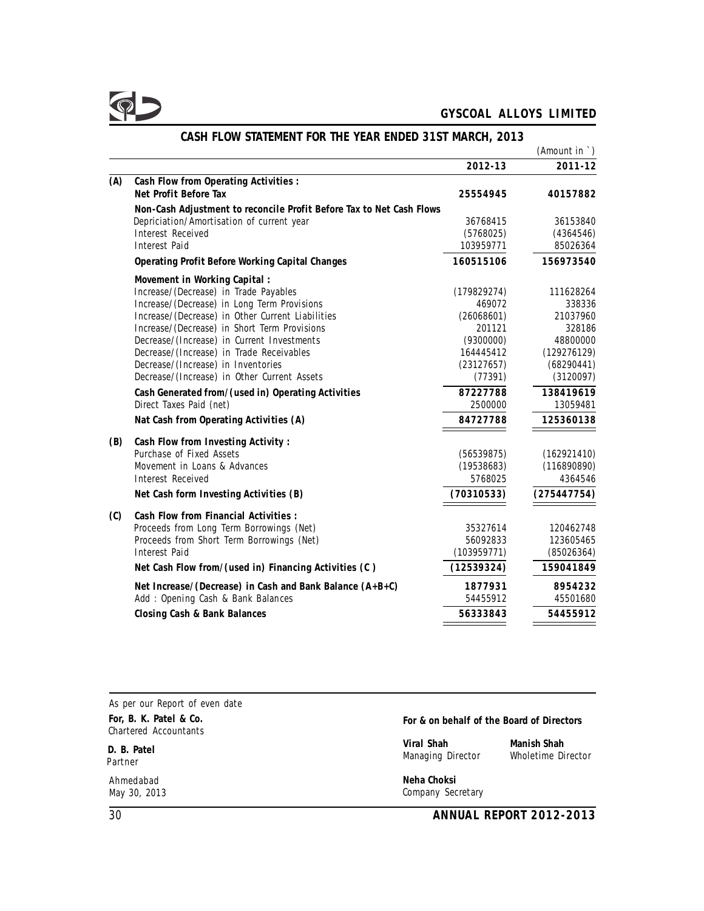## CASH FLOW STATEMENT FOR THE YEAR ENDED 31ST MARCH, 2013

(Amount in `)

| | | 2012-13 | 2011-12 |
|---|---|---|---|
| **(A)** | **Cash Flow from Operating Activities :** | | |
| | **Net Profit Before Tax** | **25554945** | **40157882** |
| | **Non-Cash Adjustment to reconcile Profit Before Tax to Net Cash Flows** | | |
| | Depriciation/Amortisation of current year | 36768415 | 36153840 |
| | Interest Received | (5768025) | (4364546) |
| | Interest Paid | 103959771 | 85026364 |
| | **Operating Profit Before Working Capital Changes** | **160515106** | **156973540** |
| | **Movement in Working Capital :** | | |
| | Increase/(Decrease) in Trade Payables | (179829274) | 111628264 |
| | Increase/(Decrease) in Long Term Provisions | 469072 | 338336 |
| | Increase/(Decrease) in Other Current Liabilities | (26068601) | 21037960 |
| | Increase/(Decrease) in Short Term Provisions | 201121 | 328186 |
| | Decrease/(Increase) in Current Investments | (9300000) | 48800000 |
| | Decrease/(Increase) in Trade Receivables | 164445412 | (129276129) |
| | Decrease/(Increase) in Inventories | (23127657) | (68290441) |
| | Decrease/(Increase) in Other Current Assets | (77391) | (3120097) |
| | **Cash Generated from/(used in) Operating Activities** | **87227788** | **138419619** |
| | Direct Taxes Paid (net) | 2500000 | 13059481 |
| | **Nat Cash from Operating Activities (A)** | **84727788** | **125360138** |
| **(B)** | **Cash Flow from Investing Activity :** | | |
| | Purchase of Fixed Assets | (56539875) | (162921410) |
| | Movement in Loans & Advances | (19538683) | (116890890) |
| | Interest Received | 5768025 | 4364546 |
| | **Net Cash form Investing Activities (B)** | **(70310533)** | **(275447754)** |
| **(C)** | **Cash Flow from Financial Activities :** | | |
| | Proceeds from Long Term Borrowings (Net) | 35327614 | 120462748 |
| | Proceeds from Short Term Borrowings (Net) | 56092833 | 123605465 |
| | Interest Paid | (103959771) | (85026364) |
| | **Net Cash Flow from/(used in) Financing Activities (C )** | **(12539324)** | **159041849** |
| | **Net Increase/(Decrease) in Cash and Bank Balance (A+B+C)** | **1877931** | **8954232** |
| | Add : Opening Cash & Bank Balances | 54455912 | 45501680 |
| | **Closing Cash & Bank Balances** | **56333843** | **54455912** |

As per our Report of even date

**For, B. K. Patel & Co.**
Chartered Accountants

**D. B. Patel**
Partner

Ahmedabad
May 30, 2013

**For & on behalf of the Board of Directors**

**Viral Shah**
Managing Director

**Manish Shah**
Wholetime Director

**Neha Choksi**
Company Secretary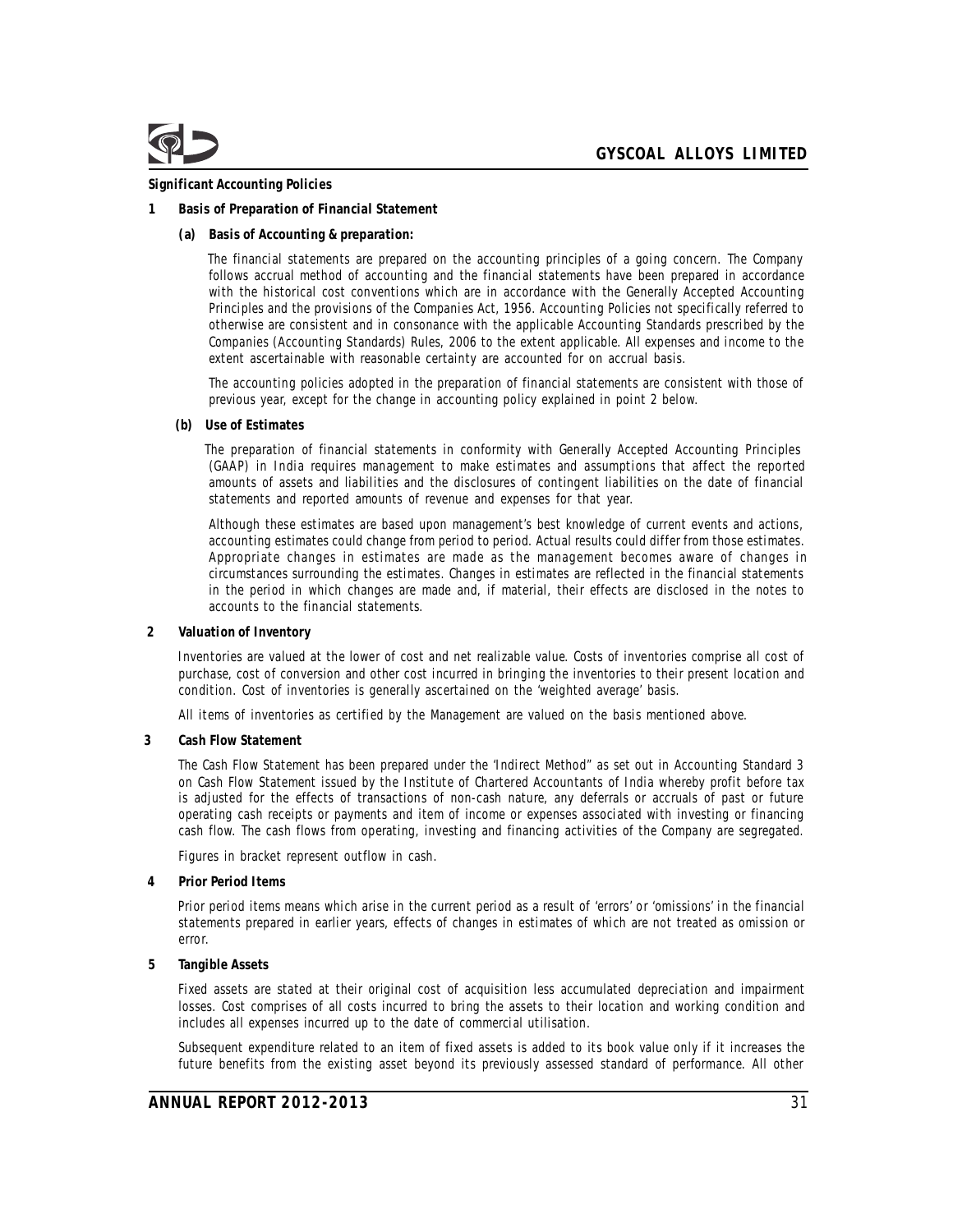## Significant Accounting Policies

### 1 Basis of Preparation of Financial Statement

#### (a) Basis of Accounting & preparation:

The financial statements are prepared on the accounting principles of a going concern. The Company follows accrual method of accounting and the financial statements have been prepared in accordance with the historical cost conventions which are in accordance with the Generally Accepted Accounting Principles and the provisions of the Companies Act, 1956. Accounting Policies not specifically referred to otherwise are consistent and in consonance with the applicable Accounting Standards prescribed by the Companies (Accounting Standards) Rules, 2006 to the extent applicable. All expenses and income to the extent ascertainable with reasonable certainty are accounted for on accrual basis.

The accounting policies adopted in the preparation of financial statements are consistent with those of previous year, except for the change in accounting policy explained in point 2 below.

#### (b) Use of Estimates

The preparation of financial statements in conformity with Generally Accepted Accounting Principles (GAAP) in India requires management to make estimates and assumptions that affect the reported amounts of assets and liabilities and the disclosures of contingent liabilities on the date of financial statements and reported amounts of revenue and expenses for that year.

Although these estimates are based upon management's best knowledge of current events and actions, accounting estimates could change from period to period. Actual results could differ from those estimates. Appropriate changes in estimates are made as the management becomes aware of changes in circumstances surrounding the estimates. Changes in estimates are reflected in the financial statements in the period in which changes are made and, if material, their effects are disclosed in the notes to accounts to the financial statements.

### 2 Valuation of Inventory

Inventories are valued at the lower of cost and net realizable value. Costs of inventories comprise all cost of purchase, cost of conversion and other cost incurred in bringing the inventories to their present location and condition. Cost of inventories is generally ascertained on the 'weighted average' basis.

All items of inventories as certified by the Management are valued on the basis mentioned above.

### 3 Cash Flow Statement

The Cash Flow Statement has been prepared under the 'Indirect Method" as set out in Accounting Standard 3 on Cash Flow Statement issued by the Institute of Chartered Accountants of India whereby profit before tax is adjusted for the effects of transactions of non-cash nature, any deferrals or accruals of past or future operating cash receipts or payments and item of income or expenses associated with investing or financing cash flow. The cash flows from operating, investing and financing activities of the Company are segregated.

Figures in bracket represent outflow in cash.

### 4 Prior Period Items

Prior period items means which arise in the current period as a result of 'errors' or 'omissions' in the financial statements prepared in earlier years, effects of changes in estimates of which are not treated as omission or error.

### 5 Tangible Assets

Fixed assets are stated at their original cost of acquisition less accumulated depreciation and impairment losses. Cost comprises of all costs incurred to bring the assets to their location and working condition and includes all expenses incurred up to the date of commercial utilisation.

Subsequent expenditure related to an item of fixed assets is added to its book value only if it increases the future benefits from the existing asset beyond its previously assessed standard of performance. All other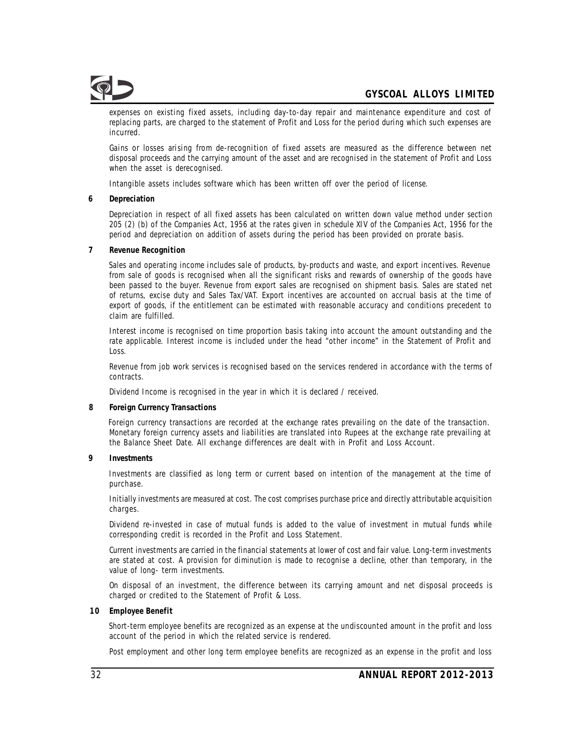expenses on existing fixed assets, including day-to-day repair and maintenance expenditure and cost of replacing parts, are charged to the statement of Profit and Loss for the period during which such expenses are incurred.

Gains or losses arising from de-recognition of fixed assets are measured as the difference between net disposal proceeds and the carrying amount of the asset and are recognised in the statement of Profit and Loss when the asset is derecognised.

Intangible assets includes software which has been written off over the period of license.

**6 Depreciation**

Depreciation in respect of all fixed assets has been calculated on written down value method under section 205 (2) (b) of the Companies Act, 1956 at the rates given in schedule XIV of the Companies Act, 1956 for the period and depreciation on addition of assets during the period has been provided on prorate basis.

**7 Revenue Recognition**

Sales and operating income includes sale of products, by-products and waste, and export incentives. Revenue from sale of goods is recognised when all the significant risks and rewards of ownership of the goods have been passed to the buyer. Revenue from export sales are recognised on shipment basis. Sales are stated net of returns, excise duty and Sales Tax/VAT. Export incentives are accounted on accrual basis at the time of export of goods, if the entitlement can be estimated with reasonable accuracy and conditions precedent to claim are fulfilled.

Interest income is recognised on time proportion basis taking into account the amount outstanding and the rate applicable. Interest income is included under the head "other income" in the Statement of Profit and Loss.

Revenue from job work services is recognised based on the services rendered in accordance with the terms of contracts.

Dividend Income is recognised in the year in which it is declared / received.

**8 Foreign Currency Transactions**

Foreign currency transactions are recorded at the exchange rates prevailing on the date of the transaction. Monetary foreign currency assets and liabilities are translated into Rupees at the exchange rate prevailing at the Balance Sheet Date. All exchange differences are dealt with in Profit and Loss Account.

**9 Investments**

Investments are classified as long term or current based on intention of the management at the time of purchase.

Initially investments are measured at cost. The cost comprises purchase price and directly attributable acquisition charges.

Dividend re-invested in case of mutual funds is added to the value of investment in mutual funds while corresponding credit is recorded in the Profit and Loss Statement.

Current investments are carried in the financial statements at lower of cost and fair value. Long-term investments are stated at cost. A provision for diminution is made to recognise a decline, other than temporary, in the value of long- term investments.

On disposal of an investment, the difference between its carrying amount and net disposal proceeds is charged or credited to the Statement of Profit & Loss.

**10 Employee Benefit**

Short-term employee benefits are recognized as an expense at the undiscounted amount in the profit and loss account of the period in which the related service is rendered.

Post employment and other long term employee benefits are recognized as an expense in the profit and loss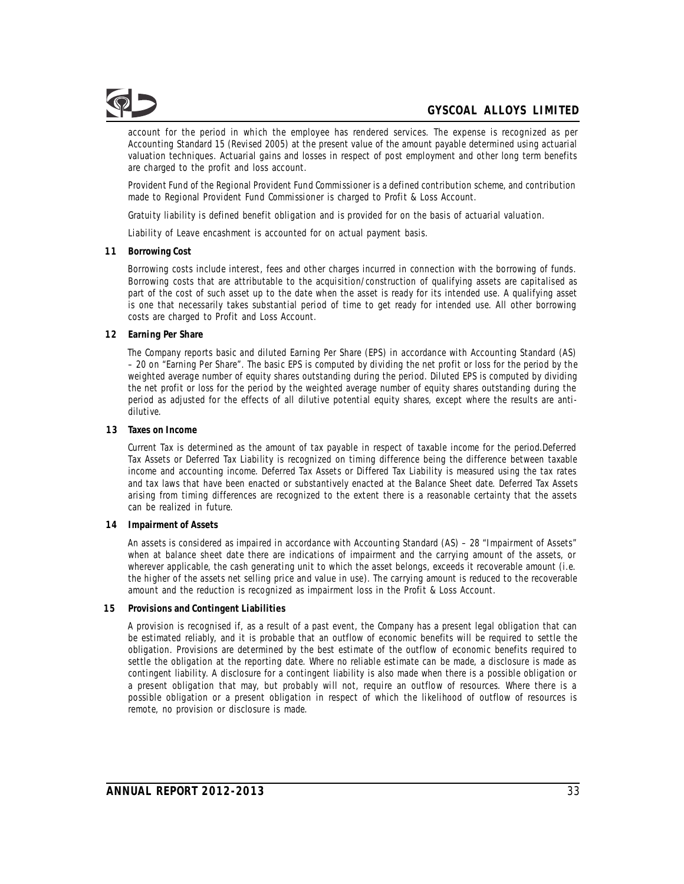account for the period in which the employee has rendered services. The expense is recognized as per Accounting Standard 15 (Revised 2005) at the present value of the amount payable determined using actuarial valuation techniques. Actuarial gains and losses in respect of post employment and other long term benefits are charged to the profit and loss account.

Provident Fund of the Regional Provident Fund Commissioner is a defined contribution scheme, and contribution made to Regional Provident Fund Commissioner is charged to Profit & Loss Account.

Gratuity liability is defined benefit obligation and is provided for on the basis of actuarial valuation.

Liability of Leave encashment is accounted for on actual payment basis.

**11 Borrowing Cost**

Borrowing costs include interest, fees and other charges incurred in connection with the borrowing of funds. Borrowing costs that are attributable to the acquisition/construction of qualifying assets are capitalised as part of the cost of such asset up to the date when the asset is ready for its intended use. A qualifying asset is one that necessarily takes substantial period of time to get ready for intended use. All other borrowing costs are charged to Profit and Loss Account.

**12 Earning Per Share**

The Company reports basic and diluted Earning Per Share (EPS) in accordance with Accounting Standard (AS) – 20 on "Earning Per Share". The basic EPS is computed by dividing the net profit or loss for the period by the weighted average number of equity shares outstanding during the period. Diluted EPS is computed by dividing the net profit or loss for the period by the weighted average number of equity shares outstanding during the period as adjusted for the effects of all dilutive potential equity shares, except where the results are anti-dilutive.

**13 Taxes on Income**

Current Tax is determined as the amount of tax payable in respect of taxable income for the period.Deferred Tax Assets or Deferred Tax Liability is recognized on timing difference being the difference between taxable income and accounting income. Deferred Tax Assets or Differed Tax Liability is measured using the tax rates and tax laws that have been enacted or substantively enacted at the Balance Sheet date. Deferred Tax Assets arising from timing differences are recognized to the extent there is a reasonable certainty that the assets can be realized in future.

**14 Impairment of Assets**

An assets is considered as impaired in accordance with Accounting Standard (AS) – 28 "Impairment of Assets" when at balance sheet date there are indications of impairment and the carrying amount of the assets, or wherever applicable, the cash generating unit to which the asset belongs, exceeds it recoverable amount (i.e. the higher of the assets net selling price and value in use). The carrying amount is reduced to the recoverable amount and the reduction is recognized as impairment loss in the Profit & Loss Account.

**15 Provisions and Contingent Liabilities**

A provision is recognised if, as a result of a past event, the Company has a present legal obligation that can be estimated reliably, and it is probable that an outflow of economic benefits will be required to settle the obligation. Provisions are determined by the best estimate of the outflow of economic benefits required to settle the obligation at the reporting date. Where no reliable estimate can be made, a disclosure is made as contingent liability. A disclosure for a contingent liability is also made when there is a possible obligation or a present obligation that may, but probably will not, require an outflow of resources. Where there is a possible obligation or a present obligation in respect of which the likelihood of outflow of resources is remote, no provision or disclosure is made.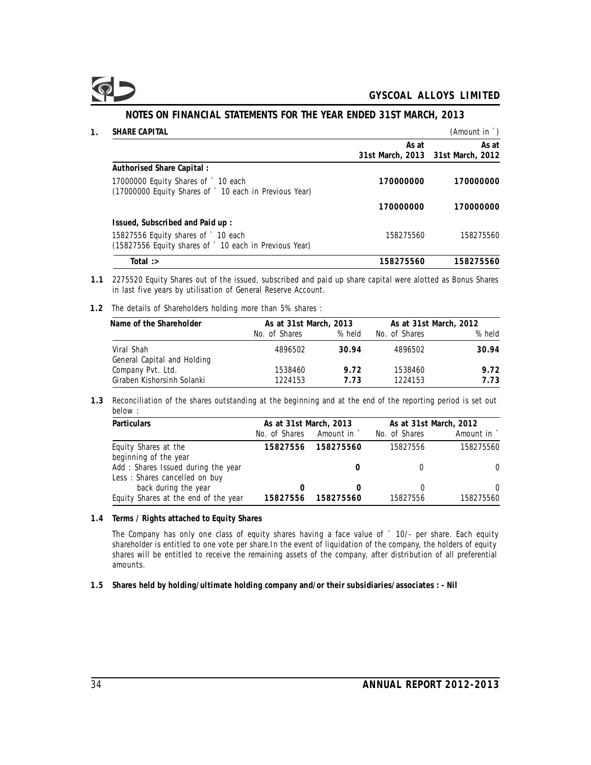## NOTES ON FINANCIAL STATEMENTS FOR THE YEAR ENDED 31ST MARCH, 2013

### 1. SHARE CAPITAL

(Amount in ` )

| | As at 31st March, 2013 | As at 31st March, 2012 |
|---|---|---|
| **Authorised Share Capital :** | | |
| 17000000 Equity Shares of ` 10 each (17000000 Equity Shares of ` 10 each in Previous Year) | **170000000** | **170000000** |
| | **170000000** | **170000000** |
| **Issued, Subscribed and Paid up :** | | |
| 15827556 Equity shares of ` 10 each (15827556 Equity shares of ` 10 each in Previous Year) | 158275560 | 158275560 |
| **Total :>** | **158275560** | **158275560** |

**1.1** 2275520 Equity Shares out of the issued, subscribed and paid up share capital were alotted as Bonus Shares in last five years by utilisation of General Reserve Account.

**1.2** The details of Shareholders holding more than 5% shares :

| Name of the Shareholder | As at 31st March, 2013 | | As at 31st March, 2012 | |
|---|---|---|---|---|
| | No. of Shares | % held | No. of Shares | % held |
| Viral Shah | 4896502 | **30.94** | 4896502 | **30.94** |
| General Capital and Holding Company Pvt. Ltd. | 1538460 | **9.72** | 1538460 | **9.72** |
| Giraben Kishorsinh Solanki | 1224153 | **7.73** | 1224153 | **7.73** |

**1.3** Reconciliation of the shares outstanding at the beginning and at the end of the reporting period is set out below :

| Particulars | As at 31st March, 2013 | | As at 31st March, 2012 | |
|---|---|---|---|---|
| | No. of Shares | Amount in ` | No. of Shares | Amount in ` |
| Equity Shares at the beginning of the year | **15827556** | **158275560** | 15827556 | 158275560 |
| Add : Shares Issued during the year | | **0** | 0 | 0 |
| Less : Shares cancelled on buy back during the year | **0** | **0** | 0 | 0 |
| Equity Shares at the end of the year | **15827556** | **158275560** | 15827556 | 158275560 |

**1.4 Terms / Rights attached to Equity Shares**

The Company has only one class of equity shares having a face value of ` 10/- per share. Each equity shareholder is entitled to one vote per share.In the event of liquidation of the company, the holders of equity shares will be entitled to receive the remaining assets of the company, after distribution of all preferential amounts.

**1.5 Shares held by holding/ultimate holding company and/or their subsidiaries/associates : - Nil**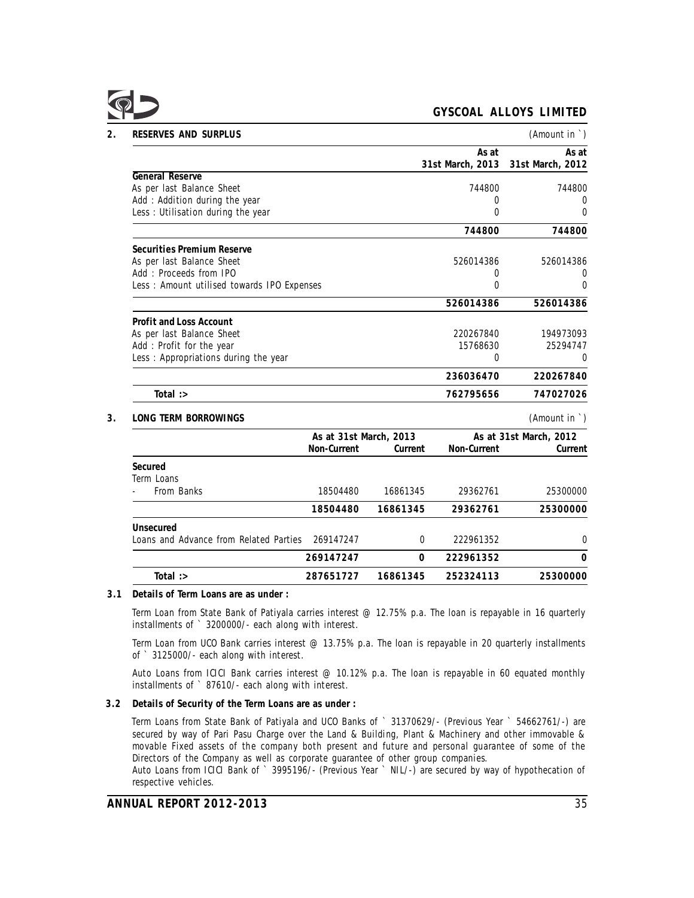## 2. RESERVES AND SURPLUS

(Amount in `)

| | As at 31st March, 2013 | As at 31st March, 2012 |
|---|---|---|
| **General Reserve** | | |
| As per last Balance Sheet | 744800 | 744800 |
| Add : Addition during the year | 0 | 0 |
| Less : Utilisation during the year | 0 | 0 |
| | **744800** | **744800** |
| **Securities Premium Reserve** | | |
| As per last Balance Sheet | 526014386 | 526014386 |
| Add : Proceeds from IPO | 0 | 0 |
| Less : Amount utilised towards IPO Expenses | 0 | 0 |
| | **526014386** | **526014386** |
| **Profit and Loss Account** | | |
| As per last Balance Sheet | 220267840 | 194973093 |
| Add : Profit for the year | 15768630 | 25294747 |
| Less : Appropriations during the year | 0 | 0 |
| | **236036470** | **220267840** |
| **Total :>** | **762795656** | **747027026** |

## 3. LONG TERM BORROWINGS

(Amount in `)

| | As at 31st March, 2013 | | As at 31st March, 2012 | |
|---|---|---|---|---|
| | **Non-Current** | **Current** | **Non-Current** | **Current** |
| **Secured** | | | | |
| Term Loans | | | | |
| - From Banks | 18504480 | 16861345 | 29362761 | 25300000 |
| | **18504480** | **16861345** | **29362761** | **25300000** |
| **Unsecured** | | | | |
| Loans and Advance from Related Parties | 269147247 | 0 | 222961352 | 0 |
| | **269147247** | **0** | **222961352** | **0** |
| **Total :>** | **287651727** | **16861345** | **252324113** | **25300000** |

### 3.1 Details of Term Loans are as under :

Term Loan from State Bank of Patiyala carries interest @ 12.75% p.a. The loan is repayable in 16 quarterly installments of ` 3200000/- each along with interest.

Term Loan from UCO Bank carries interest @ 13.75% p.a. The loan is repayable in 20 quarterly installments of ` 3125000/- each along with interest.

Auto Loans from ICICI Bank carries interest @ 10.12% p.a. The loan is repayable in 60 equated monthly installments of ` 87610/- each along with interest.

### 3.2 Details of Security of the Term Loans are as under :

Term Loans from State Bank of Patiyala and UCO Banks of ` 31370629/- (Previous Year ` 54662761/-) are secured by way of Pari Pasu Charge over the Land & Building, Plant & Machinery and other immovable & movable Fixed assets of the company both present and future and personal guarantee of some of the Directors of the Company as well as corporate guarantee of other group companies.

Auto Loans from ICICI Bank of ` 3995196/- (Previous Year ` NIL/-) are secured by way of hypothecation of respective vehicles.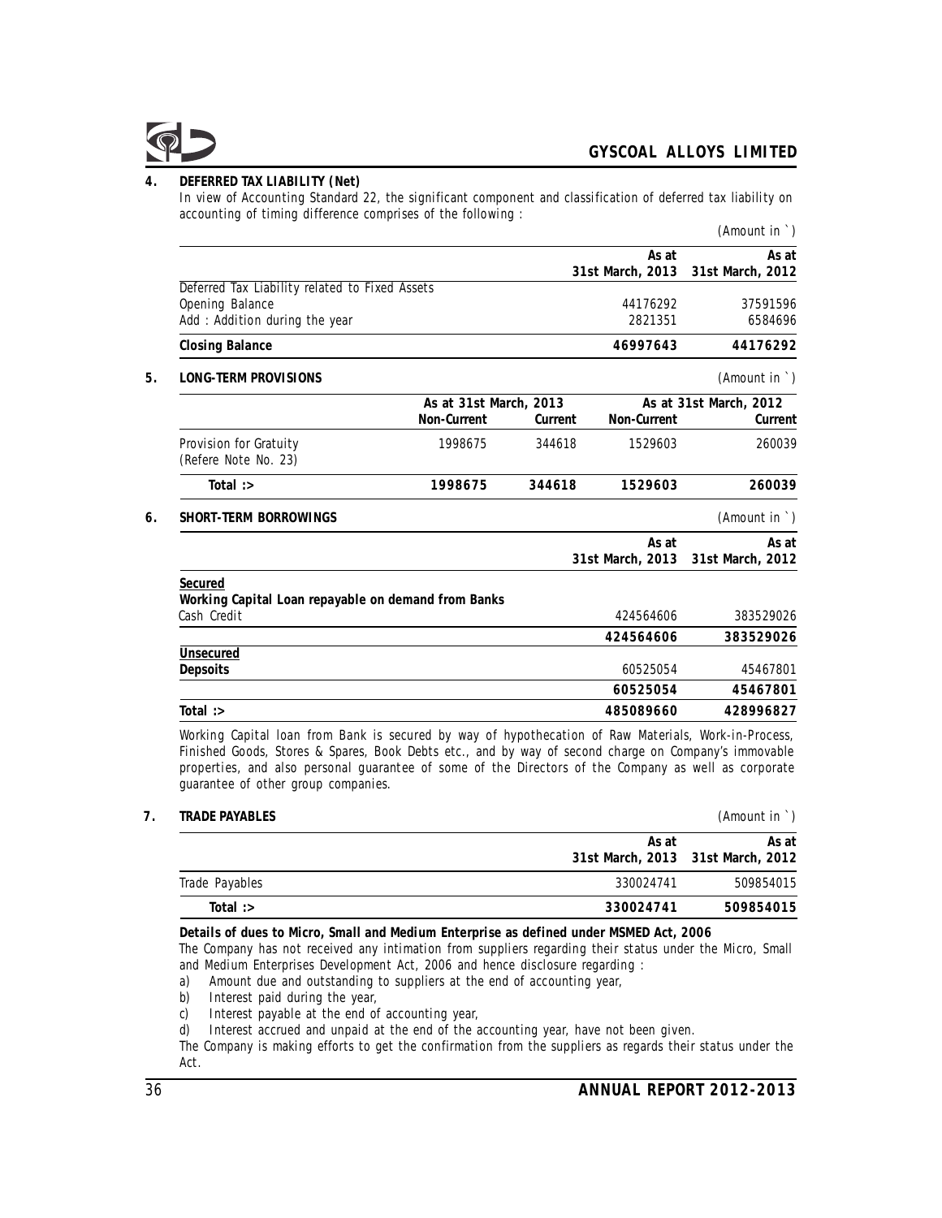## 4. DEFERRED TAX LIABILITY (Net)

In view of Accounting Standard 22, the significant component and classification of deferred tax liability on accounting of timing difference comprises of the following :

(Amount in ` )

| | As at 31st March, 2013 | As at 31st March, 2012 |
|---|---|---|
| Deferred Tax Liability related to Fixed Assets | | |
| Opening Balance | 44176292 | 37591596 |
| Add : Addition during the year | 2821351 | 6584696 |
| **Closing Balance** | **46997643** | **44176292** |

## 5. LONG-TERM PROVISIONS

(Amount in ` )

| | As at 31st March, 2013 | | As at 31st March, 2012 | |
|---|---|---|---|---|
| | Non-Current | Current | Non-Current | Current |
| Provision for Gratuity (Refere Note No. 23) | 1998675 | 344618 | 1529603 | 260039 |
| **Total :>** | **1998675** | **344618** | **1529603** | **260039** |

## 6. SHORT-TERM BORROWINGS

(Amount in ` )

| | As at 31st March, 2013 | As at 31st March, 2012 |
|---|---|---|
| **Secured** | | |
| **Working Capital Loan repayable on demand from Banks** | | |
| Cash Credit | 424564606 | 383529026 |
| | **424564606** | **383529026** |
| **Unsecured** | | |
| **Depsoits** | 60525054 | 45467801 |
| | **60525054** | **45467801** |
| **Total :>** | **485089660** | **428996827** |

Working Capital loan from Bank is secured by way of hypothecation of Raw Materials, Work-in-Process, Finished Goods, Stores & Spares, Book Debts etc., and by way of second charge on Company's immovable properties, and also personal guarantee of some of the Directors of the Company as well as corporate guarantee of other group companies.

## 7. TRADE PAYABLES

(Amount in ` )

| | As at 31st March, 2013 | As at 31st March, 2012 |
|---|---|---|
| Trade Payables | 330024741 | 509854015 |
| **Total :>** | **330024741** | **509854015** |

**Details of dues to Micro, Small and Medium Enterprise as defined under MSMED Act, 2006**

The Company has not received any intimation from suppliers regarding their status under the Micro, Small and Medium Enterprises Development Act, 2006 and hence disclosure regarding :

a) Amount due and outstanding to suppliers at the end of accounting year,

b) Interest paid during the year,

c) Interest payable at the end of accounting year,

d) Interest accrued and unpaid at the end of the accounting year, have not been given.

The Company is making efforts to get the confirmation from the suppliers as regards their status under the Act.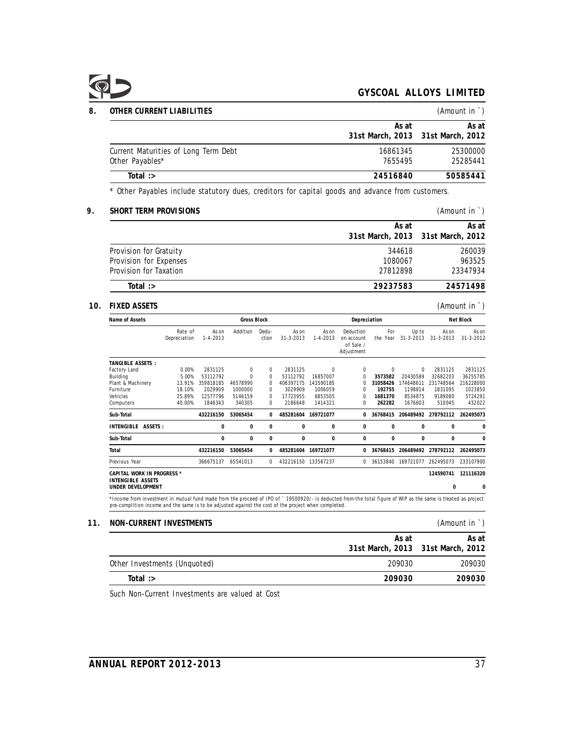## 8. OTHER CURRENT LIABILITIES

(Amount in `)

| | As at 31st March, 2013 | As at 31st March, 2012 |
|---|---|---|
| Current Maturities of Long Term Debt | 16861345 | 25300000 |
| Other Payables* | 7655495 | 25285441 |
| **Total :>** | **24516840** | **50585441** |

* Other Payables include statutory dues, creditors for capital goods and advance from customers.

## 9. SHORT TERM PROVISIONS

(Amount in `)

| | As at 31st March, 2013 | As at 31st March, 2012 |
|---|---|---|
| Provision for Gratuity | 344618 | 260039 |
| Provision for Expenses | 1080067 | 963525 |
| Provision for Taxation | 27812898 | 23347934 |
| **Total :>** | **29237583** | **24571498** |

## 10. FIXED ASSETS

(Amount in `)

| Name of Assets | | Gross Block | | | | Depreciation | | | | Net Block | |
|---|---|---|---|---|---|---|---|---|---|---|---|
| | Rate of Depreciation | As on 1-4-2013 | Addition | Deduction | As on 31-3-2013 | As on 1-4-2013 | Deduction on account of Sale / Adjustment | For the Year | Up to 31-3-2013 | As on 31-3-2013 | As on 31-3-2012 |
| **TANGIBLE ASSETS :** | | | | | | | | | | | |
| Factory Land | 0.00% | 2831125 | 0 | 0 | 2831125 | 0 | 0 | 0 | 0 | 2831125 | 2831125 |
| Building | 5.00% | 53112792 | 0 | 0 | 53112792 | 16857007 | 0 | **3573582** | 20430589 | 32682203 | 36255785 |
| Plant & Machinery | 13.91% | 359818185 | 46578990 | 0 | 406397175 | 143590185 | 0 | **31058426** | 174648611 | 231748564 | 216228000 |
| Furniture | 18.10% | 2029909 | 1000000 | 0 | 3029909 | 1006059 | 0 | **192755** | 1198814 | 1831095 | 1023850 |
| Vehicles | 25.89% | 12577796 | 5146159 | 0 | 17723955 | 6853505 | 0 | **1681370** | 8534875 | 9189080 | 5724291 |
| Computers | 40.00% | 1846343 | 340305 | 0 | 2186648 | 1414321 | 0 | **262282** | 1676603 | 510045 | 432022 |
| **Sub-Total** | | **432216150** | **53065454** | **0** | **485281604** | **169721077** | **0** | **36768415** | **206489492** | **278792112** | **262495073** |
| **INTENGIBLE ASSETS :** | | **0** | **0** | **0** | **0** | **0** | **0** | **0** | **0** | **0** | **0** |
| **Sub-Total** | | **0** | **0** | **0** | **0** | **0** | **0** | **0** | **0** | **0** | **0** |
| **Total** | | **432216150** | **53065454** | **0** | **485281604** | **169721077** | **0** | **36768415** | **206489492** | **278792112** | **262495073** |
| Previous Year | | 366675137 | 65541013 | 0 | 432216150 | 133567237 | 0 | 36153840 | 169721077 | 262495073 | 233107900 |
| **CAPITAL WORK IN PROGRESS *** | | | | | | | | | | **124590741** | **121116320** |
| **INTENGIBLE ASSETS UNDER DEVELOPMENT** | | | | | | | | | | **0** | **0** |

*Income from investment in mutual fund made from the proceed of IPO of ` 19500920/- is deducted from the total figure of WIP as the same is treated as project pre-compliton income and the same is to be adjusted against the cost of the project when completed.

## 11. NON-CURRENT INVESTMENTS

(Amount in `)

| | As at 31st March, 2013 | As at 31st March, 2012 |
|---|---|---|
| Other Investments (Unquoted) | 209030 | 209030 |
| **Total :>** | **209030** | **209030** |

Such Non-Current Investments are valued at Cost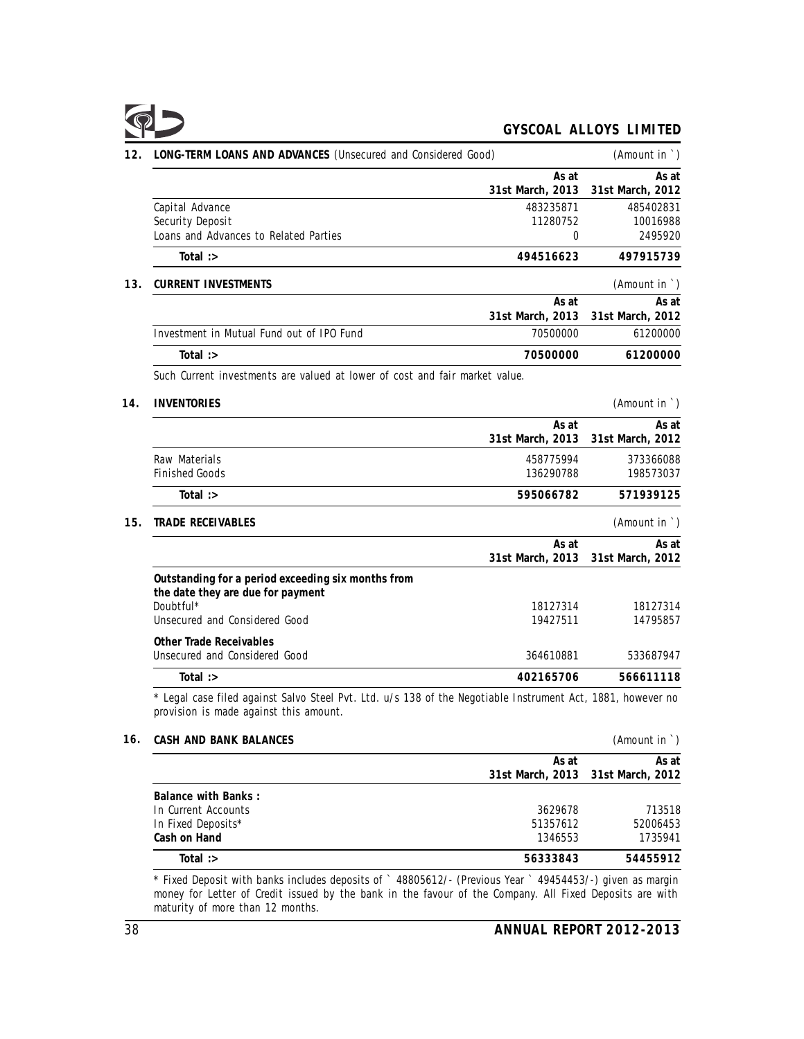## 12. LONG-TERM LOANS AND ADVANCES (Unsecured and Considered Good)

(Amount in `)

| | As at 31st March, 2013 | As at 31st March, 2012 |
|---|---|---|
| Capital Advance | 483235871 | 485402831 |
| Security Deposit | 11280752 | 10016988 |
| Loans and Advances to Related Parties | 0 | 2495920 |
| **Total :>** | **494516623** | **497915739** |

## 13. CURRENT INVESTMENTS

(Amount in `)

| | As at 31st March, 2013 | As at 31st March, 2012 |
|---|---|---|
| Investment in Mutual Fund out of IPO Fund | 70500000 | 61200000 |
| **Total :>** | **70500000** | **61200000** |

Such Current investments are valued at lower of cost and fair market value.

## 14. INVENTORIES

(Amount in `)

| | As at 31st March, 2013 | As at 31st March, 2012 |
|---|---|---|
| Raw Materials | 458775994 | 373366088 |
| Finished Goods | 136290788 | 198573037 |
| **Total :>** | **595066782** | **571939125** |

## 15. TRADE RECEIVABLES

(Amount in `)

| | As at 31st March, 2013 | As at 31st March, 2012 |
|---|---|---|
| **Outstanding for a period exceeding six months from the date they are due for payment** | | |
| Doubtful* | 18127314 | 18127314 |
| Unsecured and Considered Good | 19427511 | 14795857 |
| **Other Trade Receivables** | | |
| Unsecured and Considered Good | 364610881 | 533687947 |
| **Total :>** | **402165706** | **566611118** |

* Legal case filed against Salvo Steel Pvt. Ltd. u/s 138 of the Negotiable Instrument Act, 1881, however no provision is made against this amount.

## 16. CASH AND BANK BALANCES

(Amount in `)

| | As at 31st March, 2013 | As at 31st March, 2012 |
|---|---|---|
| **Balance with Banks :** | | |
| In Current Accounts | 3629678 | 713518 |
| In Fixed Deposits* | 51357612 | 52006453 |
| **Cash on Hand** | 1346553 | 1735941 |
| **Total :>** | **56333843** | **54455912** |

* Fixed Deposit with banks includes deposits of ` 48805612/- (Previous Year ` 49454453/-) given as margin money for Letter of Credit issued by the bank in the favour of the Company. All Fixed Deposits are with maturity of more than 12 months.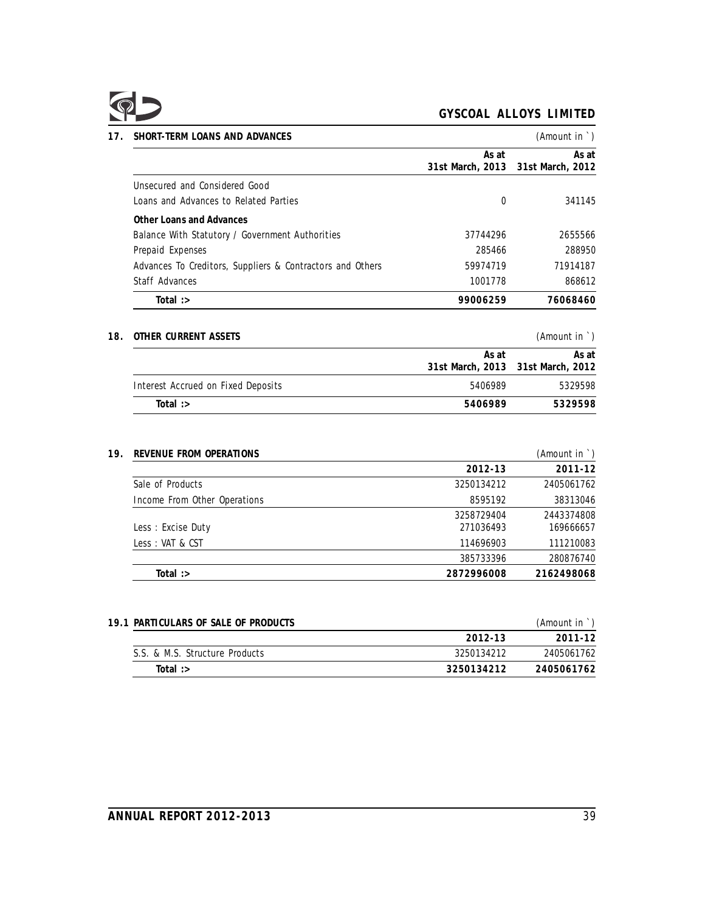## 17. SHORT-TERM LOANS AND ADVANCES

(Amount in ` )

| | As at 31st March, 2013 | As at 31st March, 2012 |
|---|---|---|
| Unsecured and Considered Good | | |
| Loans and Advances to Related Parties | 0 | 341145 |
| **Other Loans and Advances** | | |
| Balance With Statutory / Government Authorities | 37744296 | 2655566 |
| Prepaid Expenses | 285466 | 288950 |
| Advances To Creditors, Suppliers & Contractors and Others | 59974719 | 71914187 |
| Staff Advances | 1001778 | 868612 |
| **Total :>** | **99006259** | **76068460** |

## 18. OTHER CURRENT ASSETS

(Amount in ` )

| | As at 31st March, 2013 | As at 31st March, 2012 |
|---|---|---|
| Interest Accrued on Fixed Deposits | 5406989 | 5329598 |
| **Total :>** | **5406989** | **5329598** |

## 19. REVENUE FROM OPERATIONS

(Amount in ` )

| | 2012-13 | 2011-12 |
|---|---|---|
| Sale of Products | 3250134212 | 2405061762 |
| Income From Other Operations | 8595192 | 38313046 |
| | 3258729404 | 2443374808 |
| Less : Excise Duty | 271036493 | 169666657 |
| Less : VAT & CST | 114696903 | 111210083 |
| | 385733396 | 280876740 |
| **Total :>** | **2872996008** | **2162498068** |

## 19.1 PARTICULARS OF SALE OF PRODUCTS

(Amount in ` )

| | 2012-13 | 2011-12 |
|---|---|---|
| S.S. & M.S. Structure Products | 3250134212 | 2405061762 |
| **Total :>** | **3250134212** | **2405061762** |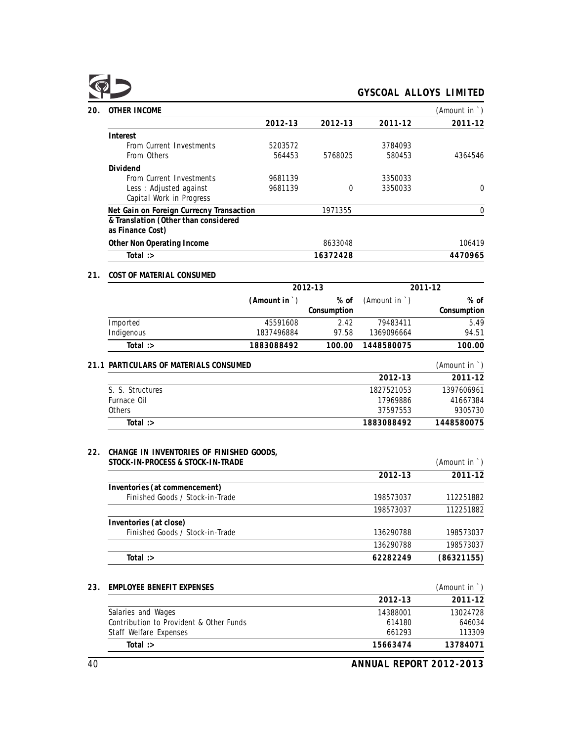## 20. OTHER INCOME

(Amount in `)

| | 2012-13 | 2012-13 | 2011-12 | 2011-12 |
|---|---|---|---|---|
| **Interest** | | | | |
| From Current Investments | 5203572 | | 3784093 | |
| From Others | 564453 | 5768025 | 580453 | 4364546 |
| **Dividend** | | | | |
| From Current Investments | 9681139 | | 3350033 | |
| Less : Adjusted against Capital Work in Progress | 9681139 | 0 | 3350033 | 0 |
| **Net Gain on Foreign Currecny Transaction & Translation (Other than considered as Finance Cost)** | | 1971355 | | 0 |
| **Other Non Operating Income** | | 8633048 | | 106419 |
| **Total :>** | | **16372428** | | **4470965** |

## 21. COST OF MATERIAL CONSUMED

| | 2012-13 | | 2011-12 | |
|---|---|---|---|---|
| | (Amount in `) | % of Consumption | (Amount in `) | % of Consumption |
| Imported | 45591608 | 2.42 | 79483411 | 5.49 |
| Indigenous | 1837496884 | 97.58 | 1369096664 | 94.51 |
| **Total :>** | **1883088492** | **100.00** | **1448580075** | **100.00** |

## 21.1 PARTICULARS OF MATERIALS CONSUMED

(Amount in `)

| | 2012-13 | 2011-12 |
|---|---|---|
| S. S. Structures | 1827521053 | 1397606961 |
| Furnace Oil | 17969886 | 41667384 |
| Others | 37597553 | 9305730 |
| **Total :>** | **1883088492** | **1448580075** |

## 22. CHANGE IN INVENTORIES OF FINISHED GOODS, STOCK-IN-PROCESS & STOCK-IN-TRADE

(Amount in `)

| | 2012-13 | 2011-12 |
|---|---|---|
| **Inventories (at commencement)** | | |
| Finished Goods / Stock-in-Trade | 198573037 | 112251882 |
| | 198573037 | 112251882 |
| **Inventories (at close)** | | |
| Finished Goods / Stock-in-Trade | 136290788 | 198573037 |
| | 136290788 | 198573037 |
| **Total :>** | **62282249** | **(86321155)** |

## 23. EMPLOYEE BENEFIT EXPENSES

(Amount in `)

| | 2012-13 | 2011-12 |
|---|---|---|
| Salaries and Wages | 14388001 | 13024728 |
| Contribution to Provident & Other Funds | 614180 | 646034 |
| Staff Welfare Expenses | 661293 | 113309 |
| **Total :>** | **15663474** | **13784071** |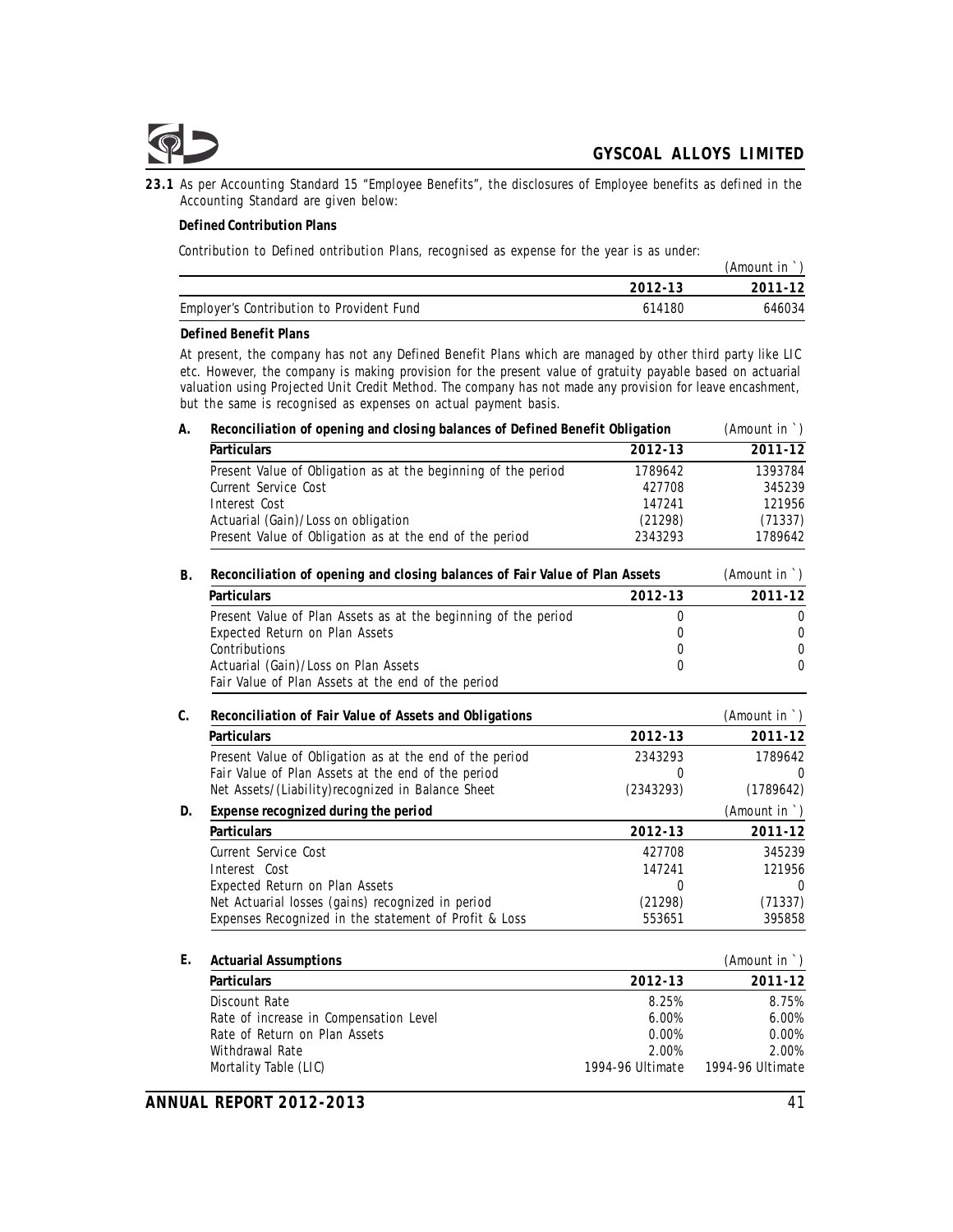**23.1** As per Accounting Standard 15 "Employee Benefits", the disclosures of Employee benefits as defined in the Accounting Standard are given below:

**Defined Contribution Plans**

Contribution to Defined ontribution Plans, recognised as expense for the year is as under:

(Amount in ` )

| | 2012-13 | 2011-12 |
|---|---|---|
| Employer's Contribution to Provident Fund | 614180 | 646034 |

**Defined Benefit Plans**

At present, the company has not any Defined Benefit Plans which are managed by other third party like LIC etc. However, the company is making provision for the present value of gratuity payable based on actuarial valuation using Projected Unit Credit Method. The company has not made any provision for leave encashment, but the same is recognised as expenses on actual payment basis.

**A. Reconciliation of opening and closing balances of Defined Benefit Obligation** (Amount in ` )

| Particulars | 2012-13 | 2011-12 |
|---|---|---|
| Present Value of Obligation as at the beginning of the period | 1789642 | 1393784 |
| Current Service Cost | 427708 | 345239 |
| Interest Cost | 147241 | 121956 |
| Actuarial (Gain)/Loss on obligation | (21298) | (71337) |
| Present Value of Obligation as at the end of the period | 2343293 | 1789642 |

**B. Reconciliation of opening and closing balances of Fair Value of Plan Assets** (Amount in ` )

| Particulars | 2012-13 | 2011-12 |
|---|---|---|
| Present Value of Plan Assets as at the beginning of the period | 0 | 0 |
| Expected Return on Plan Assets | 0 | 0 |
| Contributions | 0 | 0 |
| Actuarial (Gain)/Loss on Plan Assets | 0 | 0 |
| Fair Value of Plan Assets at the end of the period | | |

**C. Reconciliation of Fair Value of Assets and Obligations** (Amount in ` )

| Particulars | 2012-13 | 2011-12 |
|---|---|---|
| Present Value of Obligation as at the end of the period | 2343293 | 1789642 |
| Fair Value of Plan Assets at the end of the period | 0 | 0 |
| Net Assets/(Liability)recognized in Balance Sheet | (2343293) | (1789642) |

**D. Expense recognized during the period** (Amount in ` )

| Particulars | 2012-13 | 2011-12 |
|---|---|---|
| Current Service Cost | 427708 | 345239 |
| Interest Cost | 147241 | 121956 |
| Expected Return on Plan Assets | 0 | 0 |
| Net Actuarial losses (gains) recognized in period | (21298) | (71337) |
| Expenses Recognized in the statement of Profit & Loss | 553651 | 395858 |

**E. Actuarial Assumptions** (Amount in ` )

| Particulars | 2012-13 | 2011-12 |
|---|---|---|
| Discount Rate | 8.25% | 8.75% |
| Rate of increase in Compensation Level | 6.00% | 6.00% |
| Rate of Return on Plan Assets | 0.00% | 0.00% |
| Withdrawal Rate | 2.00% | 2.00% |
| Mortality Table (LIC) | 1994-96 Ultimate | 1994-96 Ultimate |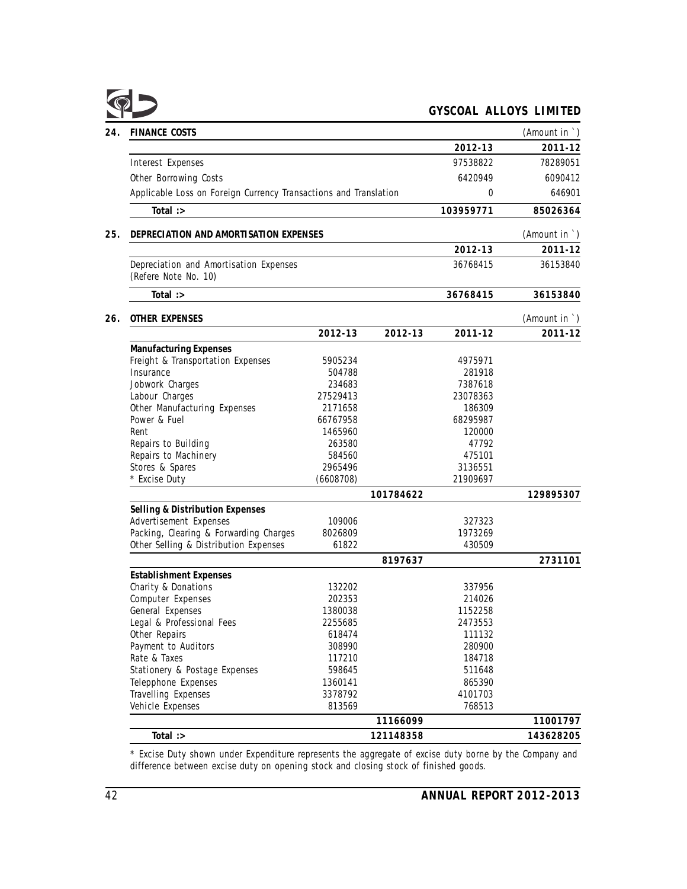## 24. FINANCE COSTS

(Amount in ` )

| | 2012-13 | 2011-12 |
|---|---|---|
| Interest Expenses | 97538822 | 78289051 |
| Other Borrowing Costs | 6420949 | 6090412 |
| Applicable Loss on Foreign Currency Transactions and Translation | 0 | 646901 |
| **Total :>** | **103959771** | **85026364** |

## 25. DEPRECIATION AND AMORTISATION EXPENSES

(Amount in ` )

| | 2012-13 | 2011-12 |
|---|---|---|
| Depreciation and Amortisation Expenses (Refere Note No. 10) | 36768415 | 36153840 |
| **Total :>** | **36768415** | **36153840** |

## 26. OTHER EXPENSES

(Amount in ` )

| | 2012-13 | 2012-13 | 2011-12 | 2011-12 |
|---|---|---|---|---|
| **Manufacturing Expenses** | | | | |
| Freight & Transportation Expenses | 5905234 | | 4975971 | |
| Insurance | 504788 | | 281918 | |
| Jobwork Charges | 234683 | | 7387618 | |
| Labour Charges | 27529413 | | 23078363 | |
| Other Manufacturing Expenses | 2171658 | | 186309 | |
| Power & Fuel | 66767958 | | 68295987 | |
| Rent | 1465960 | | 120000 | |
| Repairs to Building | 263580 | | 47792 | |
| Repairs to Machinery | 584560 | | 475101 | |
| Stores & Spares | 2965496 | | 3136551 | |
| * Excise Duty | (6608708) | | 21909697 | |
| | | **101784622** | | **129895307** |
| **Selling & Distribution Expenses** | | | | |
| Advertisement Expenses | 109006 | | 327323 | |
| Packing, Clearing & Forwarding Charges | 8026809 | | 1973269 | |
| Other Selling & Distribution Expenses | 61822 | | 430509 | |
| | | **8197637** | | **2731101** |
| **Establishment Expenses** | | | | |
| Charity & Donations | 132202 | | 337956 | |
| Computer Expenses | 202353 | | 214026 | |
| General Expenses | 1380038 | | 1152258 | |
| Legal & Professional Fees | 2255685 | | 2473553 | |
| Other Repairs | 618474 | | 111132 | |
| Payment to Auditors | 308990 | | 280900 | |
| Rate & Taxes | 117210 | | 184718 | |
| Stationery & Postage Expenses | 598645 | | 511648 | |
| Telepphone Expenses | 1360141 | | 865390 | |
| Travelling Expenses | 3378792 | | 4101703 | |
| Vehicle Expenses | 813569 | | 768513 | |
| | | **11166099** | | **11001797** |
| **Total :>** | | **121148358** | | **143628205** |

* Excise Duty shown under Expenditure represents the aggregate of excise duty borne by the Company and difference between excise duty on opening stock and closing stock of finished goods.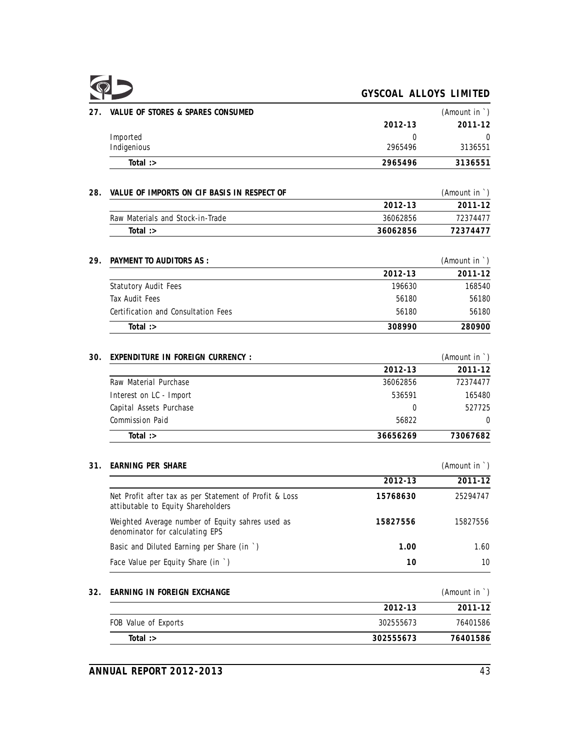## 27. VALUE OF STORES & SPARES CONSUMED

(Amount in `)

| | 2012-13 | 2011-12 |
|---|---|---|
| Imported | 0 | 0 |
| Indigenious | 2965496 | 3136551 |
| **Total :>** | **2965496** | **3136551** |

## 28. VALUE OF IMPORTS ON CIF BASIS IN RESPECT OF

(Amount in `)

| | 2012-13 | 2011-12 |
|---|---|---|
| Raw Materials and Stock-in-Trade | 36062856 | 72374477 |
| **Total :>** | **36062856** | **72374477** |

## 29. PAYMENT TO AUDITORS AS :

(Amount in `)

| | 2012-13 | 2011-12 |
|---|---|---|
| Statutory Audit Fees | 196630 | 168540 |
| Tax Audit Fees | 56180 | 56180 |
| Certification and Consultation Fees | 56180 | 56180 |
| **Total :>** | **308990** | **280900** |

## 30. EXPENDITURE IN FOREIGN CURRENCY :

(Amount in `)

| | 2012-13 | 2011-12 |
|---|---|---|
| Raw Material Purchase | 36062856 | 72374477 |
| Interest on LC - Import | 536591 | 165480 |
| Capital Assets Purchase | 0 | 527725 |
| Commission Paid | 56822 | 0 |
| **Total :>** | **36656269** | **73067682** |

## 31. EARNING PER SHARE

(Amount in `)

| | 2012-13 | 2011-12 |
|---|---|---|
| Net Profit after tax as per Statement of Profit & Loss attibutable to Equity Shareholders | **15768630** | 25294747 |
| Weighted Average number of Equity sahres used as denominator for calculating EPS | **15827556** | 15827556 |
| Basic and Diluted Earning per Share (in `) | **1.00** | 1.60 |
| Face Value per Equity Share (in `) | **10** | 10 |

## 32. EARNING IN FOREIGN EXCHANGE

(Amount in `)

| | 2012-13 | 2011-12 |
|---|---|---|
| FOB Value of Exports | 302555673 | 76401586 |
| **Total :>** | **302555673** | **76401586** |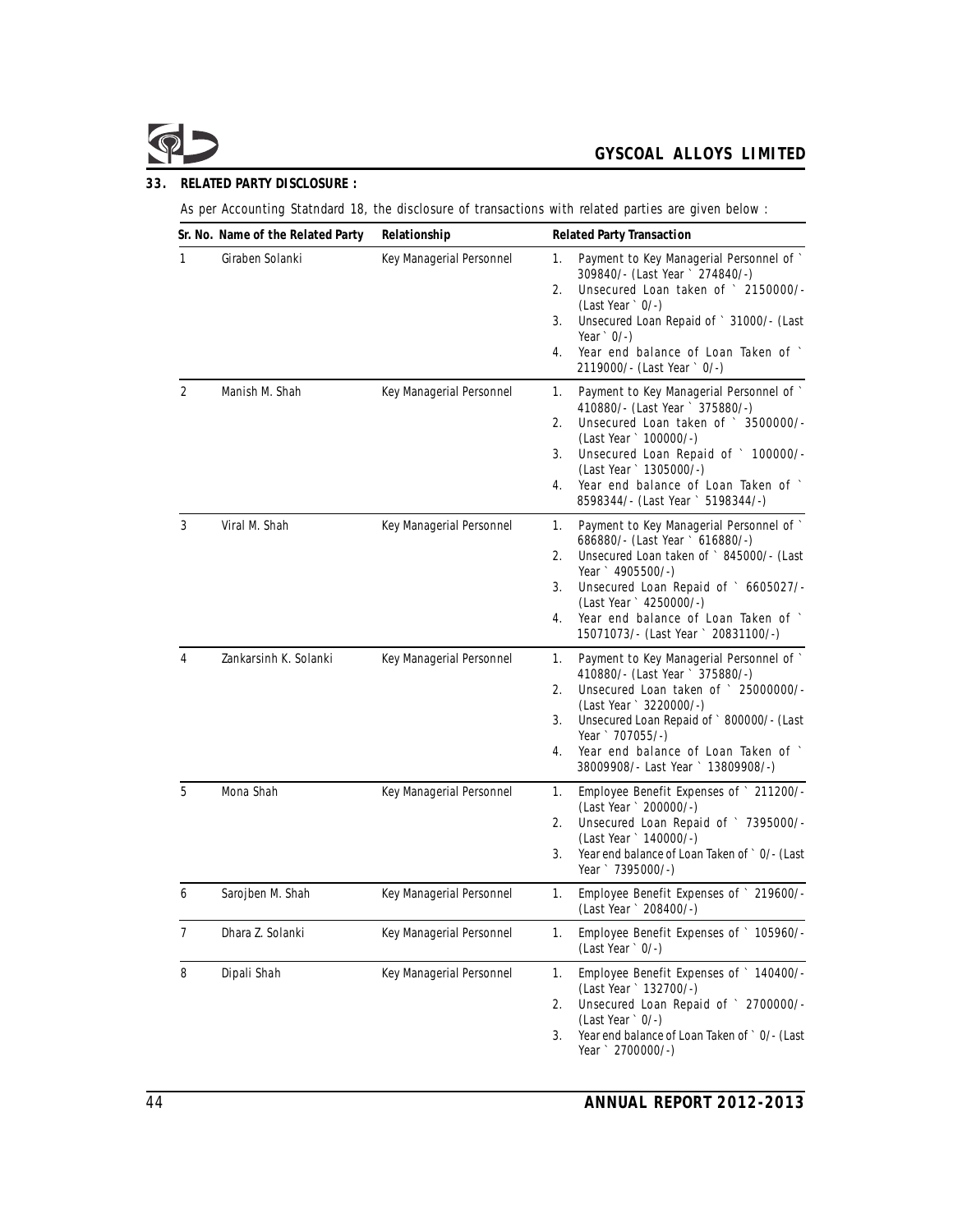## 33. RELATED PARTY DISCLOSURE :

As per Accounting Statndard 18, the disclosure of transactions with related parties are given below :

| Sr. No. | Name of the Related Party | Relationship | Related Party Transaction |
|---|---|---|---|
| 1 | Giraben Solanki | Key Managerial Personnel | 1. Payment to Key Managerial Personnel of ` 309840/- (Last Year ` 274840/-)<br>2. Unsecured Loan taken of ` 2150000/- (Last Year ` 0/-)<br>3. Unsecured Loan Repaid of ` 31000/- (Last Year ` 0/-)<br>4. Year end balance of Loan Taken of ` 2119000/- (Last Year ` 0/-) |
| 2 | Manish M. Shah | Key Managerial Personnel | 1. Payment to Key Managerial Personnel of ` 410880/- (Last Year ` 375880/-)<br>2. Unsecured Loan taken of ` 3500000/- (Last Year ` 100000/-)<br>3. Unsecured Loan Repaid of ` 100000/- (Last Year ` 1305000/-)<br>4. Year end balance of Loan Taken of ` 8598344/- (Last Year ` 5198344/-) |
| 3 | Viral M. Shah | Key Managerial Personnel | 1. Payment to Key Managerial Personnel of ` 686880/- (Last Year ` 616880/-)<br>2. Unsecured Loan taken of ` 845000/- (Last Year ` 4905500/-)<br>3. Unsecured Loan Repaid of ` 6605027/- (Last Year ` 4250000/-)<br>4. Year end balance of Loan Taken of ` 15071073/- (Last Year ` 20831100/-) |
| 4 | Zankarsinh K. Solanki | Key Managerial Personnel | 1. Payment to Key Managerial Personnel of ` 410880/- (Last Year ` 375880/-)<br>2. Unsecured Loan taken of ` 25000000/- (Last Year ` 3220000/-)<br>3. Unsecured Loan Repaid of ` 800000/- (Last Year ` 707055/-)<br>4. Year end balance of Loan Taken of ` 38009908/- Last Year ` 13809908/-) |
| 5 | Mona Shah | Key Managerial Personnel | 1. Employee Benefit Expenses of ` 211200/- (Last Year ` 200000/-)<br>2. Unsecured Loan Repaid of ` 7395000/- (Last Year ` 140000/-)<br>3. Year end balance of Loan Taken of ` 0/- (Last Year ` 7395000/-) |
| 6 | Sarojben M. Shah | Key Managerial Personnel | 1. Employee Benefit Expenses of ` 219600/- (Last Year ` 208400/-) |
| 7 | Dhara Z. Solanki | Key Managerial Personnel | 1. Employee Benefit Expenses of ` 105960/- (Last Year ` 0/-) |
| 8 | Dipali Shah | Key Managerial Personnel | 1. Employee Benefit Expenses of ` 140400/- (Last Year ` 132700/-)<br>2. Unsecured Loan Repaid of ` 2700000/- (Last Year ` 0/-)<br>3. Year end balance of Loan Taken of ` 0/- (Last Year ` 2700000/-) |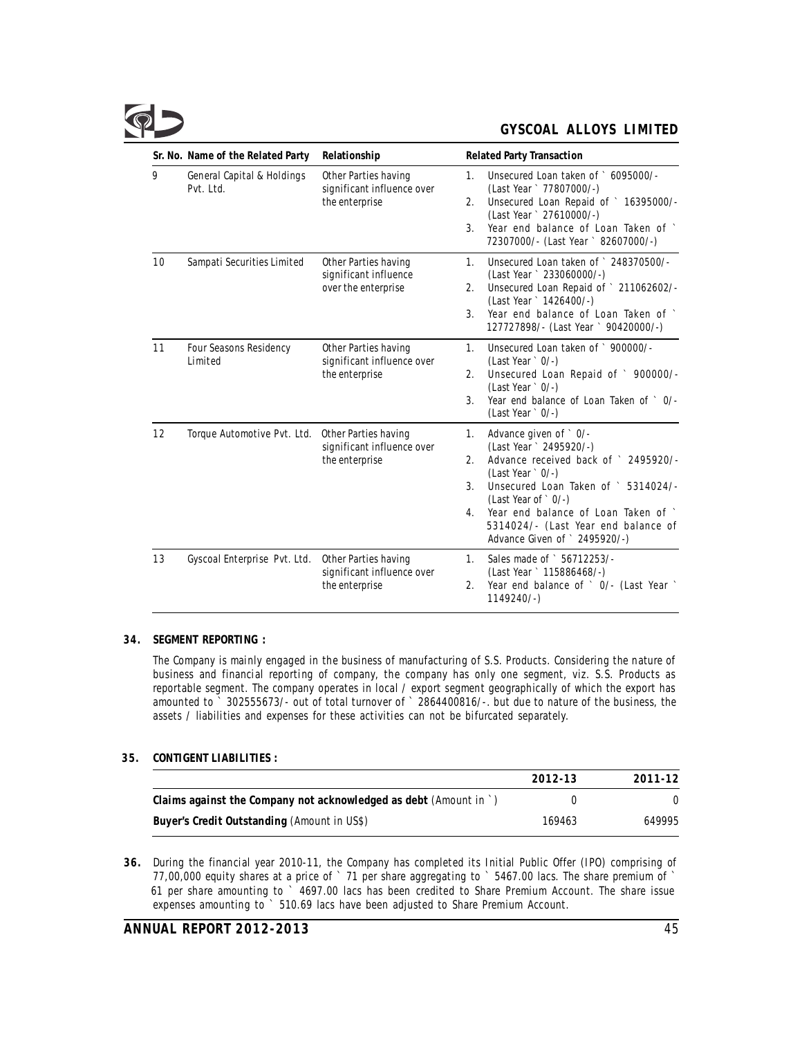| Sr. No. | Name of the Related Party | Relationship | Related Party Transaction |
|---|---|---|---|
| 9 | General Capital & Holdings Pvt. Ltd. | Other Parties having significant influence over the enterprise | 1. Unsecured Loan taken of ` 6095000/- (Last Year ` 77807000/-)<br>2. Unsecured Loan Repaid of ` 16395000/- (Last Year ` 27610000/-)<br>3. Year end balance of Loan Taken of ` 72307000/- (Last Year ` 82607000/-) |
| 10 | Sampati Securities Limited | Other Parties having significant influence over the enterprise | 1. Unsecured Loan taken of ` 248370500/- (Last Year ` 233060000/-)<br>2. Unsecured Loan Repaid of ` 211062602/- (Last Year ` 1426400/-)<br>3. Year end balance of Loan Taken of ` 127727898/- (Last Year ` 90420000/-) |
| 11 | Four Seasons Residency Limited | Other Parties having significant influence over the enterprise | 1. Unsecured Loan taken of ` 900000/- (Last Year ` 0/-)<br>2. Unsecured Loan Repaid of ` 900000/- (Last Year ` 0/-)<br>3. Year end balance of Loan Taken of ` 0/- (Last Year ` 0/-) |
| 12 | Torque Automotive Pvt. Ltd. | Other Parties having significant influence over the enterprise | 1. Advance given of ` 0/- (Last Year ` 2495920/-)<br>2. Advance received back of ` 2495920/- (Last Year ` 0/-)<br>3. Unsecured Loan Taken of ` 5314024/- (Last Year of ` 0/-)<br>4. Year end balance of Loan Taken of ` 5314024/- (Last Year end balance of Advance Given of ` 2495920/-) |
| 13 | Gyscoal Enterprise Pvt. Ltd. | Other Parties having significant influence over the enterprise | 1. Sales made of ` 56712253/- (Last Year ` 115886468/-)<br>2. Year end balance of ` 0/- (Last Year ` 1149240/-) |

**34. SEGMENT REPORTING :**

The Company is mainly engaged in the business of manufacturing of S.S. Products. Considering the nature of business and financial reporting of company, the company has only one segment, viz. S.S. Products as reportable segment. The company operates in local / export segment geographically of which the export has amounted to ` 302555673/- out of total turnover of ` 2864400816/-. but due to nature of the business, the assets / liabilities and expenses for these activities can not be bifurcated separately.

**35. CONTIGENT LIABILITIES :**

| | 2012-13 | 2011-12 |
|---|---|---|
| **Claims against the Company not acknowledged as debt** (Amount in `) | 0 | 0 |
| **Buyer's Credit Outstanding** (Amount in US$) | 169463 | 649995 |

**36.** During the financial year 2010-11, the Company has completed its Initial Public Offer (IPO) comprising of 77,00,000 equity shares at a price of ` 71 per share aggregating to ` 5467.00 lacs. The share premium of ` 61 per share amounting to ` 4697.00 lacs has been credited to Share Premium Account. The share issue expenses amounting to ` 510.69 lacs have been adjusted to Share Premium Account.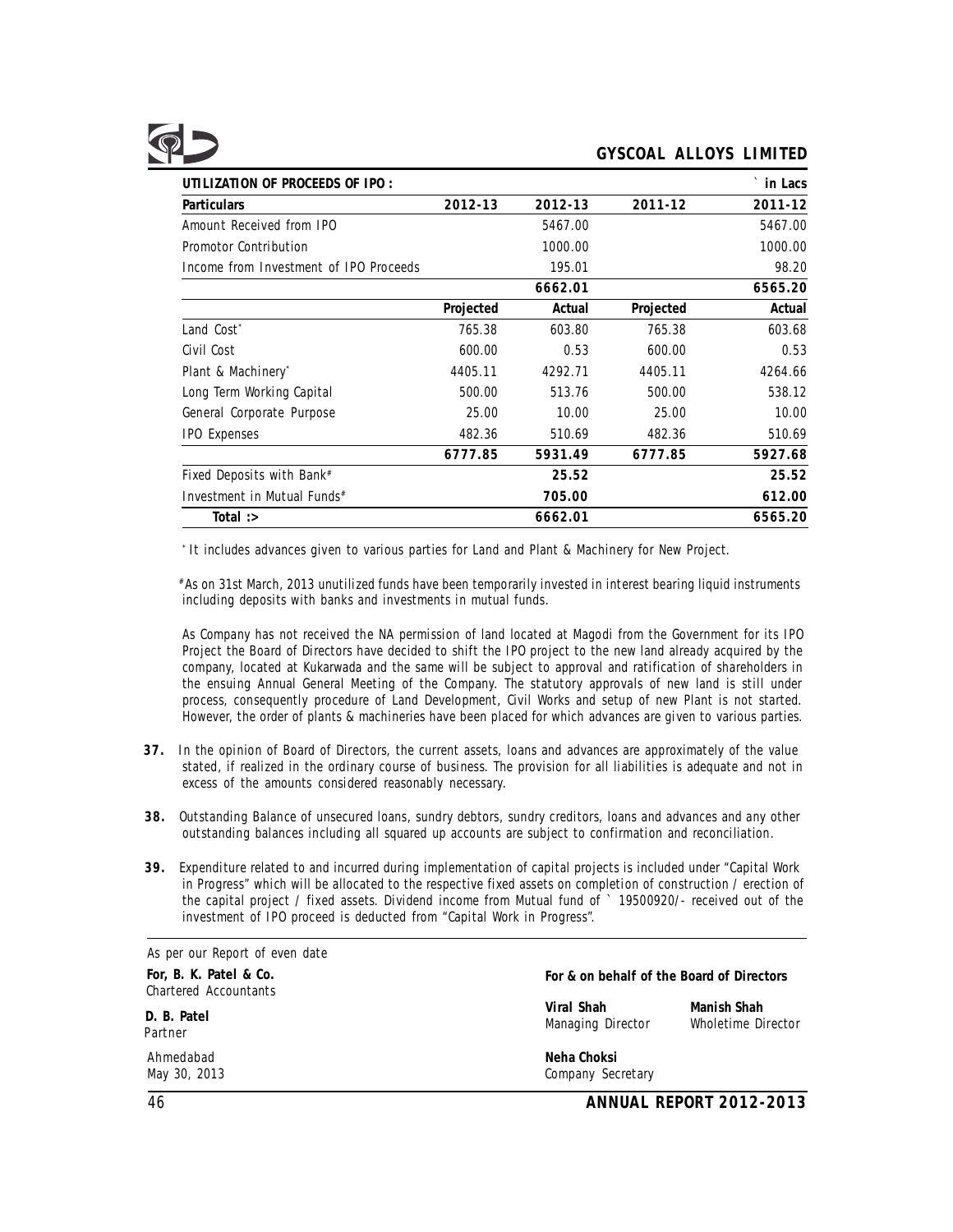**UTILIZATION OF PROCEEDS OF IPO :**

| Particulars | 2012-13 | 2012-13 | 2011-12 | ` in Lacs 2011-12 |
|---|---|---|---|---|
| Amount Received from IPO | | 5467.00 | | 5467.00 |
| Promotor Contribution | | 1000.00 | | 1000.00 |
| Income from Investment of IPO Proceeds | | 195.01 | | 98.20 |
| | | **6662.01** | | **6565.20** |
| | **Projected** | **Actual** | **Projected** | **Actual** |
| Land Cost* | 765.38 | 603.80 | 765.38 | 603.68 |
| Civil Cost | 600.00 | 0.53 | 600.00 | 0.53 |
| Plant & Machinery* | 4405.11 | 4292.71 | 4405.11 | 4264.66 |
| Long Term Working Capital | 500.00 | 513.76 | 500.00 | 538.12 |
| General Corporate Purpose | 25.00 | 10.00 | 25.00 | 10.00 |
| IPO Expenses | 482.36 | 510.69 | 482.36 | 510.69 |
| | **6777.85** | **5931.49** | **6777.85** | **5927.68** |
| Fixed Deposits with Bank# | | **25.52** | | **25.52** |
| Investment in Mutual Funds# | | **705.00** | | **612.00** |
| **Total :>** | | **6662.01** | | **6565.20** |

* It includes advances given to various parties for Land and Plant & Machinery for New Project.

# As on 31st March, 2013 unutilized funds have been temporarily invested in interest bearing liquid instruments including deposits with banks and investments in mutual funds.

As Company has not received the NA permission of land located at Magodi from the Government for its IPO Project the Board of Directors have decided to shift the IPO project to the new land already acquired by the company, located at Kukarwada and the same will be subject to approval and ratification of shareholders in the ensuing Annual General Meeting of the Company. The statutory approvals of new land is still under process, consequently procedure of Land Development, Civil Works and setup of new Plant is not started. However, the order of plants & machineries have been placed for which advances are given to various parties.

**37.** In the opinion of Board of Directors, the current assets, loans and advances are approximately of the value stated, if realized in the ordinary course of business. The provision for all liabilities is adequate and not in excess of the amounts considered reasonably necessary.

**38.** Outstanding Balance of unsecured loans, sundry debtors, sundry creditors, loans and advances and any other outstanding balances including all squared up accounts are subject to confirmation and reconciliation.

**39.** Expenditure related to and incurred during implementation of capital projects is included under "Capital Work in Progress" which will be allocated to the respective fixed assets on completion of construction / erection of the capital project / fixed assets. Dividend income from Mutual fund of ` 19500920/- received out of the investment of IPO proceed is deducted from "Capital Work in Progress".

As per our Report of even date

**For, B. K. Patel & Co.**
Chartered Accountants

**D. B. Patel**
Partner

Ahmedabad
May 30, 2013

**For & on behalf of the Board of Directors**

**Viral Shah**
Managing Director

**Manish Shah**
Wholetime Director

**Neha Choksi**
Company Secretary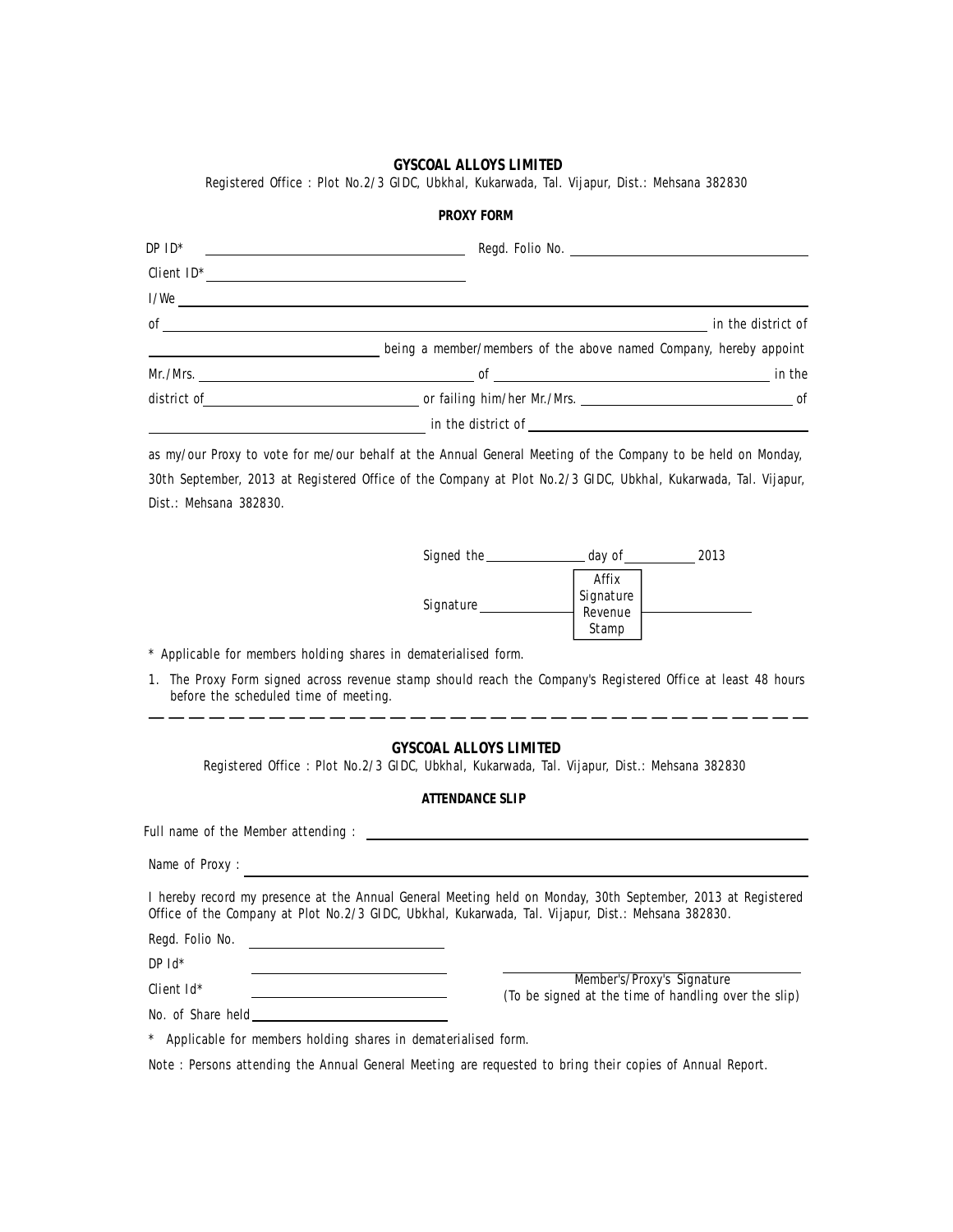**GYSCOAL ALLOYS LIMITED**

Registered Office : Plot No.2/3 GIDC, Ubkhal, Kukarwada, Tal. Vijapur, Dist.: Mehsana 382830

**PROXY FORM**

DP ID* ______________________ Regd. Folio No. ______________________

Client ID* ______________________

I/We ____________________________________________

of ____________________________________________ in the district of

______________________ being a member/members of the above named Company, hereby appoint

Mr./Mrs. ______________________ of ______________________ in the

district of ______________________ or failing him/her Mr./Mrs. ______________________ of

______________________ in the district of ______________________

as my/our Proxy to vote for me/our behalf at the Annual General Meeting of the Company to be held on Monday, 30th September, 2013 at Registered Office of the Company at Plot No.2/3 GIDC, Ubkhal, Kukarwada, Tal. Vijapur, Dist.: Mehsana 382830.

Signed the ____________ day of __________ 2013

Signature ____________ [Affix Signature Revenue Stamp] ____________

* Applicable for members holding shares in dematerialised form.

1. The Proxy Form signed across revenue stamp should reach the Company's Registered Office at least 48 hours before the scheduled time of meeting.

---

**GYSCOAL ALLOYS LIMITED**

Registered Office : Plot No.2/3 GIDC, Ubkhal, Kukarwada, Tal. Vijapur, Dist.: Mehsana 382830

**ATTENDANCE SLIP**

Full name of the Member attending : ______________________

Name of Proxy : ______________________

I hereby record my presence at the Annual General Meeting held on Monday, 30th September, 2013 at Registered Office of the Company at Plot No.2/3 GIDC, Ubkhal, Kukarwada, Tal. Vijapur, Dist.: Mehsana 382830.

Regd. Folio No. ______________________

DP Id* ______________________

Client Id* ______________________

No. of Share held ______________________

______________________
Member's/Proxy's Signature
(To be signed at the time of handling over the slip)

* Applicable for members holding shares in dematerialised form.

Note : Persons attending the Annual General Meeting are requested to bring their copies of Annual Report.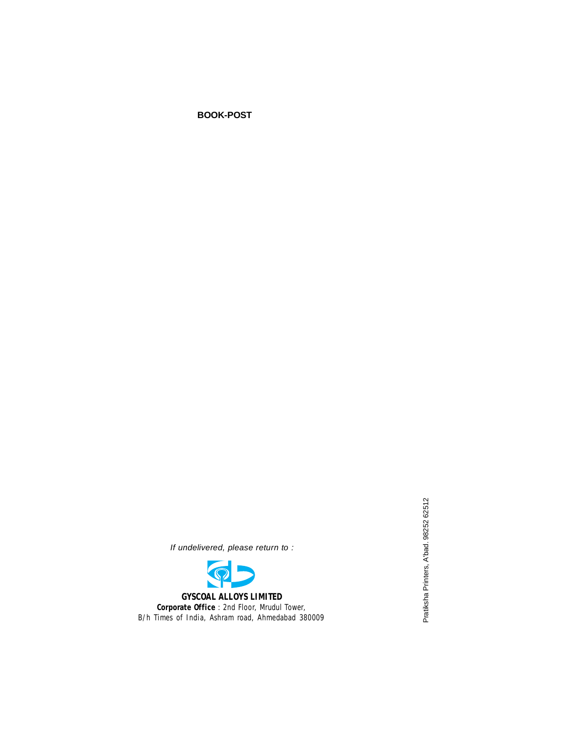**BOOK-POST**

*If undelivered, please return to :*

**GYSCOAL ALLOYS LIMITED**

**Corporate Office** : 2nd Floor, Mrudul Tower,
B/h Times of India, Ashram road, Ahmedabad 380009

Pratiksha Printers, A'bad. 98252 62512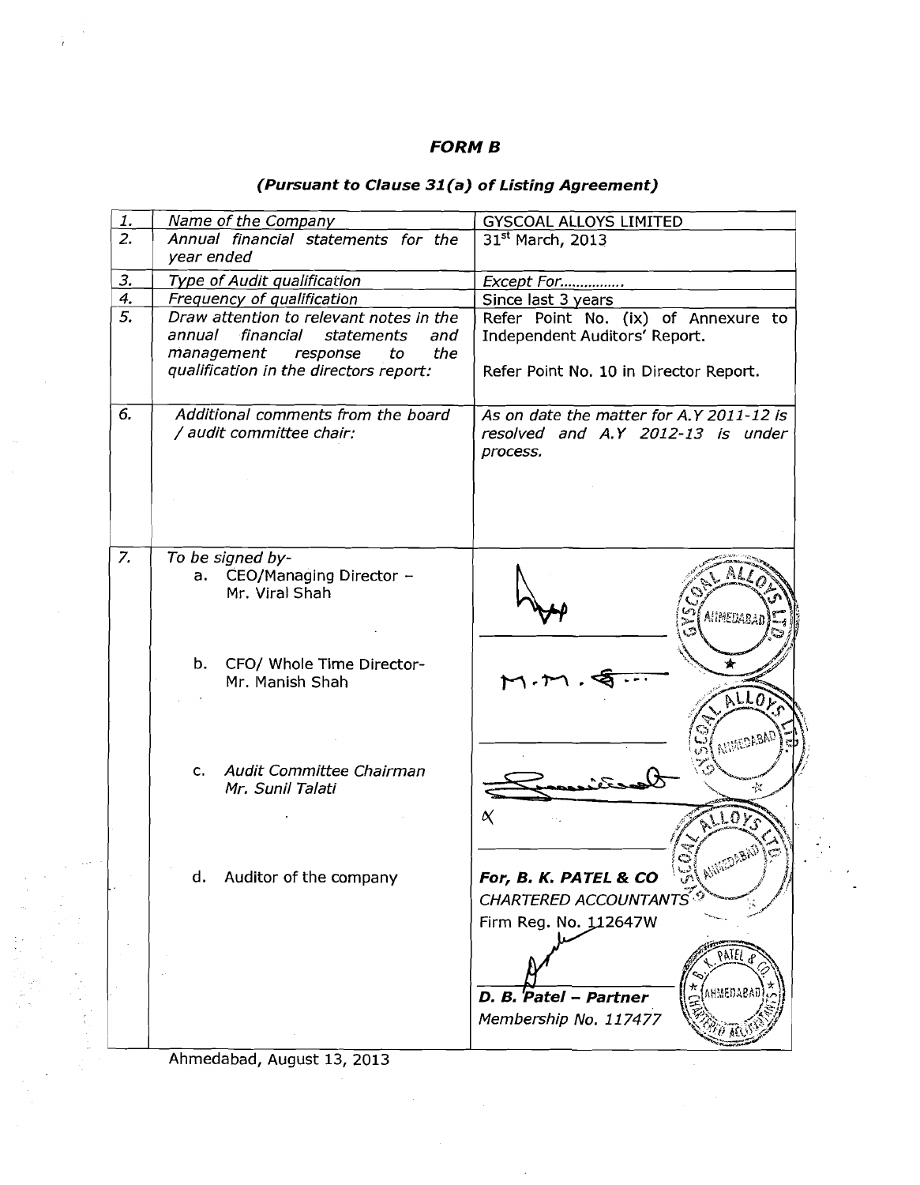# *FORM B*

## *(Pursuant to Clause 31(a) of Listing Agreement)*

| | | |
|---|---|---|
| *1.* | *Name of the Company* | GYSCOAL ALLOYS LIMITED |
| *2.* | *Annual financial statements for the year ended* | 31st March, 2013 |
| *3.* | *Type of Audit qualification* | *Except For…………….* |
| *4.* | *Frequency of qualification* | Since last 3 years |
| *5.* | *Draw attention to relevant notes in the annual financial statements and management response to the qualification in the directors report:* | Refer Point No. (ix) of Annexure to Independent Auditors' Report.<br><br>Refer Point No. 10 in Director Report. |
| *6.* | *Additional comments from the board / audit committee chair:* | *As on date the matter for A.Y 2011-12 is resolved and A.Y 2012-13 is under process.* |
| *7.* | *To be signed by-*<br>a. CEO/Managing Director – Mr. Viral Shah<br><br>b. CFO/ Whole Time Director- Mr. Manish Shah<br><br>c. *Audit Committee Chairman Mr. Sunil Talati*<br><br>d. Auditor of the company | <br><br><br><br><br><br><br>***For, B. K. PATEL & CO***<br>*CHARTERED ACCOUNTANTS*<br>Firm Reg. No. 112647W<br><br>***D. B. Patel – Partner***<br>*Membership No. 117477* |

Ahmedabad, August 13, 2013